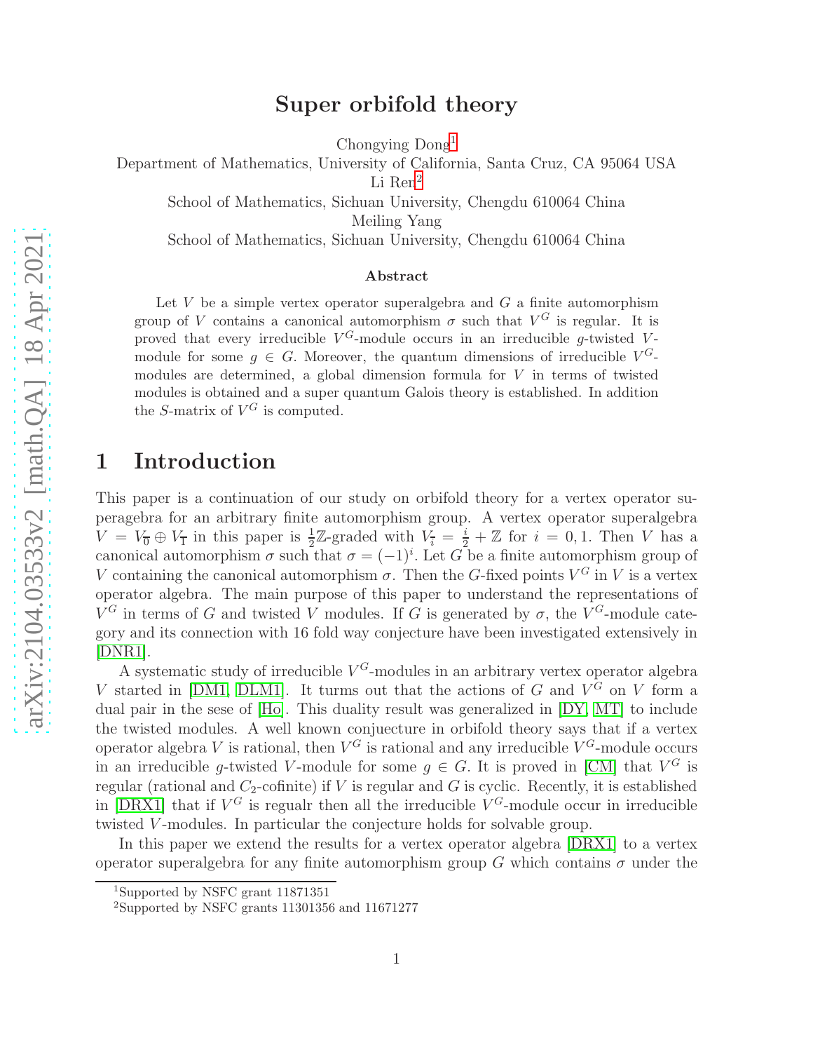# Super orbifold theory

Chongying Dong[1]

Department of Mathematics, University of California, Santa Cruz, CA 95064 USA

Li Ren[2]

School of Mathematics, Sichuan University, Chengdu 610064 China

Meiling Yang

School of Mathematics, Sichuan University, Chengdu 610064 China

### Abstract

Let $V$ be a simple vertex operator superalgebra and $G$ a finite automorphism group of $V$ contains a canonical automorphism $\sigma$ such that $V^G$ is regular. It is proved that every irreducible $V^G$-module occurs in an irreducible $g$-twisted $V$-module for some $g \in G$. Moreover, the quantum dimensions of irreducible $V^G$-modules are determined, a global dimension formula for $V$ in terms of twisted modules is obtained and a super quantum Galois theory is established. In addition the $S$-matrix of $V^G$ is computed.

## 1 Introduction

This paper is a continuation of our study on orbifold theory for a vertex operator superagebra for an arbitrary finite automorphism group. A vertex operator superalgebra $V = V_{\bar{0}} \oplus V_{\bar{1}}$ in this paper is $\frac{1}{2}\mathbb{Z}$-graded with $V_{\bar{i}} = \frac{i}{2} + \mathbb{Z}$ for $i = 0, 1$. Then $V$ has a canonical automorphism $\sigma$ such that $\sigma = (-1)^i$. Let $G$ be a finite automorphism group of $V$ containing the canonical automorphism $\sigma$. Then the $G$-fixed points $V^G$ in $V$ is a vertex operator algebra. The main purpose of this paper to understand the representations of $V^G$ in terms of $G$ and twisted $V$ modules. If $G$ is generated by $\sigma$, the $V^G$-module category and its connection with 16 fold way conjecture have been investigated extensively in [DNR1].

A systematic study of irreducible $V^G$-modules in an arbitrary vertex operator algebra $V$ started in [DM1, DLM1]. It turns out that the actions of $G$ and $V^G$ on $V$ form a dual pair in the sese of [Ho]. This duality result was generalized in [DY, MT] to include the twisted modules. A well known conjuecture in orbifold theory says that if a vertex operator algebra $V$ is rational, then $V^G$ is rational and any irreducible $V^G$-module occurs in an irreducible $g$-twisted $V$-module for some $g \in G$. It is proved in [CM] that $V^G$ is regular (rational and $C_2$-cofinite) if $V$ is regular and $G$ is cyclic. Recently, it is established in [DRX1] that if $V^G$ is regualr then all the irreducible $V^G$-module occur in irreducible twisted $V$-modules. In particular the conjecture holds for solvable group.

In this paper we extend the results for a vertex operator algebra [DRX1] to a vertex operator superalgebra for any finite automorphism group $G$ which contains $\sigma$ under the

[1]Supported by NSFC grant 11871351

[2]Supported by NSFC grants 11301356 and 11671277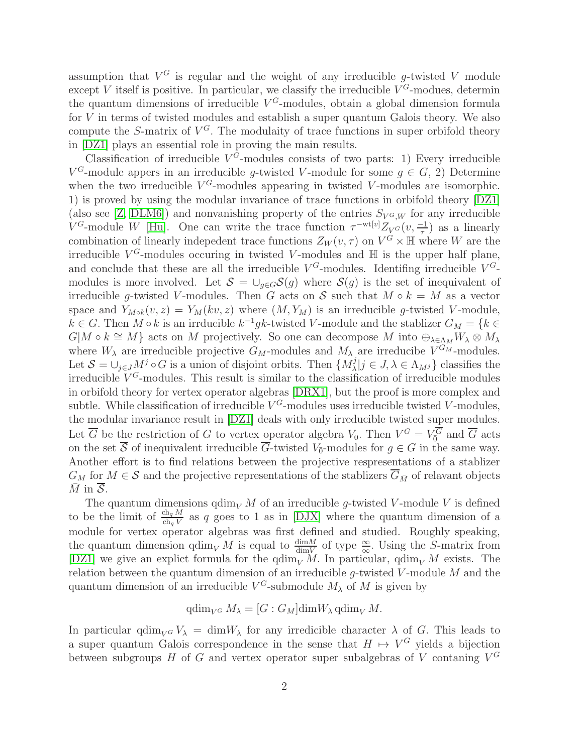assumption that $V^G$ is regular and the weight of any irreducible $g$-twisted $V$ module except $V$ itself is positive. In particular, we classify the irreducible $V^G$-modues, determin the quantum dimensions of irreducible $V^G$-modules, obtain a global dimension formula for $V$ in terms of twisted modules and establish a super quantum Galois theory. We also compute the $S$-matrix of $V^G$. The modulaity of trace functions in super orbifold theory in [DZ1] plays an essential role in proving the main results.

Classification of irreducible $V^G$-modules consists of two parts: 1) Every irreducible $V^G$-module appers in an irreducible $g$-twisted $V$-module for some $g \in G$, 2) Determine when the two irreducible $V^G$-modules appearing in twisted $V$-modules are isomorphic. 1) is proved by using the modular invariance of trace functions in orbifold theory [DZ1] (also see [Z, DLM6]) and nonvanishing property of the entries $S_{V^G,W}$ for any irreducible $V^G$-module $W$ [Hu]. One can write the trace function $\tau^{-\mathrm{wt}[v]} Z_{V^G}(v, \frac{-1}{\tau})$ as a linearly combination of linearly indepedent trace functions $Z_W(v,\tau)$ on $V^G \times \mathbb{H}$ where $W$ are the irreducible $V^G$-modules occuring in twisted $V$-modules and $\mathbb{H}$ is the upper half plane, and conclude that these are all the irreducible $V^G$-modules. Identifing irreducible $V^G$-modules is more involved. Let $\mathcal{S} = \cup_{g\in G}\mathcal{S}(g)$ where $\mathcal{S}(g)$ is the set of inequivalent of irreducible $g$-twisted $V$-modules. Then $G$ acts on $\mathcal{S}$ such that $M \circ k = M$ as a vector space and $Y_{M\circ k}(v,z) = Y_M(kv,z)$ where $(M, Y_M)$ is an irreducible $g$-twisted $V$-module, $k \in G$. Then $M \circ k$ is an irrducible $k^{-1}gk$-twisted $V$-module and the stablizer $G_M = \{k \in G | M \circ k \cong M\}$ acts on $M$ projectively. So one can decompose $M$ into $\oplus_{\lambda\in\Lambda_M} W_\lambda \otimes M_\lambda$ where $W_\lambda$ are irreducible projective $G_M$-modules and $M_\lambda$ are irreducibe $V^{G_M}$-modules. Let $\mathcal{S} = \cup_{j\in J} M^j \circ G$ is a union of disjoint orbits. Then $\{M^j_\lambda | j \in J, \lambda \in \Lambda_{M^j}\}$ classifies the irreducible $V^G$-modules. This result is similar to the classification of irreducible modules in orbifold theory for vertex operator algebras [DRX1], but the proof is more complex and subtle. While classification of irreducible $V^G$-modules uses irreducible twisted $V$-modules, the modular invariance result in [DZ1] deals with only irreducible twisted super modules. Let $\overline{G}$ be the restriction of $G$ to vertex operator algebra $V_{\bar{0}}$. Then $V^G = V_{\bar{0}}^{\overline{G}}$ and $\overline{G}$ acts on the set $\overline{\mathcal{S}}$ of inequivalent irreducible $\overline{G}$-twisted $V_{\bar{0}}$-modules for $g \in G$ in the same way. Another effort is to find relations between the projective respresentations of a stablizer $G_M$ for $M \in \mathcal{S}$ and the projective representations of the stablizers $\overline{G}_{\bar{M}}$ of relavant objects $\bar{M}$ in $\overline{\mathcal{S}}$.

The quantum dimensions $\mathrm{qdim}_V M$ of an irreducible $g$-twisted $V$-module $V$ is defined to be the limit of $\frac{\mathrm{ch}_q M}{\mathrm{ch}_q V}$ as $q$ goes to 1 as in [DJX] where the quantum dimension of a module for vertex operator algebras was first defined and studied. Roughly speaking, the quantum dimension $\mathrm{qdim}_V M$ is equal to $\frac{\mathrm{dim} M}{\mathrm{dim} V}$ of type $\frac{\infty}{\infty}$. Using the $S$-matrix from [DZ1] we give an explict formula for the $\mathrm{qdim}_V M$. In particular, $\mathrm{qdim}_V M$ exists. The relation between the quantum dimension of an irreducible $g$-twisted $V$-module $M$ and the quantum dimension of an irreducible $V^G$-submodule $M_\lambda$ of $M$ is given by

$$\mathrm{qdim}_{V^G} M_\lambda = [G : G_M] \mathrm{dim} W_\lambda \, \mathrm{qdim}_V M.$$

In particular $\mathrm{qdim}_{V^G} V_\lambda = \mathrm{dim} W_\lambda$ for any irredicible character $\lambda$ of $G$. This leads to a super quantum Galois correspondence in the sense that $H \mapsto V^G$ yields a bijection between subgroups $H$ of $G$ and vertex operator super subalgebras of $V$ contaning $V^G$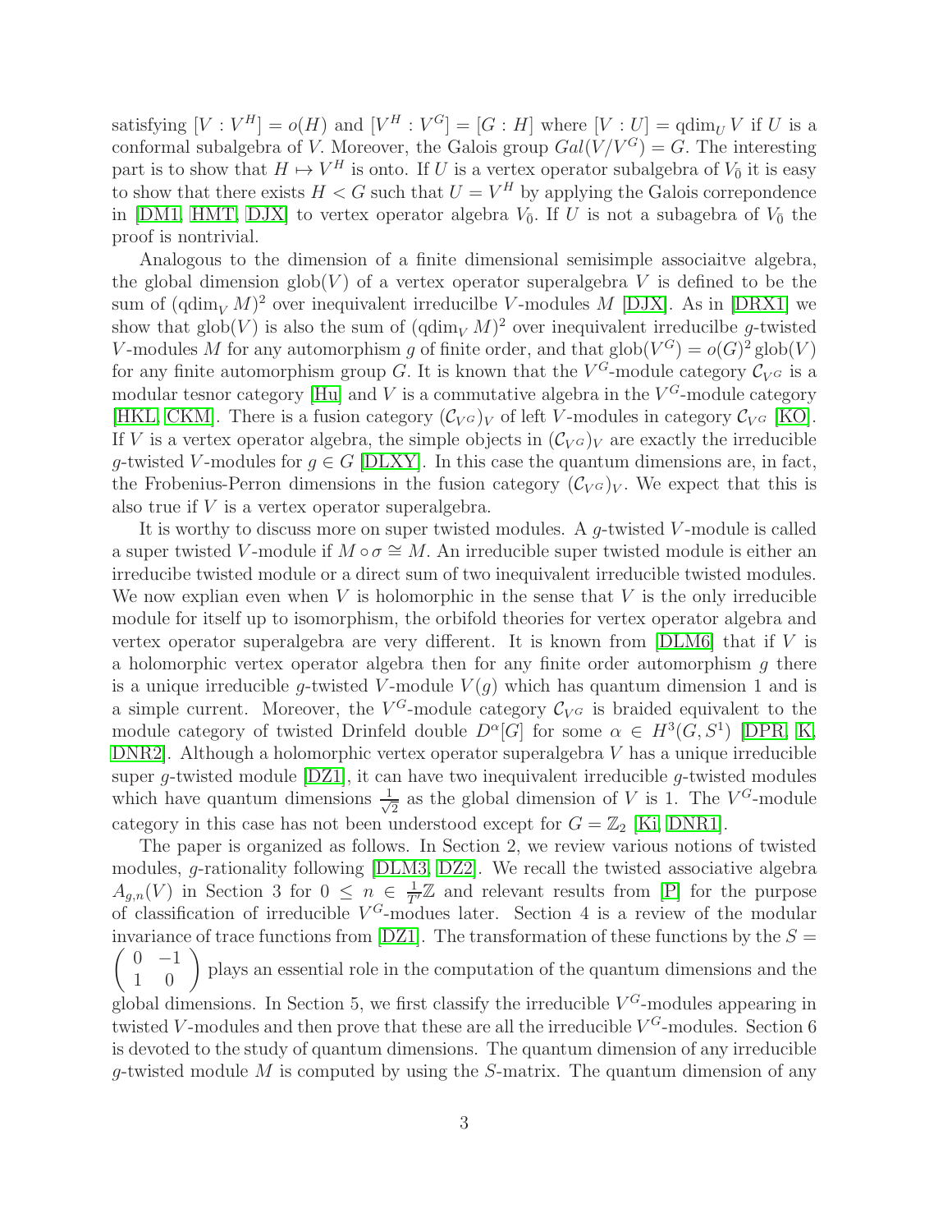satisfying $[V : V^H] = o(H)$ and $[V^H : V^G] = [G : H]$ where $[V : U] = \mathrm{qdim}_U V$ if $U$ is a conformal subalgebra of $V$. Moreover, the Galois group $Gal(V/V^G) = G$. The interesting part is to show that $H \mapsto V^H$ is onto. If $U$ is a vertex operator subalgebra of $V_{\bar{0}}$ it is easy to show that there exists $H < G$ such that $U = V^H$ by applying the Galois correpondence in [DM1, HMT, DJX] to vertex operator algebra $V_{\bar{0}}$. If $U$ is not a subagebra of $V_{\bar{0}}$ the proof is nontrivial.

Analogous to the dimension of a finite dimensional semisimple associaitve algebra, the global dimension $\mathrm{glob}(V)$ of a vertex operator superalgebra $V$ is defined to be the sum of $(\mathrm{qdim}_V M)^2$ over inequivalent irreducilbe $V$-modules $M$ [DJX]. As in [DRX1] we show that $\mathrm{glob}(V)$ is also the sum of $(\mathrm{qdim}_V M)^2$ over inequivalent irreducilbe $g$-twisted $V$-modules $M$ for any automorphism $g$ of finite order, and that $\mathrm{glob}(V^G) = o(G)^2 \,\mathrm{glob}(V)$ for any finite automorphism group $G$. It is known that the $V^G$-module category $\mathcal{C}_{V^G}$ is a modular tesnor category [Hu] and $V$ is a commutative algebra in the $V^G$-module category [HKL, CKM]. There is a fusion category $(\mathcal{C}_{V^G})_V$ of left $V$-modules in category $\mathcal{C}_{V^G}$ [KO]. If $V$ is a vertex operator algebra, the simple objects in $(\mathcal{C}_{V^G})_V$ are exactly the irreducible $g$-twisted $V$-modules for $g \in G$ [DLXY]. In this case the quantum dimensions are, in fact, the Frobenius-Perron dimensions in the fusion category $(\mathcal{C}_{V^G})_V$. We expect that this is also true if $V$ is a vertex operator superalgebra.

It is worthy to discuss more on super twisted modules. A $g$-twisted $V$-module is called a super twisted $V$-module if $M \circ \sigma \cong M$. An irreducible super twisted module is either an irreducibe twisted module or a direct sum of two inequivalent irreducible twisted modules. We now explian even when $V$ is holomorphic in the sense that $V$ is the only irreducible module for itself up to isomorphism, the orbifold theories for vertex operator algebra and vertex operator superalgebra are very different. It is known from [DLM6] that if $V$ is a holomorphic vertex operator algebra then for any finite order automorphism $g$ there is a unique irreducible $g$-twisted $V$-module $V(g)$ which has quantum dimension 1 and is a simple current. Moreover, the $V^G$-module category $\mathcal{C}_{V^G}$ is braided equivalent to the module category of twisted Drinfeld double $D^{\alpha}[G]$ for some $\alpha \in H^3(G, S^1)$ [DPR, K, DNR2]. Although a holomorphic vertex operator superalgebra $V$ has a unique irreducible super $g$-twisted module [DZ1], it can have two inequivalent irreducible $g$-twisted modules which have quantum dimensions $\frac{1}{\sqrt{2}}$ as the global dimension of $V$ is 1. The $V^G$-module category in this case has not been understood except for $G = \mathbb{Z}_2$ [Ki, DNR1].

The paper is organized as follows. In Section 2, we review various notions of twisted modules, $g$-rationality following [DLM3, DZ2]. We recall the twisted associative algebra $A_{g,n}(V)$ in Section 3 for $0 \le n \in \frac{1}{T'}\mathbb{Z}$ and relevant results from [P] for the purpose of classification of irreducible $V^G$-modues later. Section 4 is a review of the modular invariance of trace functions from [DZ1]. The transformation of these functions by the $S = \begin{pmatrix} 0 & -1 \\ 1 & 0 \end{pmatrix}$ plays an essential role in the computation of the quantum dimensions and the global dimensions. In Section 5, we first classify the irreducible $V^G$-modules appearing in twisted $V$-modules and then prove that these are all the irreducible $V^G$-modules. Section 6 is devoted to the study of quantum dimensions. The quantum dimension of any irreducible $g$-twisted module $M$ is computed by using the $S$-matrix. The quantum dimension of any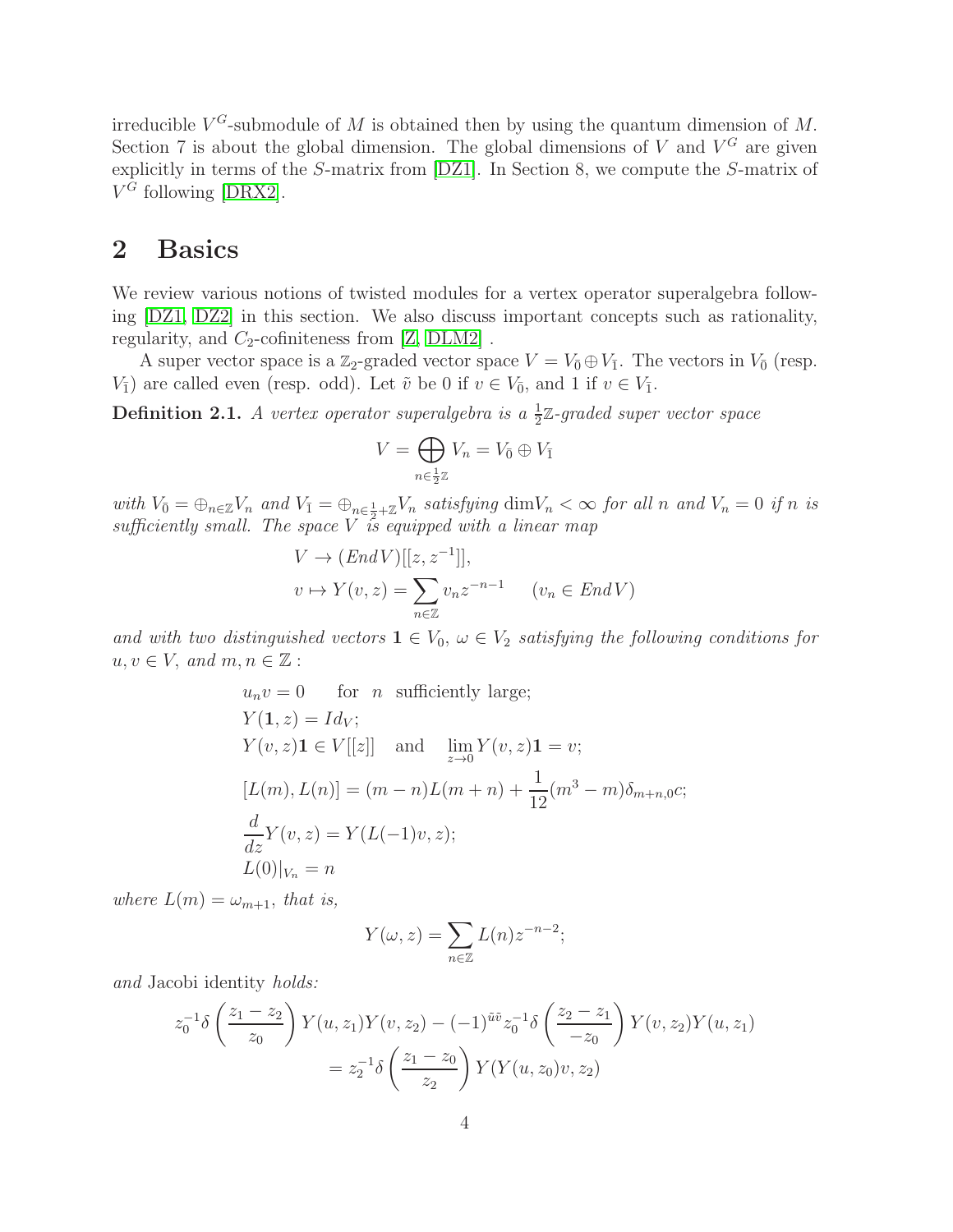irreducible $V^G$-submodule of $M$ is obtained then by using the quantum dimension of $M$. Section 7 is about the global dimension. The global dimensions of $V$ and $V^G$ are given explicitly in terms of the $S$-matrix from [DZ1]. In Section 8, we compute the $S$-matrix of $V^G$ following [DRX2].

## 2 Basics

We review various notions of twisted modules for a vertex operator superalgebra following [DZ1, DZ2] in this section. We also discuss important concepts such as rationality, regularity, and $C_2$-cofiniteness from [Z, DLM2] .

A super vector space is a $\mathbb{Z}_2$-graded vector space $V = V_{\bar{0}} \oplus V_{\bar{1}}$. The vectors in $V_{\bar{0}}$ (resp. $V_{\bar{1}}$) are called even (resp. odd). Let $\tilde{v}$ be 0 if $v \in V_{\bar{0}}$, and 1 if $v \in V_{\bar{1}}$.

**Definition 2.1.** *A vertex operator superalgebra is a $\frac{1}{2}\mathbb{Z}$-graded super vector space*

$$V = \bigoplus_{n \in \frac{1}{2}\mathbb{Z}} V_n = V_{\bar{0}} \oplus V_{\bar{1}}$$

*with $V_{\bar{0}} = \oplus_{n \in \mathbb{Z}} V_n$ and $V_{\bar{1}} = \oplus_{n \in \frac{1}{2}+\mathbb{Z}} V_n$ satisfying $\dim V_n < \infty$ for all $n$ and $V_n = 0$ if $n$ is sufficiently small. The space $V$ is equipped with a linear map*

$$V \to (End\,V)[[z, z^{-1}]],$$
$$v \mapsto Y(v, z) = \sum_{n \in \mathbb{Z}} v_n z^{-n-1} \qquad (v_n \in End\,V)$$

*and with two distinguished vectors $\mathbf{1} \in V_0$, $\omega \in V_2$ satisfying the following conditions for $u, v \in V$, and $m, n \in \mathbb{Z}$ :*

$$u_n v = 0 \qquad \text{for} \quad n \quad \text{sufficiently large;}$$
$$Y(\mathbf{1}, z) = Id_V;$$
$$Y(v, z)\mathbf{1} \in V[[z]] \quad \text{and} \quad \lim_{z \to 0} Y(v, z)\mathbf{1} = v;$$
$$[L(m), L(n)] = (m-n)L(m+n) + \frac{1}{12}(m^3 - m)\delta_{m+n,0}c;$$
$$\frac{d}{dz}Y(v, z) = Y(L(-1)v, z);$$
$$L(0)|_{V_n} = n$$

*where $L(m) = \omega_{m+1}$, that is,*

$$Y(\omega, z) = \sum_{n \in \mathbb{Z}} L(n) z^{-n-2};$$

*and* Jacobi identity *holds:*

$$z_0^{-1}\delta\left(\frac{z_1 - z_2}{z_0}\right)Y(u, z_1)Y(v, z_2) - (-1)^{\tilde{u}\tilde{v}} z_0^{-1}\delta\left(\frac{z_2 - z_1}{-z_0}\right)Y(v, z_2)Y(u, z_1)$$
$$= z_2^{-1}\delta\left(\frac{z_1 - z_0}{z_2}\right)Y(Y(u, z_0)v, z_2)$$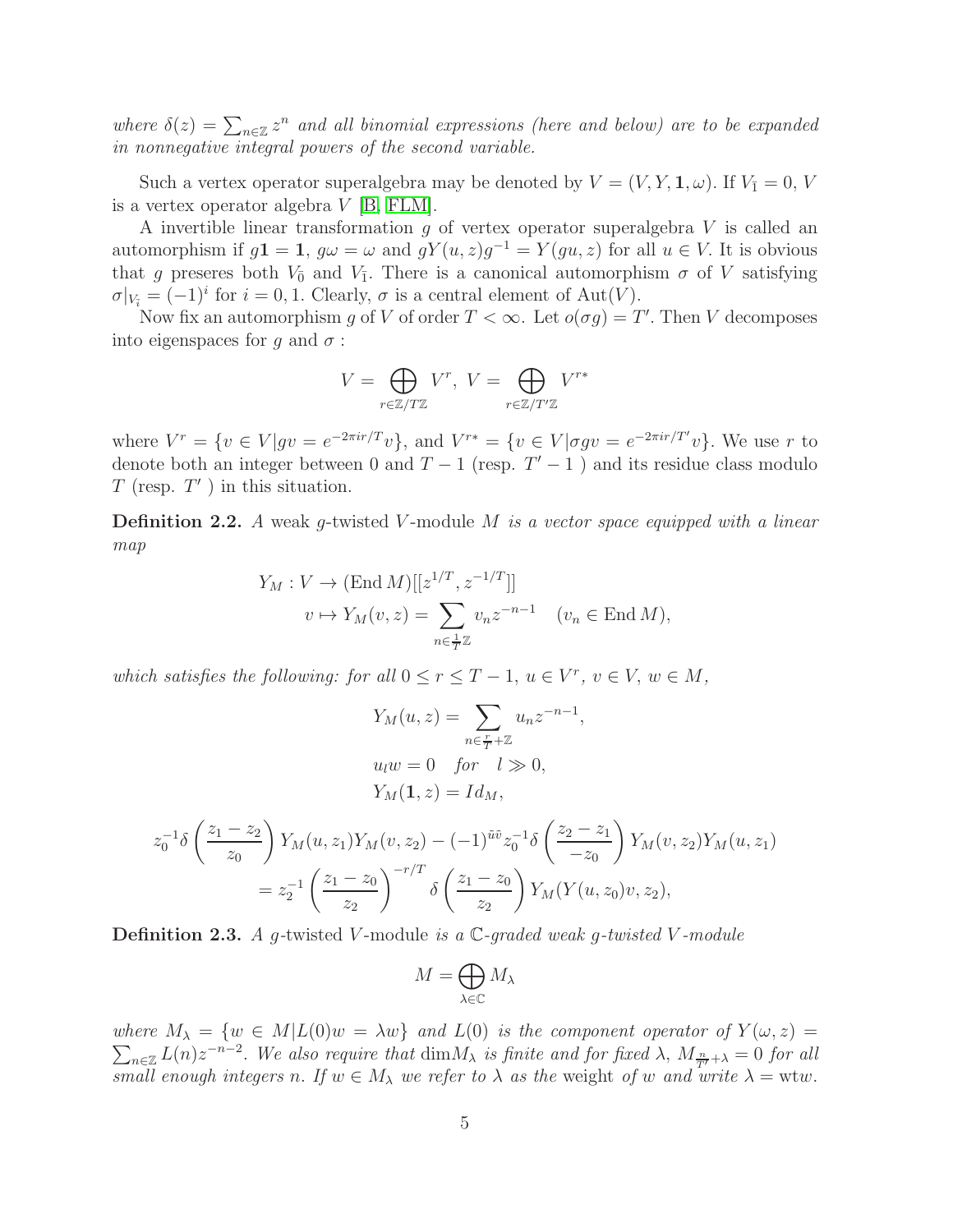*where $\delta(z) = \sum_{n\in\mathbb{Z}} z^n$ and all binomial expressions (here and below) are to be expanded in nonnegative integral powers of the second variable.*

Such a vertex operator superalgebra may be denoted by $V = (V, Y, \mathbf{1}, \omega)$. If $V_{\bar{1}} = 0$, $V$ is a vertex operator algebra $V$ [B, FLM].

A invertible linear transformation $g$ of vertex operator superalgebra $V$ is called an automorphism if $g\mathbf{1} = \mathbf{1}$, $g\omega = \omega$ and $gY(u, z)g^{-1} = Y(gu, z)$ for all $u \in V$. It is obvious that $g$ preseres both $V_{\bar{0}}$ and $V_{\bar{1}}$. There is a canonical automorphism $\sigma$ of $V$ satisfying $\sigma|_{V_{\bar{i}}} = (-1)^i$ for $i = 0, 1$. Clearly, $\sigma$ is a central element of $\mathrm{Aut}(V)$.

Now fix an automorphism $g$ of $V$ of order $T < \infty$. Let $o(\sigma g) = T'$. Then $V$ decomposes into eigenspaces for $g$ and $\sigma$ :

$$V = \bigoplus_{r\in\mathbb{Z}/T\mathbb{Z}} V^r, \ V = \bigoplus_{r\in\mathbb{Z}/T'\mathbb{Z}} V^{r*}$$

where $V^r = \{v \in V | gv = e^{-2\pi ir/T}v\}$, and $V^{r*} = \{v \in V | \sigma gv = e^{-2\pi ir/T'}v\}$. We use $r$ to denote both an integer between 0 and $T - 1$ (resp. $T' - 1$ ) and its residue class modulo $T$ (resp. $T'$ ) in this situation.

**Definition 2.2.** *A weak $g$-twisted $V$-module $M$ is a vector space equipped with a linear map*

$$\begin{aligned} Y_M : V &\to (\mathrm{End}\, M)[[z^{1/T}, z^{-1/T}]] \\ v &\mapsto Y_M(v, z) = \sum_{n\in\frac{1}{T}\mathbb{Z}} v_n z^{-n-1} \quad (v_n \in \mathrm{End}\, M), \end{aligned}$$

*which satisfies the following: for all $0 \le r \le T - 1$, $u \in V^r$, $v \in V$, $w \in M$,*

$$\begin{aligned} &Y_M(u, z) = \sum_{n\in\frac{r}{T}+\mathbb{Z}} u_n z^{-n-1}, \\ &u_l w = 0 \quad \text{for} \quad l \gg 0, \\ &Y_M(\mathbf{1}, z) = Id_M, \end{aligned}$$

$$\begin{aligned} z_0^{-1}\delta\left(\frac{z_1 - z_2}{z_0}\right) Y_M(u, z_1)Y_M(v, z_2) - (-1)^{\tilde{u}\tilde{v}} z_0^{-1}\delta\left(\frac{z_2 - z_1}{-z_0}\right) Y_M(v, z_2)Y_M(u, z_1) \\ = z_2^{-1}\left(\frac{z_1 - z_0}{z_2}\right)^{-r/T} \delta\left(\frac{z_1 - z_0}{z_2}\right) Y_M(Y(u, z_0)v, z_2), \end{aligned}$$

**Definition 2.3.** *A $g$-twisted $V$-module is a $\mathbb{C}$-graded weak $g$-twisted $V$-module*

$$M = \bigoplus_{\lambda\in\mathbb{C}} M_\lambda$$

*where $M_\lambda = \{w \in M | L(0)w = \lambda w\}$ and $L(0)$ is the component operator of $Y(\omega, z) = \sum_{n\in\mathbb{Z}} L(n)z^{-n-2}$. We also require that $\dim M_\lambda$ is finite and for fixed $\lambda$, $M_{\frac{n}{T'}+\lambda} = 0$ for all small enough integers $n$. If $w \in M_\lambda$ we refer to $\lambda$ as the* weight *of $w$ and write $\lambda = \mathrm{wt} w$.*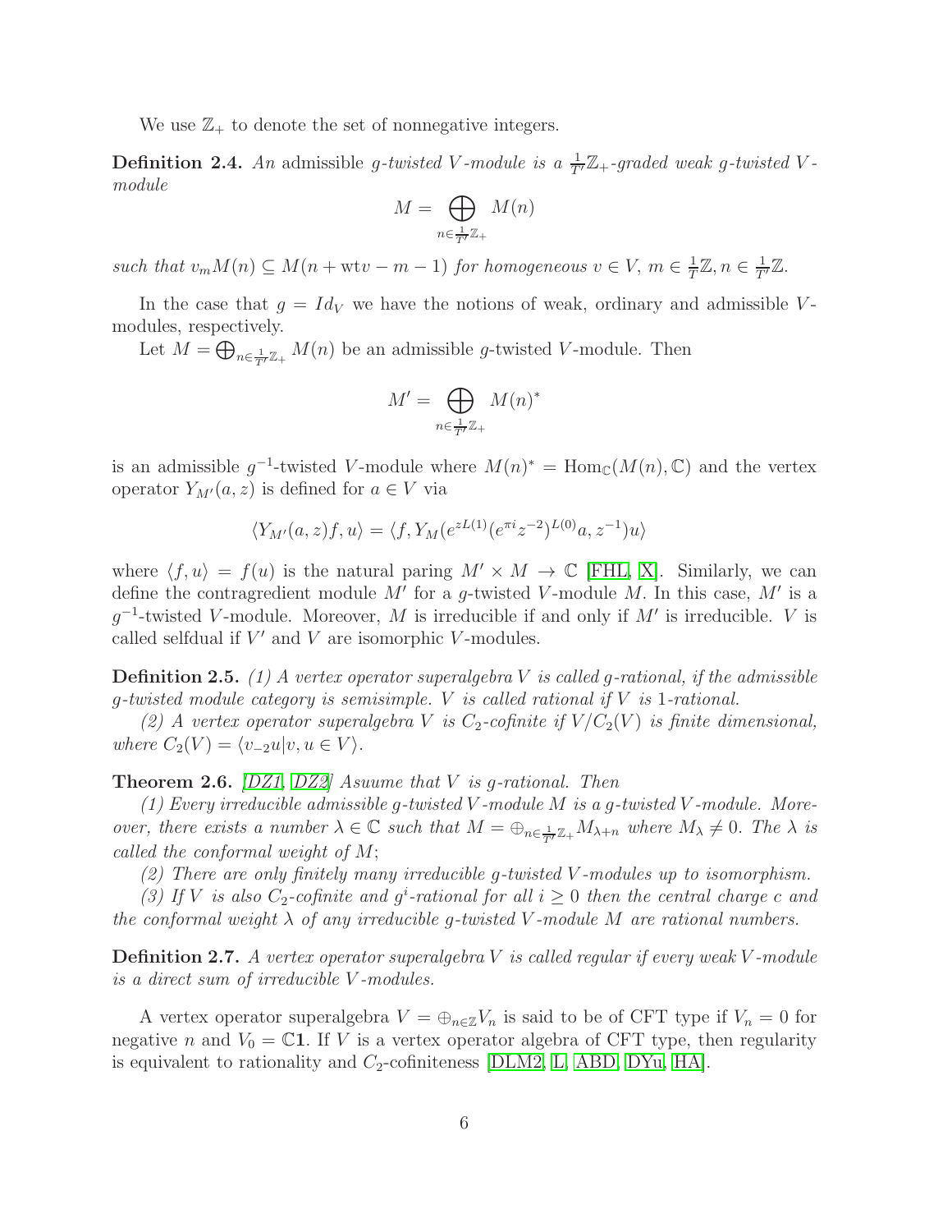We use $\mathbb{Z}_+$ to denote the set of nonnegative integers.

**Definition 2.4.** *An* admissible *$g$-twisted $V$-module is a $\frac{1}{T'}\mathbb{Z}_+$-graded weak $g$-twisted $V$-module*

$$M = \bigoplus_{n\in\frac{1}{T'}\mathbb{Z}_+} M(n)$$

*such that $v_m M(n) \subseteq M(n + \mathrm{wt} v - m - 1)$ for homogeneous $v \in V$, $m \in \frac{1}{T}\mathbb{Z}, n \in \frac{1}{T'}\mathbb{Z}$.*

In the case that $g = Id_V$ we have the notions of weak, ordinary and admissible $V$-modules, respectively.

Let $M = \bigoplus_{n\in\frac{1}{T'}\mathbb{Z}_+} M(n)$ be an admissible $g$-twisted $V$-module. Then

$$M' = \bigoplus_{n\in\frac{1}{T'}\mathbb{Z}_+} M(n)^*$$

is an admissible $g^{-1}$-twisted $V$-module where $M(n)^* = \mathrm{Hom}_{\mathbb{C}}(M(n), \mathbb{C})$ and the vertex operator $Y_{M'}(a, z)$ is defined for $a \in V$ via

$$\langle Y_{M'}(a, z)f, u\rangle = \langle f, Y_M(e^{zL(1)}(e^{\pi i}z^{-2})^{L(0)}a, z^{-1})u\rangle$$

where $\langle f, u\rangle = f(u)$ is the natural paring $M' \times M \to \mathbb{C}$ [FHL, X]. Similarly, we can define the contragredient module $M'$ for a $g$-twisted $V$-module $M$. In this case, $M'$ is a $g^{-1}$-twisted $V$-module. Moreover, $M$ is irreducible if and only if $M'$ is irreducible. $V$ is called selfdual if $V'$ and $V$ are isomorphic $V$-modules.

**Definition 2.5.** *(1) A vertex operator superalgebra $V$ is called $g$-rational, if the admissible $g$-twisted module category is semisimple. $V$ is called rational if $V$ is 1-rational.*

*(2) A vertex operator superalgebra $V$ is $C_2$-cofinite if $V/C_2(V)$ is finite dimensional, where $C_2(V) = \langle v_{-2}u | v, u \in V\rangle$.*

**Theorem 2.6.** *[DZ1, DZ2] Asuume that $V$ is $g$-rational. Then*

*(1) Every irreducible admissible $g$-twisted $V$-module $M$ is a $g$-twisted $V$-module. Moreover, there exists a number $\lambda \in \mathbb{C}$ such that $M = \oplus_{n\in\frac{1}{T'}\mathbb{Z}_+} M_{\lambda+n}$ where $M_\lambda \neq 0$. The $\lambda$ is called the conformal weight of $M$;*

*(2) There are only finitely many irreducible $g$-twisted $V$-modules up to isomorphism.*

*(3) If $V$ is also $C_2$-cofinite and $g^i$-rational for all $i \geq 0$ then the central charge $c$ and the conformal weight $\lambda$ of any irreducible $g$-twisted $V$-module $M$ are rational numbers.*

**Definition 2.7.** *A vertex operator superalgebra $V$ is called regular if every weak $V$-module is a direct sum of irreducible $V$-modules.*

A vertex operator superalgebra $V = \oplus_{n\in\mathbb{Z}} V_n$ is said to be of CFT type if $V_n = 0$ for negative $n$ and $V_0 = \mathbb{C}\mathbf{1}$. If $V$ is a vertex operator algebra of CFT type, then regularity is equivalent to rationality and $C_2$-cofiniteness [DLM2, L, ABD, DYu, HA].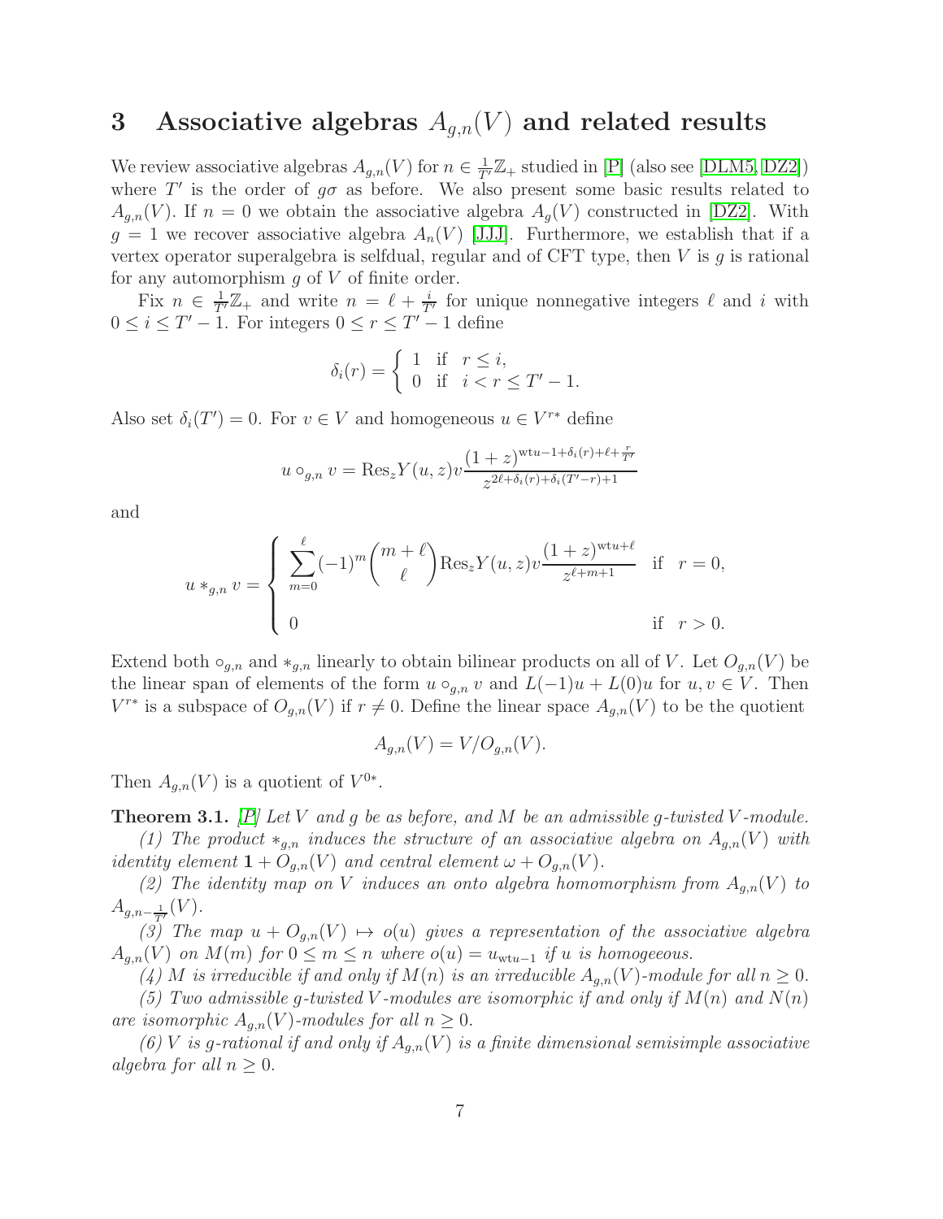# 3 Associative algebras $A_{g,n}(V)$ and related results

We review associative algebras $A_{g,n}(V)$ for $n \in \frac{1}{T'}\mathbb{Z}_+$ studied in [P] (also see [DLM5, DZ2]) where $T'$ is the order of $g\sigma$ as before. We also present some basic results related to $A_{g,n}(V)$. If $n = 0$ we obtain the associative algebra $A_g(V)$ constructed in [DZ2]. With $g = 1$ we recover associative algebra $A_n(V)$ [JJJ]. Furthermore, we establish that if a vertex operator superalgebra is selfdual, regular and of CFT type, then $V$ is $g$ is rational for any automorphism $g$ of $V$ of finite order.

Fix $n \in \frac{1}{T'}\mathbb{Z}_+$ and write $n = \ell + \frac{i}{T'}$ for unique nonnegative integers $\ell$ and $i$ with $0 \le i \le T' - 1$. For integers $0 \le r \le T' - 1$ define

$$\delta_i(r) = \begin{cases} 1 & \text{if} \quad r \le i, \\ 0 & \text{if} \quad i < r \le T' - 1. \end{cases}$$

Also set $\delta_i(T') = 0$. For $v \in V$ and homogeneous $u \in V^{r*}$ define

$$u \circ_{g,n} v = \mathrm{Res}_z Y(u,z)v \frac{(1+z)^{\mathrm{wt}u - 1 + \delta_i(r) + \ell + \frac{r}{T'}}}{z^{2\ell + \delta_i(r) + \delta_i(T'-r) + 1}}$$

and

$$u *_{g,n} v = \begin{cases} \displaystyle\sum_{m=0}^{\ell} (-1)^m \binom{m+\ell}{\ell} \mathrm{Res}_z Y(u,z)v \frac{(1+z)^{\mathrm{wt}u + \ell}}{z^{\ell+m+1}} & \text{if} \quad r = 0, \\ 0 & \text{if} \quad r > 0. \end{cases}$$

Extend both $\circ_{g,n}$ and $*_{g,n}$ linearly to obtain bilinear products on all of $V$. Let $O_{g,n}(V)$ be the linear span of elements of the form $u \circ_{g,n} v$ and $L(-1)u + L(0)u$ for $u, v \in V$. Then $V^{r*}$ is a subspace of $O_{g,n}(V)$ if $r \ne 0$. Define the linear space $A_{g,n}(V)$ to be the quotient

$$A_{g,n}(V) = V/O_{g,n}(V).$$

Then $A_{g,n}(V)$ is a quotient of $V^{0*}$.

**Theorem 3.1.** *[P] Let $V$ and $g$ be as before, and $M$ be an admissible $g$-twisted $V$-module.*

*(1) The product $*_{g,n}$ induces the structure of an associative algebra on $A_{g,n}(V)$ with identity element $\mathbf{1} + O_{g,n}(V)$ and central element $\omega + O_{g,n}(V)$.*

*(2) The identity map on $V$ induces an onto algebra homomorphism from $A_{g,n}(V)$ to $A_{g,n-\frac{1}{T'}}(V)$.*

*(3) The map $u + O_{g,n}(V) \mapsto o(u)$ gives a representation of the associative algebra $A_{g,n}(V)$ on $M(m)$ for $0 \le m \le n$ where $o(u) = u_{\mathrm{wt}u-1}$ if $u$ is homogeeous.*

*(4) $M$ is irreducible if and only if $M(n)$ is an irreducible $A_{g,n}(V)$-module for all $n \ge 0$.*

*(5) Two admissible $g$-twisted $V$-modules are isomorphic if and only if $M(n)$ and $N(n)$ are isomorphic $A_{g,n}(V)$-modules for all $n \ge 0$.*

*(6) $V$ is $g$-rational if and only if $A_{g,n}(V)$ is a finite dimensional semisimple associative algebra for all $n \ge 0$.*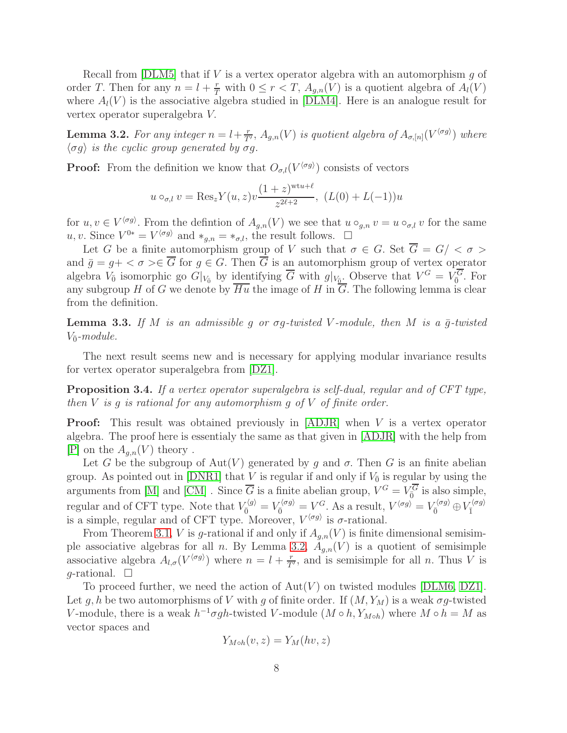Recall from [DLM5] that if $V$ is a vertex operator algebra with an automorphism $g$ of order $T$. Then for any $n = l + \frac{r}{T}$ with $0 \le r < T$, $A_{g,n}(V)$ is a quotient algebra of $A_l(V)$ where $A_l(V)$ is the associative algebra studied in [DLM4]. Here is an analogue result for vertex operator superalgebra $V$.

**Lemma 3.2.** *For any integer $n = l + \frac{r}{T'}$, $A_{g,n}(V)$ is quotient algebra of $A_{\sigma,[n]}(V^{\langle \sigma g\rangle})$ where $\langle \sigma g\rangle$ is the cyclic group generated by $\sigma g$.*

**Proof:** From the definition we know that $O_{\sigma,l}(V^{\langle \sigma g\rangle})$ consists of vectors

$$u \circ_{\sigma,l} v = \mathrm{Res}_z Y(u,z)v\frac{(1+z)^{\mathrm{wt}u+\ell}}{z^{2\ell+2}},\ (L(0)+L(-1))u$$

for $u, v \in V^{\langle \sigma g\rangle}$. From the defintion of $A_{g,n}(V)$ we see that $u \circ_{g,n} v = u \circ_{\sigma,l} v$ for the same $u, v$. Since $V^{0*} = V^{\langle \sigma g\rangle}$ and $*_{g,n} = *_{\sigma,l}$, the result follows. $\square$

Let $G$ be a finite automorphism group of $V$ such that $\sigma \in G$. Set $\overline{G} = G/<\sigma>$ and $\bar{g} = g+<\sigma> \in \overline{G}$ for $g \in G$. Then $\overline{G}$ is an automorphism group of vertex operator algebra $V_{\bar{0}}$ isomorphic go $G|_{V_{\bar{0}}}$ by identifying $\overline{G}$ with $g|_{V_{\bar{0}}}$. Observe that $V^G = V_{\bar{0}}^{\overline{G}}$. For any subgroup $H$ of $G$ we denote by $\overline{Hu}$ the image of $H$ in $\overline{G}$. The following lemma is clear from the definition.

**Lemma 3.3.** *If $M$ is an admissible $g$ or $\sigma g$-twisted $V$-module, then $M$ is a $\bar{g}$-twisted $V_{\bar{0}}$-module.*

The next result seems new and is necessary for applying modular invariance results for vertex operator superalgebra from [DZ1].

**Proposition 3.4.** *If a vertex operator superalgebra is self-dual, regular and of CFT type, then $V$ is $g$ is rational for any automorphism $g$ of $V$ of finite order.*

**Proof:** This result was obtained previously in [ADJR] when $V$ is a vertex operator algebra. The proof here is essentialy the same as that given in [ADJR] with the help from [P] on the $A_{g,n}(V)$ theory .

Let $G$ be the subgroup of $\mathrm{Aut}(V)$ generated by $g$ and $\sigma$. Then $G$ is an finite abelian group. As pointed out in [DNR1] that $V$ is regular if and only if $V_{\bar{0}}$ is regular by using the arguments from [M] and [CM] . Since $\overline{G}$ is a finite abelian group, $V^G = V_{\bar{0}}^{\overline{G}}$ is also simple, regular and of CFT type. Note that $V_{\bar{0}}^{\langle g\rangle}v = V_{\bar{0}}^{\langle \sigma g\rangle} = V^G$. As a result, $V^{\langle \sigma g\rangle} = V_{\bar{0}}^{\langle \sigma g\rangle} \oplus V_{\bar{1}}^{\langle \sigma g\rangle}$ is a simple, regular and of CFT type. Moreover, $V^{\langle \sigma g\rangle}$ is $\sigma$-rational.

From Theorem 3.1, $V$ is $g$-rational if and only if $A_{g,n}(V)$ is finite dimensional semisimple associative algebras for all $n$. By Lemma 3.2, $A_{g,n}(V)$ is a quotient of semisimple associative algebra $A_{l,\sigma}(V^{\langle \sigma g\rangle})$ where $n = l + \frac{r}{T'}$, and is semisimple for all $n$. Thus $V$ is $g$-rational. $\square$

To proceed further, we need the action of $\mathrm{Aut}(V)$ on twisted modules [DLM6, DZ1]. Let $g, h$ be two automorphisms of $V$ with $g$ of finite order. If $(M, Y_M)$ is a weak $\sigma g$-twisted $V$-module, there is a weak $h^{-1}\sigma gh$-twisted $V$-module $(M \circ h, Y_{M\circ h})$ where $M \circ h = M$ as vector spaces and

$$Y_{M\circ h}(v,z) = Y_M(hv,z)$$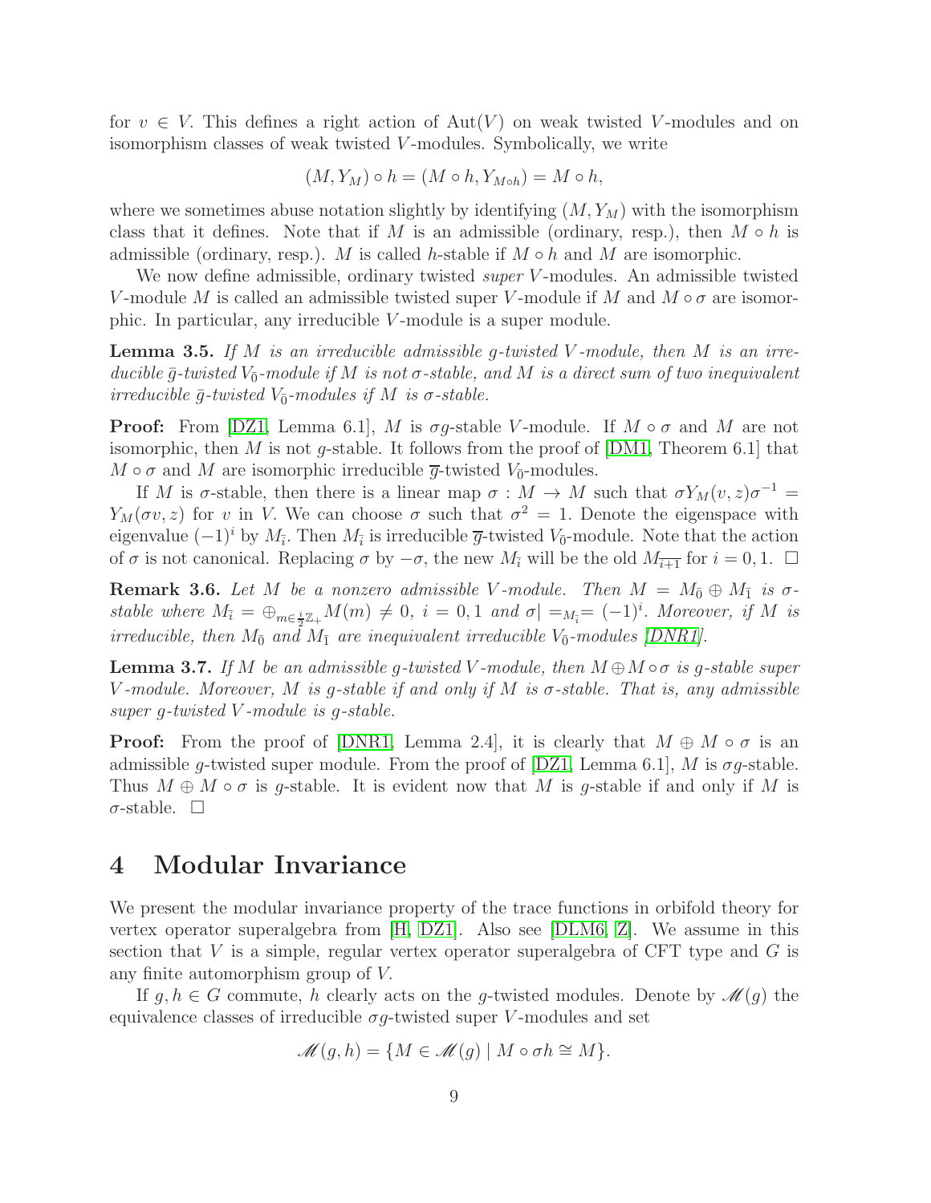for $v \in V$. This defines a right action of $\mathrm{Aut}(V)$ on weak twisted $V$-modules and on isomorphism classes of weak twisted $V$-modules. Symbolically, we write

$$(M, Y_M) \circ h = (M \circ h, Y_{M\circ h}) = M \circ h,$$

where we sometimes abuse notation slightly by identifying $(M, Y_M)$ with the isomorphism class that it defines. Note that if $M$ is an admissible (ordinary, resp.), then $M \circ h$ is admissible (ordinary, resp.). $M$ is called $h$-stable if $M \circ h$ and $M$ are isomorphic.

We now define admissible, ordinary twisted *super* $V$-modules. An admissible twisted $V$-module $M$ is called an admissible twisted super $V$-module if $M$ and $M \circ \sigma$ are isomorphic. In particular, any irreducible $V$-module is a super module.

**Lemma 3.5.** *If $M$ is an irreducible admissible $g$-twisted $V$-module, then $M$ is an irreducible $\bar{g}$-twisted $V_{\bar{0}}$-module if $M$ is not $\sigma$-stable, and $M$ is a direct sum of two inequivalent irreducible $\bar{g}$-twisted $V_{\bar{0}}$-modules if $M$ is $\sigma$-stable.*

**Proof:** From [DZ1, Lemma 6.1], $M$ is $\sigma g$-stable $V$-module. If $M \circ \sigma$ and $M$ are not isomorphic, then $M$ is not $g$-stable. It follows from the proof of [DM1, Theorem 6.1] that $M \circ \sigma$ and $M$ are isomorphic irreducible $\overline{g}$-twisted $V_{\bar{0}}$-modules.

If $M$ is $\sigma$-stable, then there is a linear map $\sigma : M \to M$ such that $\sigma Y_M(v, z)\sigma^{-1} = Y_M(\sigma v, z)$ for $v$ in $V$. We can choose $\sigma$ such that $\sigma^2 = 1$. Denote the eigenspace with eigenvalue $(-1)^i$ by $M_{\bar{i}}$. Then $M_{\bar{i}}$ is irreducible $\overline{g}$-twisted $V_{\bar{0}}$-module. Note that the action of $\sigma$ is not canonical. Replacing $\sigma$ by $-\sigma$, the new $M_{\bar{i}}$ will be the old $M_{\overline{i+1}}$ for $i = 0, 1$. $\square$

**Remark 3.6.** *Let $M$ be a nonzero admissible $V$-module. Then $M = M_{\bar{0}} \oplus M_{\bar{1}}$ is $\sigma$-stable where $M_{\bar{i}} = \oplus_{m \in \frac{i}{2}\mathbb{Z}_+} M(m) \neq 0$, $i = 0, 1$ and $\sigma| =_{M_{\bar{i}}} = (-1)^i$. Moreover, if $M$ is irreducible, then $M_{\bar{0}}$ and $M_{\bar{1}}$ are inequivalent irreducible $V_{\bar{0}}$-modules [DNR1].*

**Lemma 3.7.** *If $M$ be an admissible $g$-twisted $V$-module, then $M \oplus M \circ \sigma$ is $g$-stable super $V$-module. Moreover, $M$ is $g$-stable if and only if $M$ is $\sigma$-stable. That is, any admissible super $g$-twisted $V$-module is $g$-stable.*

**Proof:** From the proof of [DNR1, Lemma 2.4], it is clearly that $M \oplus M \circ \sigma$ is an admissible $g$-twisted super module. From the proof of [DZ1, Lemma 6.1], $M$ is $\sigma g$-stable. Thus $M \oplus M \circ \sigma$ is $g$-stable. It is evident now that $M$ is $g$-stable if and only if $M$ is $\sigma$-stable. $\square$

# 4 Modular Invariance

We present the modular invariance property of the trace functions in orbifold theory for vertex operator superalgebra from [H, DZ1]. Also see [DLM6, Z]. We assume in this section that $V$ is a simple, regular vertex operator superalgebra of CFT type and $G$ is any finite automorphism group of $V$.

If $g, h \in G$ commute, $h$ clearly acts on the $g$-twisted modules. Denote by $\mathscr{M}(g)$ the equivalence classes of irreducible $\sigma g$-twisted super $V$-modules and set

$$\mathscr{M}(g, h) = \{M \in \mathscr{M}(g) \mid M \circ \sigma h \cong M\}.$$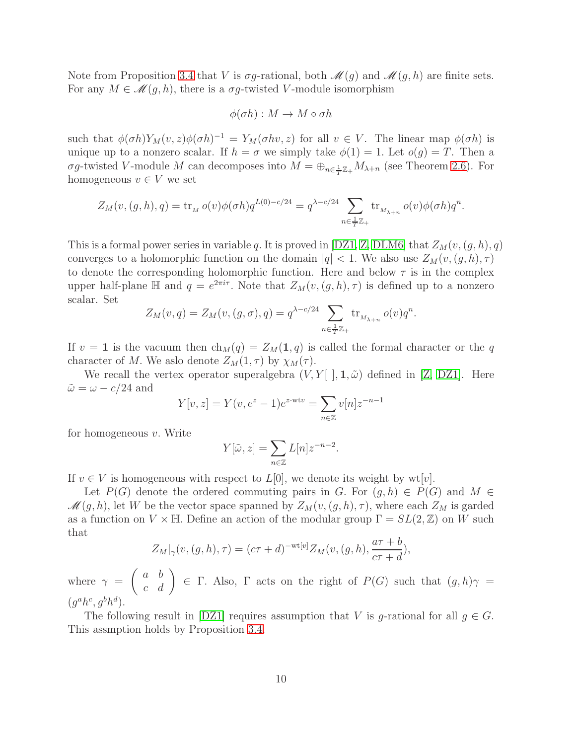Note from Proposition 3.4 that $V$ is $\sigma g$-rational, both $\mathscr{M}(g)$ and $\mathscr{M}(g,h)$ are finite sets. For any $M \in \mathscr{M}(g,h)$, there is a $\sigma g$-twisted $V$-module isomorphism

$$\phi(\sigma h) : M \to M \circ \sigma h$$

such that $\phi(\sigma h) Y_M(v,z) \phi(\sigma h)^{-1} = Y_M(\sigma h v, z)$ for all $v \in V$. The linear map $\phi(\sigma h)$ is unique up to a nonzero scalar. If $h = \sigma$ we simply take $\phi(1) = 1$. Let $o(g) = T$. Then a $\sigma g$-twisted $V$-module $M$ can decomposes into $M = \oplus_{n \in \frac{1}{T}\mathbb{Z}_+} M_{\lambda+n}$ (see Theorem 2.6). For homogeneous $v \in V$ we set

$$Z_M(v,(g,h),q) = \mathrm{tr}_{_M}\, o(v)\phi(\sigma h) q^{L(0)-c/24} = q^{\lambda - c/24} \sum_{n \in \frac{1}{T}\mathbb{Z}_+} \mathrm{tr}_{_{M_{\lambda+n}}}\, o(v)\phi(\sigma h) q^n.$$

This is a formal power series in variable $q$. It is proved in [DZ1, Z, DLM6] that $Z_M(v,(g,h),q)$ converges to a holomorphic function on the domain $|q| < 1$. We also use $Z_M(v,(g,h),\tau)$ to denote the corresponding holomorphic function. Here and below $\tau$ is in the complex upper half-plane $\mathbb{H}$ and $q = e^{2\pi i \tau}$. Note that $Z_M(v,(g,h),\tau)$ is defined up to a nonzero scalar. Set

$$Z_M(v,q) = Z_M(v,(g,\sigma),q) = q^{\lambda - c/24} \sum_{n \in \frac{1}{T}\mathbb{Z}_+} \mathrm{tr}_{_{M_{\lambda+n}}}\, o(v) q^n.$$

If $v = \mathbf{1}$ is the vacuum then $\mathrm{ch}_M(q) = Z_M(\mathbf{1},q)$ is called the formal character or the $q$ character of $M$. We aslo denote $Z_M(1,\tau)$ by $\chi_M(\tau)$.

We recall the vertex operator superalgebra $(V, Y[\ ], \mathbf{1}, \tilde{\omega})$ defined in [Z, DZ1]. Here $\tilde{\omega} = \omega - c/24$ and

$$Y[v,z] = Y(v, e^z - 1)e^{z \cdot \mathrm{wt} v} = \sum_{n \in \mathbb{Z}} v[n] z^{-n-1}$$

for homogeneous $v$. Write

$$Y[\tilde{\omega}, z] = \sum_{n \in \mathbb{Z}} L[n] z^{-n-2}.$$

If $v \in V$ is homogeneous with respect to $L[0]$, we denote its weight by $\mathrm{wt}[v]$.

Let $P(G)$ denote the ordered commuting pairs in $G$. For $(g,h) \in P(G)$ and $M \in \mathscr{M}(g,h)$, let $W$ be the vector space spanned by $Z_M(v,(g,h),\tau)$, where each $Z_M$ is garded as a function on $V \times \mathbb{H}$. Define an action of the modular group $\Gamma = SL(2,\mathbb{Z})$ on $W$ such that

$$Z_M|_\gamma(v,(g,h),\tau) = (c\tau + d)^{-\mathrm{wt}[v]} Z_M(v,(g,h),\frac{a\tau + b}{c\tau + d}),$$

where $\gamma = \begin{pmatrix} a & b \\ c & d \end{pmatrix} \in \Gamma$. Also, $\Gamma$ acts on the right of $P(G)$ such that $(g,h)\gamma = (g^a h^c, g^b h^d)$.

The following result in [DZ1] requires assumption that $V$ is $g$-rational for all $g \in G$. This assmption holds by Proposition 3.4.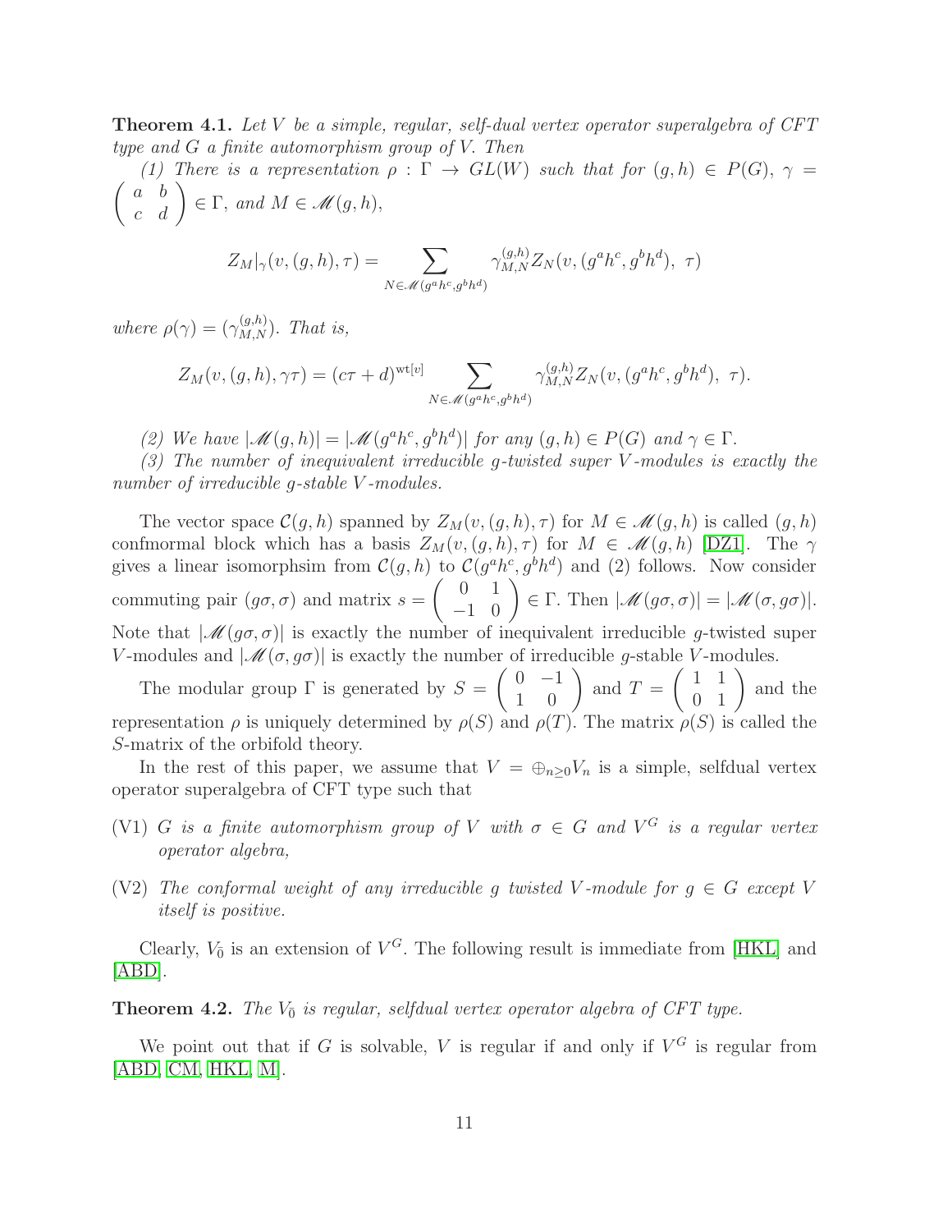**Theorem 4.1.** *Let $V$ be a simple, regular, self-dual vertex operator superalgebra of CFT type and $G$ a finite automorphism group of $V$. Then*

*(1) There is a representation $\rho : \Gamma \to GL(W)$ such that for $(g, h) \in P(G)$, $\gamma = \begin{pmatrix} a & b \\ c & d \end{pmatrix} \in \Gamma$, and $M \in \mathscr{M}(g, h)$,*

$$Z_M|_\gamma(v, (g, h), \tau) = \sum_{N \in \mathscr{M}(g^a h^c, g^b h^d)} \gamma_{M,N}^{(g,h)} Z_N(v, (g^a h^c, g^b h^d),\ \tau)$$

*where $\rho(\gamma) = (\gamma_{M,N}^{(g,h)})$. That is,*

$$Z_M(v, (g, h), \gamma\tau) = (c\tau + d)^{\mathrm{wt}[v]} \sum_{N \in \mathscr{M}(g^a h^c, g^b h^d)} \gamma_{M,N}^{(g,h)} Z_N(v, (g^a h^c, g^b h^d),\ \tau).$$

*(2) We have $|\mathscr{M}(g, h)| = |\mathscr{M}(g^a h^c, g^b h^d)|$ for any $(g, h) \in P(G)$ and $\gamma \in \Gamma$.*

*(3) The number of inequivalent irreducible $g$-twisted super $V$-modules is exactly the number of irreducible $g$-stable $V$-modules.*

The vector space $\mathcal{C}(g, h)$ spanned by $Z_M(v, (g, h), \tau)$ for $M \in \mathscr{M}(g, h)$ is called $(g, h)$ confmormal block which has a basis $Z_M(v, (g, h), \tau)$ for $M \in \mathscr{M}(g, h)$ [DZ1]. The $\gamma$ gives a linear isomorphsim from $\mathcal{C}(g, h)$ to $\mathcal{C}(g^a h^c, g^b h^d)$ and (2) follows. Now consider commuting pair $(g\sigma, \sigma)$ and matrix $s = \begin{pmatrix} 0 & 1 \\ -1 & 0 \end{pmatrix} \in \Gamma$. Then $|\mathscr{M}(g\sigma, \sigma)| = |\mathscr{M}(\sigma, g\sigma)|$. Note that $|\mathscr{M}(g\sigma, \sigma)|$ is exactly the number of inequivalent irreducible $g$-twisted super $V$-modules and $|\mathscr{M}(\sigma, g\sigma)|$ is exactly the number of irreducible $g$-stable $V$-modules.

The modular group $\Gamma$ is generated by $S = \begin{pmatrix} 0 & -1 \\ 1 & 0 \end{pmatrix}$ and $T = \begin{pmatrix} 1 & 1 \\ 0 & 1 \end{pmatrix}$ and the representation $\rho$ is uniquely determined by $\rho(S)$ and $\rho(T)$. The matrix $\rho(S)$ is called the $S$-matrix of the orbifold theory.

In the rest of this paper, we assume that $V = \oplus_{n \geq 0} V_n$ is a simple, selfdual vertex operator superalgebra of CFT type such that

- (V1) *$G$ is a finite automorphism group of $V$ with $\sigma \in G$ and $V^G$ is a regular vertex operator algebra,*
- (V2) *The conformal weight of any irreducible $g$ twisted $V$-module for $g \in G$ except $V$ itself is positive.*

Clearly, $V_{\bar{0}}$ is an extension of $V^G$. The following result is immediate from [HKL] and [ABD].

**Theorem 4.2.** *The $V_{\bar{0}}$ is regular, selfdual vertex operator algebra of CFT type.*

We point out that if $G$ is solvable, $V$ is regular if and only if $V^G$ is regular from [ABD, CM, HKL, M].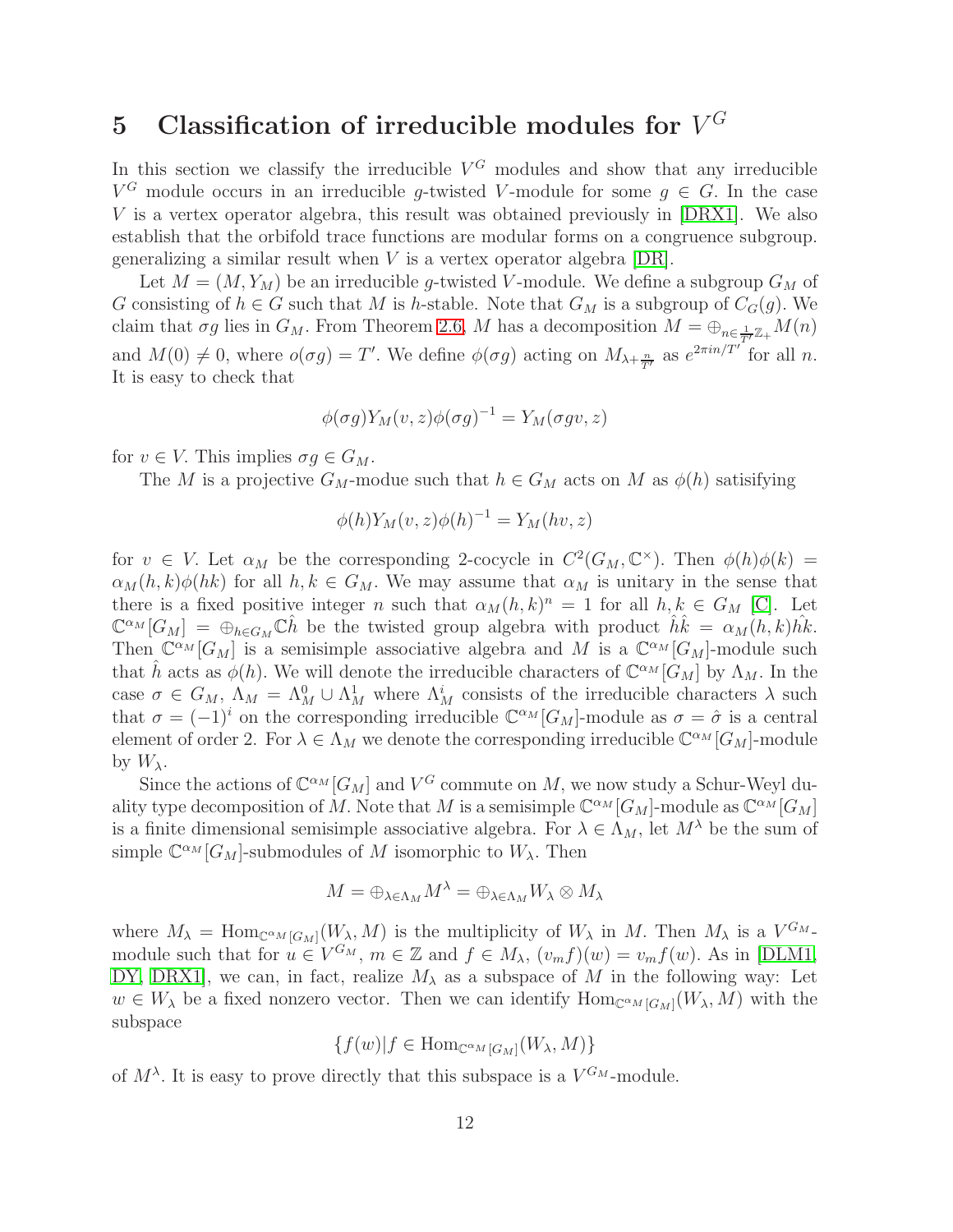# 5 Classification of irreducible modules for $V^G$

In this section we classify the irreducible $V^G$ modules and show that any irreducible $V^G$ module occurs in an irreducible $g$-twisted $V$-module for some $g \in G$. In the case $V$ is a vertex operator algebra, this result was obtained previously in [DRX1]. We also establish that the orbifold trace functions are modular forms on a congruence subgroup. generalizing a similar result when $V$ is a vertex operator algebra [DR].

Let $M = (M, Y_M)$ be an irreducible $g$-twisted $V$-module. We define a subgroup $G_M$ of $G$ consisting of $h \in G$ such that $M$ is $h$-stable. Note that $G_M$ is a subgroup of $C_G(g)$. We claim that $\sigma g$ lies in $G_M$. From Theorem 2.6, $M$ has a decomposition $M = \oplus_{n \in \frac{1}{T'}\mathbb{Z}_+} M(n)$ and $M(0) \neq 0$, where $o(\sigma g) = T'$. We define $\phi(\sigma g)$ acting on $M_{\lambda + \frac{n}{T'}}$ as $e^{2\pi i n/T'}$ for all $n$. It is easy to check that

$$\phi(\sigma g) Y_M(v, z) \phi(\sigma g)^{-1} = Y_M(\sigma g v, z)$$

for $v \in V$. This implies $\sigma g \in G_M$.

The $M$ is a projective $G_M$-modue such that $h \in G_M$ acts on $M$ as $\phi(h)$ satisifying

$$\phi(h) Y_M(v, z) \phi(h)^{-1} = Y_M(hv, z)$$

for $v \in V$. Let $\alpha_M$ be the corresponding 2-cocycle in $C^2(G_M, \mathbb{C}^\times)$. Then $\phi(h)\phi(k) = \alpha_M(h, k)\phi(hk)$ for all $h, k \in G_M$. We may assume that $\alpha_M$ is unitary in the sense that there is a fixed positive integer $n$ such that $\alpha_M(h, k)^n = 1$ for all $h, k \in G_M$ [C]. Let $\mathbb{C}^{\alpha_M}[G_M] = \oplus_{h \in G_M} \mathbb{C}\hat{h}$ be the twisted group algebra with product $\hat{h}\hat{k} = \alpha_M(h, k)\hat{hk}$. Then $\mathbb{C}^{\alpha_M}[G_M]$ is a semisimple associative algebra and $M$ is a $\mathbb{C}^{\alpha_M}[G_M]$-module such that $\hat{h}$ acts as $\phi(h)$. We will denote the irreducible characters of $\mathbb{C}^{\alpha_M}[G_M]$ by $\Lambda_M$. In the case $\sigma \in G_M$, $\Lambda_M = \Lambda_M^0 \cup \Lambda_M^1$ where $\Lambda_M^i$ consists of the irreducible characters $\lambda$ such that $\sigma = (-1)^i$ on the corresponding irreducible $\mathbb{C}^{\alpha_M}[G_M]$-module as $\sigma = \hat{\sigma}$ is a central element of order 2. For $\lambda \in \Lambda_M$ we denote the corresponding irreducible $\mathbb{C}^{\alpha_M}[G_M]$-module by $W_\lambda$.

Since the actions of $\mathbb{C}^{\alpha_M}[G_M]$ and $V^G$ commute on $M$, we now study a Schur-Weyl duality type decomposition of $M$. Note that $M$ is a semisimple $\mathbb{C}^{\alpha_M}[G_M]$-module as $\mathbb{C}^{\alpha_M}[G_M]$ is a finite dimensional semisimple associative algebra. For $\lambda \in \Lambda_M$, let $M^\lambda$ be the sum of simple $\mathbb{C}^{\alpha_M}[G_M]$-submodules of $M$ isomorphic to $W_\lambda$. Then

$$M = \oplus_{\lambda \in \Lambda_M} M^\lambda = \oplus_{\lambda \in \Lambda_M} W_\lambda \otimes M_\lambda$$

where $M_\lambda = \mathrm{Hom}_{\mathbb{C}^{\alpha_M}[G_M]}(W_\lambda, M)$ is the multiplicity of $W_\lambda$ in $M$. Then $M_\lambda$ is a $V^{G_M}$-module such that for $u \in V^{G_M}$, $m \in \mathbb{Z}$ and $f \in M_\lambda$, $(v_m f)(w) = v_m f(w)$. As in [DLM1, DY, DRX1], we can, in fact, realize $M_\lambda$ as a subspace of $M$ in the following way: Let $w \in W_\lambda$ be a fixed nonzero vector. Then we can identify $\mathrm{Hom}_{\mathbb{C}^{\alpha_M}[G_M]}(W_\lambda, M)$ with the subspace

$$\{f(w) | f \in \mathrm{Hom}_{\mathbb{C}^{\alpha_M}[G_M]}(W_\lambda, M)\}$$

of $M^\lambda$. It is easy to prove directly that this subspace is a $V^{G_M}$-module.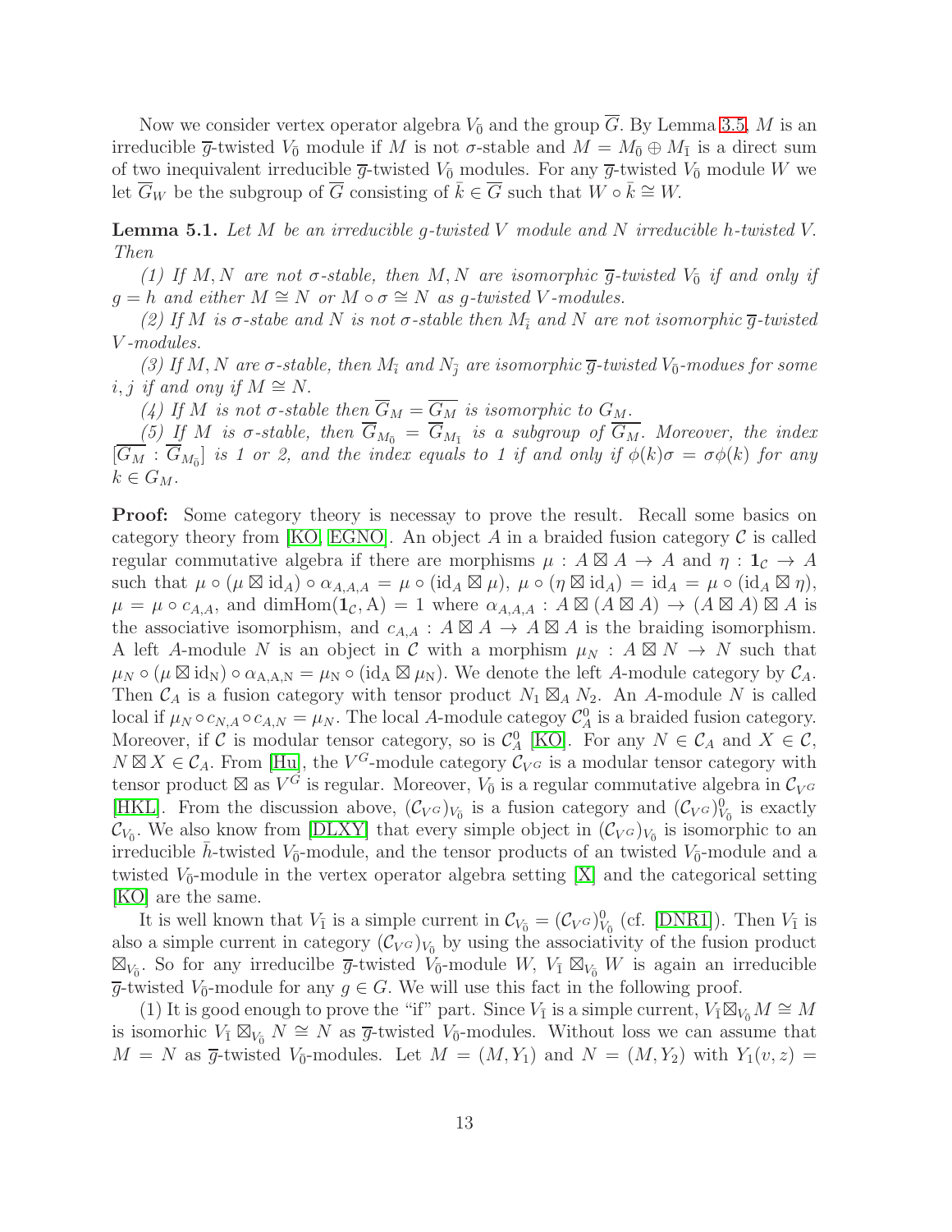Now we consider vertex operator algebra $V_{\bar{0}}$ and the group $\overline{G}$. By Lemma 3.5, $M$ is an irreducible $\overline{g}$-twisted $V_{\bar{0}}$ module if $M$ is not $\sigma$-stable and $M = M_{\bar{0}} \oplus M_{\bar{1}}$ is a direct sum of two inequivalent irreducible $\overline{g}$-twisted $V_{\bar{0}}$ modules. For any $\overline{g}$-twisted $V_{\bar{0}}$ module $W$ we let $\overline{G}_W$ be the subgroup of $\overline{G}$ consisting of $\bar{k} \in \overline{G}$ such that $W \circ \bar{k} \cong W$.

**Lemma 5.1.** *Let $M$ be an irreducible $g$-twisted $V$ module and $N$ irreducible $h$-twisted $V$. Then*

*(1) If $M, N$ are not $\sigma$-stable, then $M, N$ are isomorphic $\overline{g}$-twisted $V_{\bar{0}}$ if and only if $g = h$ and either $M \cong N$ or $M \circ \sigma \cong N$ as $g$-twisted $V$-modules.*

*(2) If $M$ is $\sigma$-stabe and $N$ is not $\sigma$-stable then $M_{\bar{i}}$ and $N$ are not isomorphic $\overline{g}$-twisted $V$-modules.*

*(3) If $M, N$ are $\sigma$-stable, then $M_{\bar{i}}$ and $N_{\bar{j}}$ are isomorphic $\overline{g}$-twisted $V_{\bar{0}}$-modues for some $i, j$ if and ony if $M \cong N$.*

*(4) If $M$ is not $\sigma$-stable then $\overline{G}_M = \overline{G_M}$ is isomorphic to $G_M$.*

*(5) If $M$ is $\sigma$-stable, then $\overline{G}_{M_{\bar{0}}} = \overline{G}_{M_{\bar{1}}}$ is a subgroup of $\overline{G_M}$. Moreover, the index $[\overline{G_M} : \overline{G}_{M_{\bar{0}}}]$ is 1 or 2, and the index equals to 1 if and only if $\phi(k)\sigma = \sigma\phi(k)$ for any $k \in G_M$.*

**Proof:** Some category theory is necessay to prove the result. Recall some basics on category theory from [KO, EGNO]. An object $A$ in a braided fusion category $\mathcal{C}$ is called regular commutative algebra if there are morphisms $\mu : A \boxtimes A \to A$ and $\eta : \mathbf{1}_{\mathcal{C}} \to A$ such that $\mu \circ (\mu \boxtimes \mathrm{id}_A) \circ \alpha_{A,A,A} = \mu \circ (\mathrm{id}_A \boxtimes \mu)$, $\mu \circ (\eta \boxtimes \mathrm{id}_A) = \mathrm{id}_A = \mu \circ (\mathrm{id}_A \boxtimes \eta)$, $\mu = \mu \circ c_{A,A}$, and $\dim \mathrm{Hom}(\mathbf{1}_{\mathcal{C}}, \mathrm{A}) = 1$ where $\alpha_{A,A,A} : A \boxtimes (A \boxtimes A) \to (A \boxtimes A) \boxtimes A$ is the associative isomorphism, and $c_{A,A} : A \boxtimes A \to A \boxtimes A$ is the braiding isomorphism. A left $A$-module $N$ is an object in $\mathcal{C}$ with a morphism $\mu_N : A \boxtimes N \to N$ such that $\mu_N \circ (\mu \boxtimes \mathrm{id_N}) \circ \alpha_{\mathrm{A,A,N}} = \mu_{\mathrm{N}} \circ (\mathrm{id_A} \boxtimes \mu_{\mathrm{N}})$. We denote the left $A$-module category by $\mathcal{C}_A$. Then $\mathcal{C}_A$ is a fusion category with tensor product $N_1 \boxtimes_A N_2$. An $A$-module $N$ is called local if $\mu_N \circ c_{N,A} \circ c_{A,N} = \mu_N$. The local $A$-module categoy $\mathcal{C}_A^0$ is a braided fusion category. Moreover, if $\mathcal{C}$ is modular tensor category, so is $\mathcal{C}_A^0$ [KO]. For any $N \in \mathcal{C}_A$ and $X \in \mathcal{C}$, $N \boxtimes X \in \mathcal{C}_A$. From [Hu], the $V^G$-module category $\mathcal{C}_{V^G}$ is a modular tensor category with tensor product $\boxtimes$ as $V^G$ is regular. Moreover, $V_{\bar{0}}$ is a regular commutative algebra in $\mathcal{C}_{V^G}$ [HKL]. From the discussion above, $(\mathcal{C}_{V^G})_{V_{\bar{0}}}$ is a fusion category and $(\mathcal{C}_{V^G})^0_{V_{\bar{0}}}$ is exactly $\mathcal{C}_{V_{\bar{0}}}$. We also know from [DLXY] that every simple object in $(\mathcal{C}_{V^G})_{V_{\bar{0}}}$ is isomorphic to an irreducible $\bar{h}$-twisted $V_{\bar{0}}$-module, and the tensor products of an twisted $V_{\bar{0}}$-module and a twisted $V_{\bar{0}}$-module in the vertex operator algebra setting [X] and the categorical setting [KO] are the same.

It is well known that $V_{\bar{1}}$ is a simple current in $\mathcal{C}_{V_{\bar{0}}} = (\mathcal{C}_{V^G})^0_{V_{\bar{0}}}$ (cf. [DNR1]). Then $V_{\bar{1}}$ is also a simple current in category $(\mathcal{C}_{V^G})_{V_{\bar{0}}}$ by using the associativity of the fusion product $\boxtimes_{V_{\bar{0}}}$. So for any irreducilbe $\overline{g}$-twisted $V_{\bar{0}}$-module $W$, $V_{\bar{1}} \boxtimes_{V_{\bar{0}}} W$ is again an irreducible $\overline{g}$-twisted $V_{\bar{0}}$-module for any $g \in G$. We will use this fact in the following proof.

(1) It is good enough to prove the "if" part. Since $V_{\bar{1}}$ is a simple current, $V_{\bar{1}} \boxtimes_{V_{\bar{0}}} M \cong M$ is isomorhic $V_{\bar{1}} \boxtimes_{V_{\bar{0}}} N \cong N$ as $\overline{g}$-twisted $V_{\bar{0}}$-modules. Without loss we can assume that $M = N$ as $\overline{g}$-twisted $V_{\bar{0}}$-modules. Let $M = (M, Y_1)$ and $N = (M, Y_2)$ with $Y_1(v, z) =$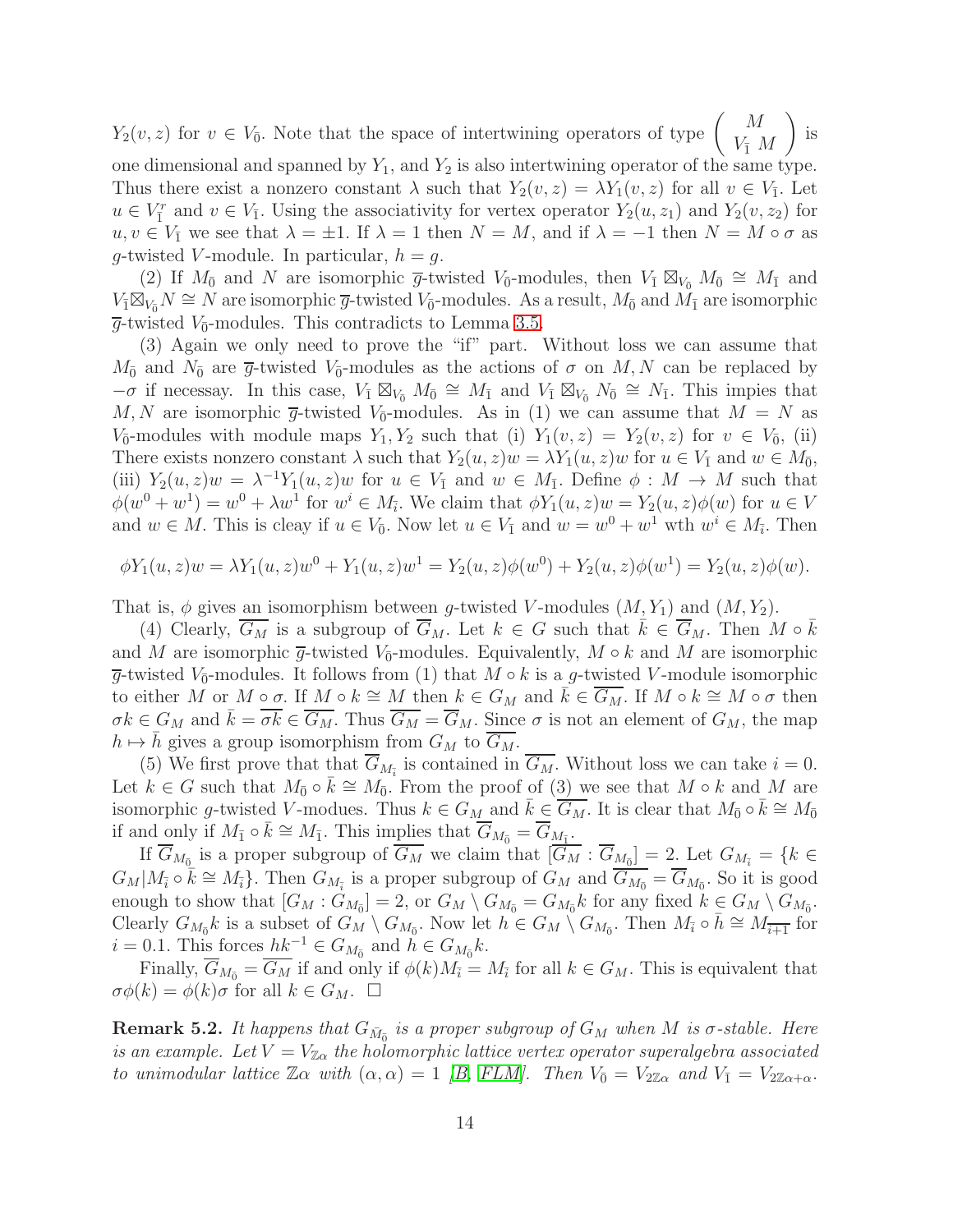$Y_2(v,z)$ for $v\in V_{\bar 0}$. Note that the space of intertwining operators of type $\left(\begin{array}{c} M \\ V_{\bar 1}\ M\end{array}\right)$ is one dimensional and spanned by $Y_1$, and $Y_2$ is also intertwining operator of the same type. Thus there exist a nonzero constant $\lambda$ such that $Y_2(v,z)=\lambda Y_1(v,z)$ for all $v\in V_{\bar 1}$. Let $u\in V_{\bar 1}^r$ and $v\in V_{\bar 1}$. Using the associativity for vertex operator $Y_2(u,z_1)$ and $Y_2(v,z_2)$ for $u,v\in V_{\bar 1}$ we see that $\lambda=\pm 1$. If $\lambda=1$ then $N=M$, and if $\lambda=-1$ then $N=M\circ\sigma$ as $g$-twisted $V$-module. In particular, $h=g$.

(2) If $M_{\bar 0}$ and $N$ are isomorphic $\overline{g}$-twisted $V_{\bar 0}$-modules, then $V_{\bar 1}\boxtimes_{V_{\bar 0}} M_{\bar 0}\cong M_{\bar 1}$ and $V_{\bar 1}\boxtimes_{V_{\bar 0}} N\cong N$ are isomorphic $\overline{g}$-twisted $V_{\bar 0}$-modules. As a result, $M_{\bar 0}$ and $M_{\bar 1}$ are isomorphic $\overline{g}$-twisted $V_{\bar 0}$-modules. This contradicts to Lemma 3.5.

(3) Again we only need to prove the "if" part. Without loss we can assume that $M_{\bar 0}$ and $N_{\bar 0}$ are $\overline{g}$-twisted $V_{\bar 0}$-modules as the actions of $\sigma$ on $M,N$ can be replaced by $-\sigma$ if necessay. In this case, $V_{\bar 1}\boxtimes_{V_{\bar 0}} M_{\bar 0}\cong M_{\bar 1}$ and $V_{\bar 1}\boxtimes_{V_{\bar 0}} N_{\bar 0}\cong N_{\bar 1}$. This impies that $M,N$ are isomorphic $\overline{g}$-twisted $V_{\bar 0}$-modules. As in (1) we can assume that $M=N$ as $V_{\bar 0}$-modules with module maps $Y_1,Y_2$ such that (i) $Y_1(v,z)=Y_2(v,z)$ for $v\in V_{\bar 0}$, (ii) There exists nonzero constant $\lambda$ such that $Y_2(u,z)w=\lambda Y_1(u,z)w$ for $u\in V_{\bar 1}$ and $w\in M_{\bar 0}$, (iii) $Y_2(u,z)w=\lambda^{-1}Y_1(u,z)w$ for $u\in V_{\bar 1}$ and $w\in M_{\bar 1}$. Define $\phi: M\to M$ such that $\phi(w^0+w^1)=w^0+\lambda w^1$ for $w^i\in M_{\bar i}$. We claim that $\phi Y_1(u,z)w=Y_2(u,z)\phi(w)$ for $u\in V$ and $w\in M$. This is cleay if $u\in V_{\bar 0}$. Now let $u\in V_{\bar 1}$ and $w=w^0+w^1$ wth $w^i\in M_{\bar i}$. Then

$$\phi Y_1(u,z)w=\lambda Y_1(u,z)w^0+Y_1(u,z)w^1=Y_2(u,z)\phi(w^0)+Y_2(u,z)\phi(w^1)=Y_2(u,z)\phi(w).$$

That is, $\phi$ gives an isomorphism between $g$-twisted $V$-modules $(M,Y_1)$ and $(M,Y_2)$.

(4) Clearly, $\overline{G_M}$ is a subgroup of $\overline{G}_M$. Let $k\in G$ such that $\bar k\in\overline{G}_M$. Then $M\circ\bar k$ and $M$ are isomorphic $\overline{g}$-twisted $V_{\bar 0}$-modules. Equivalently, $M\circ k$ and $M$ are isomorphic $\overline{g}$-twisted $V_{\bar 0}$-modules. It follows from (1) that $M\circ k$ is a $g$-twisted $V$-module isomorphic to either $M$ or $M\circ\sigma$. If $M\circ k\cong M$ then $k\in G_M$ and $\bar k\in\overline{G_M}$. If $M\circ k\cong M\circ\sigma$ then $\sigma k\in G_M$ and $\bar k=\overline{\sigma k}\in\overline{G_M}$. Thus $\overline{G_M}=\overline{G}_M$. Since $\sigma$ is not an element of $G_M$, the map $h\mapsto\bar h$ gives a group isomorphism from $G_M$ to $\overline{G_M}$.

(5) We first prove that that $\overline{G}_{M_{\bar i}}$ is contained in $\overline{G_M}$. Without loss we can take $i=0$. Let $k\in G$ such that $M_{\bar 0}\circ\bar k\cong M_{\bar 0}$. From the proof of (3) we see that $M\circ k$ and $M$ are isomorphic $g$-twisted $V$-modues. Thus $k\in G_M$ and $\bar k\in\overline{G_M}$. It is clear that $M_{\bar 0}\circ\bar k\cong M_{\bar 0}$ if and only if $M_{\bar 1}\circ\bar k\cong M_{\bar 1}$. This implies that $\overline{G}_{M_{\bar 0}}=\overline{G}_{M_{\bar 1}}$.

If $\overline{G}_{M_{\bar 0}}$ is a proper subgroup of $\overline{G_M}$ we claim that $[\overline{G_M}:\overline{G}_{M_{\bar 0}}]=2$. Let $G_{M_{\bar i}}=\{k\in G_M|M_{\bar i}\circ\bar k\cong M_{\bar i}\}$. Then $G_{M_{\bar i}}$ is a proper subgroup of $G_M$ and $\overline{G_{M_{\bar 0}}}=\overline{G}_{M_{\bar 0}}$. So it is good enough to show that $[G_M:G_{M_{\bar 0}}]=2$, or $G_M\setminus G_{M_{\bar 0}}=G_{M_{\bar 0}}k$ for any fixed $k\in G_M\setminus G_{M_{\bar 0}}$. Clearly $G_{M_{\bar 0}}k$ is a subset of $G_M\setminus G_{M_{\bar 0}}$. Now let $h\in G_M\setminus G_{M_{\bar 0}}$. Then $M_{\bar i}\circ\bar h\cong M_{\overline{i+1}}$ for $i=0.1$. This forces $hk^{-1}\in G_{M_{\bar 0}}$ and $h\in G_{M_{\bar 0}}k$.

Finally, $\overline{G}_{M_{\bar 0}}=\overline{G_M}$ if and only if $\phi(k)M_{\bar i}=M_{\bar i}$ for all $k\in G_M$. This is equivalent that $\sigma\phi(k)=\phi(k)\sigma$ for all $k\in G_M$. $\square$

**Remark 5.2.** *It happens that $G_{\bar M_{\bar 0}}$ is a proper subgroup of $G_M$ when $M$ is $\sigma$-stable. Here is an example. Let $V=V_{\mathbb{Z}\alpha}$ the holomorphic lattice vertex operator superalgebra associated to unimodular lattice $\mathbb{Z}\alpha$ with $(\alpha,\alpha)=1$ [B, FLM]. Then $V_{\bar 0}=V_{2\mathbb{Z}\alpha}$ and $V_{\bar 1}=V_{2\mathbb{Z}\alpha+\alpha}$.*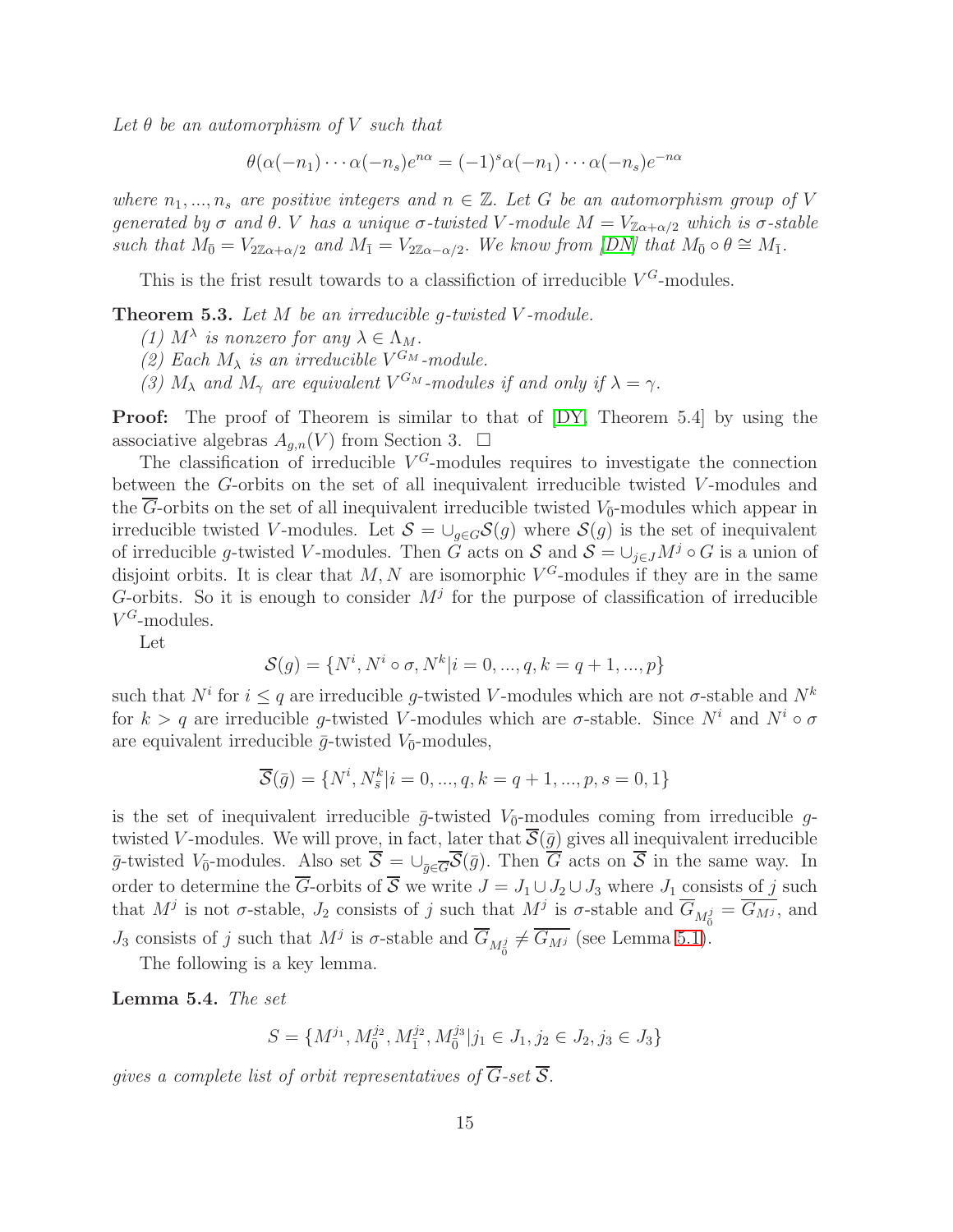*Let $\theta$ be an automorphism of $V$ such that*

$$\theta(\alpha(-n_1)\cdots\alpha(-n_s)e^{n\alpha} = (-1)^s\alpha(-n_1)\cdots\alpha(-n_s)e^{-n\alpha}$$

*where $n_1, ..., n_s$ are positive integers and $n \in \mathbb{Z}$. Let $G$ be an automorphism group of $V$ generated by $\sigma$ and $\theta$. $V$ has a unique $\sigma$-twisted $V$-module $M = V_{\mathbb{Z}\alpha+\alpha/2}$ which is $\sigma$-stable such that $M_{\bar{0}} = V_{2\mathbb{Z}\alpha+\alpha/2}$ and $M_{\bar{1}} = V_{2\mathbb{Z}\alpha-\alpha/2}$. We know from [DN] that $M_{\bar{0}} \circ \theta \cong M_{\bar{1}}$.*

This is the frist result towards to a classifiction of irreducible $V^G$-modules.

**Theorem 5.3.** *Let $M$ be an irreducible $g$-twisted $V$-module.*

*(1) $M^\lambda$ is nonzero for any $\lambda \in \Lambda_M$.*

*(2) Each $M_\lambda$ is an irreducible $V^{G_M}$-module.*

*(3) $M_\lambda$ and $M_\gamma$ are equivalent $V^{G_M}$-modules if and only if $\lambda = \gamma$.*

**Proof:** The proof of Theorem is similar to that of [DY, Theorem 5.4] by using the associative algebras $A_{g,n}(V)$ from Section 3. □

The classification of irreducible $V^G$-modules requires to investigate the connection between the $G$-orbits on the set of all inequivalent irreducible twisted $V$-modules and the $\overline{G}$-orbits on the set of all inequivalent irreducible twisted $V_{\bar{0}}$-modules which appear in irreducible twisted $V$-modules. Let $\mathcal{S} = \cup_{g\in G}\mathcal{S}(g)$ where $\mathcal{S}(g)$ is the set of inequivalent of irreducible $g$-twisted $V$-modules. Then $G$ acts on $\mathcal{S}$ and $\mathcal{S} = \cup_{j\in J} M^j \circ G$ is a union of disjoint orbits. It is clear that $M, N$ are isomorphic $V^G$-modules if they are in the same $G$-orbits. So it is enough to consider $M^j$ for the purpose of classification of irreducible $V^G$-modules.

Let

$$\mathcal{S}(g) = \{N^i, N^i \circ \sigma, N^k | i = 0, ..., q, k = q+1, ..., p\}$$

such that $N^i$ for $i \leq q$ are irreducible $g$-twisted $V$-modules which are not $\sigma$-stable and $N^k$ for $k > q$ are irreducible $g$-twisted $V$-modules which are $\sigma$-stable. Since $N^i$ and $N^i \circ \sigma$ are equivalent irreducible $\bar{g}$-twisted $V_{\bar{0}}$-modules,

$$\overline{\mathcal{S}}(\bar{g}) = \{N^i, N^k_{\bar{s}} | i = 0, ..., q, k = q+1, ..., p, s = 0, 1\}$$

is the set of inequivalent irreducible $\bar{g}$-twisted $V_{\bar{0}}$-modules coming from irreducible $g$-twisted $V$-modules. We will prove, in fact, later that $\overline{\mathcal{S}}(\bar{g})$ gives all inequivalent irreducible $\bar{g}$-twisted $V_{\bar{0}}$-modules. Also set $\overline{\mathcal{S}} = \cup_{\bar{g}\in\overline{G}}\overline{\mathcal{S}}(\bar{g})$. Then $\overline{G}$ acts on $\overline{\mathcal{S}}$ in the same way. In order to determine the $\overline{G}$-orbits of $\overline{\mathcal{S}}$ we write $J = J_1 \cup J_2 \cup J_3$ where $J_1$ consists of $j$ such that $M^j$ is not $\sigma$-stable, $J_2$ consists of $j$ such that $M^j$ is $\sigma$-stable and $\overline{G}_{M^j_{\bar{0}}} = \overline{G_{M^j}}$, and $J_3$ consists of $j$ such that $M^j$ is $\sigma$-stable and $\overline{G}_{M^j_{\bar{0}}} \neq \overline{G_{M^j}}$ (see Lemma 5.1).

The following is a key lemma.

**Lemma 5.4.** *The set*

$$S = \{M^{j_1}, M^{j_2}_{\bar{0}}, M^{j_2}_{\bar{1}}, M^{j_3}_{\bar{0}} | j_1 \in J_1, j_2 \in J_2, j_3 \in J_3\}$$

*gives a complete list of orbit representatives of $\overline{G}$-set $\overline{\mathcal{S}}$.*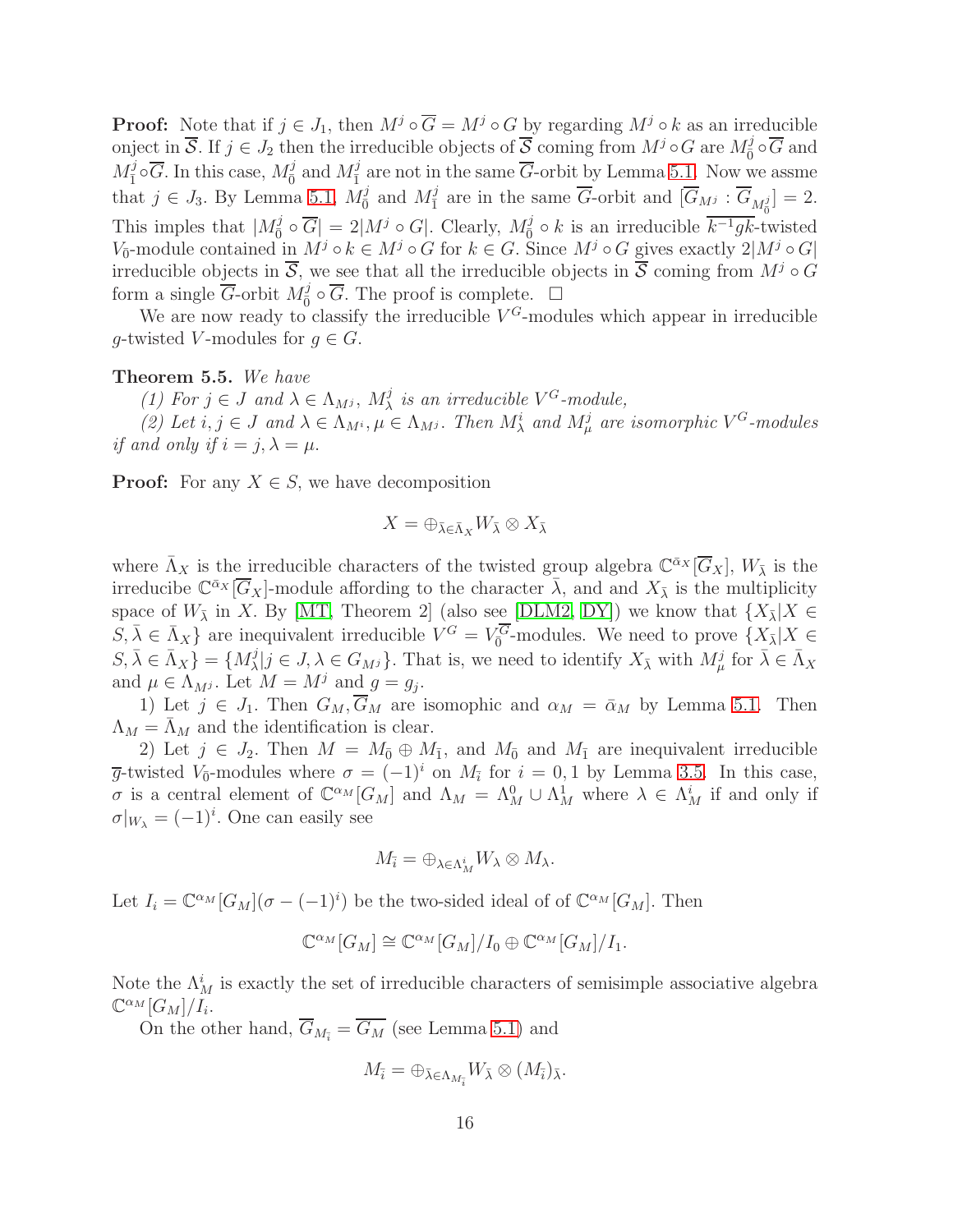**Proof:** Note that if $j \in J_1$, then $M^j \circ \overline{G} = M^j \circ G$ by regarding $M^j \circ k$ as an irreducible onject in $\overline{\mathcal{S}}$. If $j \in J_2$ then the irreducible objects of $\overline{\mathcal{S}}$ coming from $M^j \circ G$ are $M^j_{\bar{0}} \circ \overline{G}$ and $M^j_{\bar{1}} \circ \overline{G}$. In this case, $M^j_{\bar{0}}$ and $M^j_{\bar{1}}$ are not in the same $\overline{G}$-orbit by Lemma 5.1. Now we assme that $j \in J_3$. By Lemma 5.1, $M^j_{\bar{0}}$ and $M^j_{\bar{1}}$ are in the same $\overline{G}$-orbit and $[\overline{G}_{M^j} : \overline{G}_{M^j_{\bar{0}}}] = 2$. This imples that $|M^j_{\bar{0}} \circ \overline{G}| = 2|M^j \circ G|$. Clearly, $M^j_{\bar{0}} \circ k$ is an irreducible $\overline{k^{-1}gk}$-twisted $V_{\bar{0}}$-module contained in $M^j \circ k \in M^j \circ G$ for $k \in G$. Since $M^j \circ G$ gives exactly $2|M^j \circ G|$ irreducible objects in $\overline{\mathcal{S}}$, we see that all the irreducible objects in $\overline{\mathcal{S}}$ coming from $M^j \circ G$ form a single $\overline{G}$-orbit $M^j_{\bar{0}} \circ \overline{G}$. The proof is complete. $\square$

We are now ready to classify the irreducible $V^G$-modules which appear in irreducible $g$-twisted $V$-modules for $g \in G$.

**Theorem 5.5.** *We have*

*(1) For $j \in J$ and $\lambda \in \Lambda_{M^j}$, $M^j_\lambda$ is an irreducible $V^G$-module,*

*(2) Let $i, j \in J$ and $\lambda \in \Lambda_{M^i}, \mu \in \Lambda_{M^j}$. Then $M^i_\lambda$ and $M^j_\mu$ are isomorphic $V^G$-modules if and only if $i = j, \lambda = \mu$.*

**Proof:** For any $X \in S$, we have decomposition

$$X = \oplus_{\bar{\lambda} \in \bar{\Lambda}_X} W_{\bar{\lambda}} \otimes X_{\bar{\lambda}}$$

where $\bar{\Lambda}_X$ is the irreducible characters of the twisted group algebra $\mathbb{C}^{\bar{\alpha}_X}[\overline{G}_X]$, $W_{\bar{\lambda}}$ is the irreducibe $\mathbb{C}^{\bar{\alpha}_X}[\overline{G}_X]$-module affording to the character $\bar{\lambda}$, and and $X_{\bar{\lambda}}$ is the multiplicity space of $W_{\bar{\lambda}}$ in $X$. By [MT, Theorem 2] (also see [DLM2, DY]) we know that $\{X_{\bar{\lambda}} | X \in S, \bar{\lambda} \in \bar{\Lambda}_X\}$ are inequivalent irreducible $V^G = V_{\bar{0}}^{\overline{G}}$-modules. We need to prove $\{X_{\bar{\lambda}} | X \in S, \bar{\lambda} \in \bar{\Lambda}_X\} = \{M^j_\lambda | j \in J, \lambda \in G_{M^j}\}$. That is, we need to identify $X_{\bar{\lambda}}$ with $M^j_\mu$ for $\bar{\lambda} \in \bar{\Lambda}_X$ and $\mu \in \Lambda_{M^j}$. Let $M = M^j$ and $g = g_j$.

1) Let $j \in J_1$. Then $G_M, \overline{G}_M$ are isomophic and $\alpha_M = \bar{\alpha}_M$ by Lemma 5.1. Then $\Lambda_M = \bar{\Lambda}_M$ and the identification is clear.

2) Let $j \in J_2$. Then $M = M_{\bar{0}} \oplus M_{\bar{1}}$, and $M_{\bar{0}}$ and $M_{\bar{1}}$ are inequivalent irreducible $\overline{g}$-twisted $V_{\bar{0}}$-modules where $\sigma = (-1)^i$ on $M_{\bar{i}}$ for $i = 0, 1$ by Lemma 3.5. In this case, $\sigma$ is a central element of $\mathbb{C}^{\alpha_M}[G_M]$ and $\Lambda_M = \Lambda^0_M \cup \Lambda^1_M$ where $\lambda \in \Lambda^i_M$ if and only if $\sigma|_{W_\lambda} = (-1)^i$. One can easily see

$$M_{\bar{i}} = \oplus_{\lambda \in \Lambda^i_M} W_\lambda \otimes M_\lambda.$$

Let $I_i = \mathbb{C}^{\alpha_M}[G_M](\sigma - (-1)^i)$ be the two-sided ideal of of $\mathbb{C}^{\alpha_M}[G_M]$. Then

$$\mathbb{C}^{\alpha_M}[G_M] \cong \mathbb{C}^{\alpha_M}[G_M]/I_0 \oplus \mathbb{C}^{\alpha_M}[G_M]/I_1.$$

Note the $\Lambda^i_M$ is exactly the set of irreducible characters of semisimple associative algebra $\mathbb{C}^{\alpha_M}[G_M]/I_i$.

On the other hand, $\overline{G}_{M_{\bar{i}}} = \overline{G_M}$ (see Lemma 5.1) and

$$M_{\bar{i}} = \oplus_{\bar{\lambda} \in \Lambda_{M_{\bar{i}}}} W_{\bar{\lambda}} \otimes (M_{\bar{i}})_{\bar{\lambda}}.$$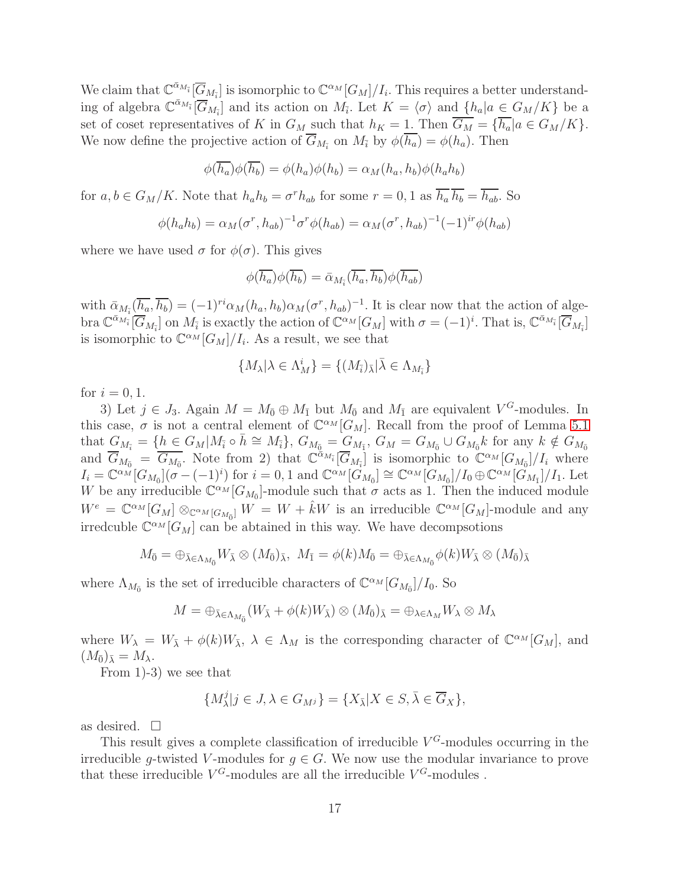We claim that $\mathbb{C}^{\bar{\alpha}_{M_{\bar{i}}}}[\overline{G}_{M_{\bar{i}}}]$ is isomorphic to $\mathbb{C}^{\alpha_M}[G_M]/I_i$. This requires a better understanding of algebra $\mathbb{C}^{\bar{\alpha}_{M_{\bar{i}}}}[\overline{G}_{M_{\bar{i}}}]$ and its action on $M_{\bar{i}}$. Let $K = \langle \sigma \rangle$ and $\{h_a | a \in G_M/K\}$ be a set of coset representatives of $K$ in $G_M$ such that $h_K = 1$. Then $\overline{G_M} = \{\overline{h_a} | a \in G_M/K\}$. We now define the projective action of $\overline{G}_{M_{\bar{i}}}$ on $M_{\bar{i}}$ by $\phi(\overline{h_a}) = \phi(h_a)$. Then

$$\phi(\overline{h_a})\phi(\overline{h_b}) = \phi(h_a)\phi(h_b) = \alpha_M(h_a, h_b)\phi(h_a h_b)$$

for $a, b \in G_M/K$. Note that $h_a h_b = \sigma^r h_{ab}$ for some $r = 0, 1$ as $\overline{h_a}\,\overline{h_b} = \overline{h_{ab}}$. So

$$\phi(h_a h_b) = \alpha_M(\sigma^r, h_{ab})^{-1}\sigma^r\phi(h_{ab}) = \alpha_M(\sigma^r, h_{ab})^{-1}(-1)^{ir}\phi(h_{ab})$$

where we have used $\sigma$ for $\phi(\sigma)$. This gives

$$\phi(\overline{h_a})\phi(\overline{h_b}) = \bar{\alpha}_{M_{\bar{i}}}(\overline{h_a}, \overline{h_b})\phi(\overline{h_{ab}})$$

with $\bar{\alpha}_{M_{\bar{i}}}(\overline{h_a}, \overline{h_b}) = (-1)^{ri}\alpha_M(h_a, h_b)\alpha_M(\sigma^r, h_{ab})^{-1}$. It is clear now that the action of algebra $\mathbb{C}^{\bar{\alpha}_{M_{\bar{i}}}}[\overline{G}_{M_{\bar{i}}}]$ on $M_{\bar{i}}$ is exactly the action of $\mathbb{C}^{\alpha_M}[G_M]$ with $\sigma = (-1)^i$. That is, $\mathbb{C}^{\bar{\alpha}_{M_{\bar{i}}}}[\overline{G}_{M_{\bar{i}}}]$ is isomorphic to $\mathbb{C}^{\alpha_M}[G_M]/I_i$. As a result, we see that

$$\{M_\lambda | \lambda \in \Lambda_M^i\} = \{(M_{\bar{i}})_{\bar{\lambda}} | \bar{\lambda} \in \Lambda_{M_{\bar{i}}}\}$$

for $i = 0, 1$.

3) Let $j \in J_3$. Again $M = M_{\bar{0}} \oplus M_{\bar{1}}$ but $M_{\bar{0}}$ and $M_{\bar{1}}$ are equivalent $V^G$-modules. In this case, $\sigma$ is not a central element of $\mathbb{C}^{\alpha_M}[G_M]$. Recall from the proof of Lemma 5.1 that $G_{M_{\bar{i}}} = \{h \in G_M | M_{\bar{i}} \circ \bar{h} \cong M_{\bar{i}}\}$, $G_{M_{\bar{0}}} = G_{M_{\bar{1}}}$, $G_M = G_{M_{\bar{0}}} \cup G_{M_{\bar{0}}}k$ for any $k \notin G_{M_{\bar{0}}}$ and $\overline{G}_{M_{\bar{0}}} = \overline{G_{M_{\bar{0}}}}$. Note from 2) that $\mathbb{C}^{\bar{\alpha}_{M_{\bar{i}}}}[\overline{G}_{M_{\bar{i}}}]$ is isomorphic to $\mathbb{C}^{\alpha_M}[G_{M_{\bar{0}}}]/I_i$ where $I_i = \mathbb{C}^{\alpha_M}[G_{M_{\bar{0}}}](\sigma - (-1)^i)$ for $i = 0, 1$ and $\mathbb{C}^{\alpha_M}[G_{M_{\bar{0}}}] \cong \mathbb{C}^{\alpha_M}[G_{M_{\bar{0}}}]/I_0 \oplus \mathbb{C}^{\alpha_M}[G_{M_{\bar{1}}}]/I_1$. Let $W$ be any irreducible $\mathbb{C}^{\alpha_M}[G_{M_{\bar{0}}}]$-module such that $\sigma$ acts as 1. Then the induced module $W^e = \mathbb{C}^{\alpha_M}[G_M] \otimes_{\mathbb{C}^{\alpha_M}[G_{M_{\bar{0}}}]} W = W + \hat{k}W$ is an irreducible $\mathbb{C}^{\alpha_M}[G_M]$-module and any irredcuble $\mathbb{C}^{\alpha_M}[G_M]$ can be abtained in this way. We have decompsotions

$$M_{\bar{0}} = \oplus_{\bar{\lambda} \in \Lambda_{M_{\bar{0}}}} W_{\bar{\lambda}} \otimes (M_{\bar{0}})_{\bar{\lambda}}, \ M_{\bar{1}} = \phi(k)M_{\bar{0}} = \oplus_{\bar{\lambda} \in \Lambda_{M_{\bar{0}}}} \phi(k)W_{\bar{\lambda}} \otimes (M_{\bar{0}})_{\bar{\lambda}}$$

where $\Lambda_{M_{\bar{0}}}$ is the set of irreducible characters of $\mathbb{C}^{\alpha_M}[G_{M_{\bar{0}}}]/I_0$. So

$$M = \oplus_{\bar{\lambda} \in \Lambda_{M_{\bar{0}}}} (W_{\bar{\lambda}} + \phi(k)W_{\bar{\lambda}}) \otimes (M_{\bar{0}})_{\bar{\lambda}} = \oplus_{\lambda \in \Lambda_M} W_\lambda \otimes M_\lambda$$

where $W_\lambda = W_{\bar{\lambda}} + \phi(k)W_{\bar{\lambda}}$, $\lambda \in \Lambda_M$ is the corresponding character of $\mathbb{C}^{\alpha_M}[G_M]$, and $(M_{\bar{0}})_{\bar{\lambda}} = M_\lambda$.

From 1)-3) we see that

$$\{M_\lambda^j | j \in J, \lambda \in G_{M^j}\} = \{X_{\bar{\lambda}} | X \in S, \bar{\lambda} \in \overline{G}_X\},$$

as desired. $\square$

This result gives a complete classification of irreducible $V^G$-modules occurring in the irreducible $g$-twisted $V$-modules for $g \in G$. We now use the modular invariance to prove that these irreducible $V^G$-modules are all the irreducible $V^G$-modules .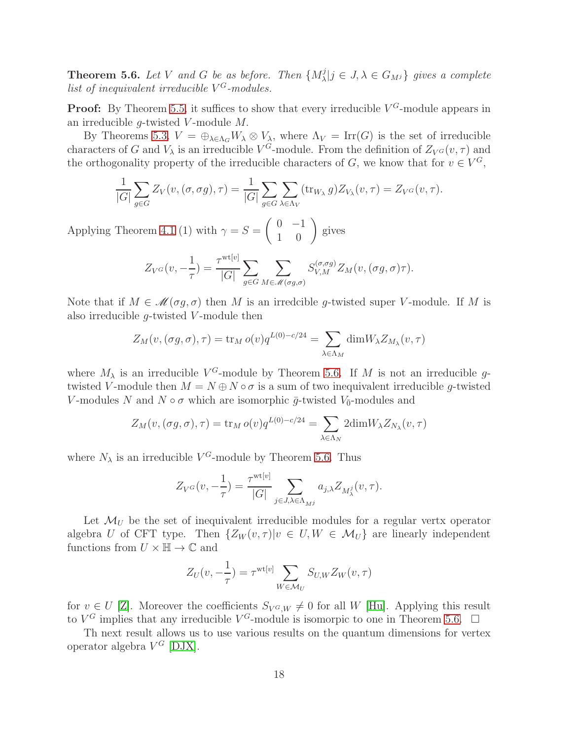**Theorem 5.6.** *Let $V$ and $G$ be as before. Then $\{M^j_\lambda | j \in J, \lambda \in G_{M^j}\}$ gives a complete list of inequivalent irreducible $V^G$-modules.*

**Proof:** By Theorem 5.5, it suffices to show that every irreducible $V^G$-module appears in an irreducible $g$-twisted $V$-module $M$.

By Theorems 5.3, $V = \oplus_{\lambda \in \Lambda_G} W_\lambda \otimes V_\lambda$, where $\Lambda_V = \mathrm{Irr}(G)$ is the set of irreducible characters of $G$ and $V_\lambda$ is an irreducible $V^G$-module. From the definition of $Z_{V^G}(v, \tau)$ and the orthogonality property of the irreducible characters of $G$, we know that for $v \in V^G$,

$$\frac{1}{|G|}\sum_{g\in G} Z_V(v, (\sigma, \sigma g), \tau) = \frac{1}{|G|}\sum_{g\in G}\sum_{\lambda\in\Lambda_V} (\mathrm{tr}_{W_\lambda} g) Z_{V_\lambda}(v, \tau) = Z_{V^G}(v, \tau).$$

Applying Theorem 4.1 (1) with $\gamma = S = \begin{pmatrix} 0 & -1 \\ 1 & 0 \end{pmatrix}$ gives

$$Z_{V^G}(v, -\frac{1}{\tau}) = \frac{\tau^{\mathrm{wt}[v]}}{|G|}\sum_{g\in G}\sum_{M\in\mathscr{M}(\sigma g, \sigma)} S^{(\sigma,\sigma g)}_{V,M} Z_M(v, (\sigma g, \sigma)\tau).$$

Note that if $M \in \mathscr{M}(\sigma g, \sigma)$ then $M$ is an irredcible $g$-twisted super $V$-module. If $M$ is also irreducible $g$-twisted $V$-module then

$$Z_M(v, (\sigma g, \sigma), \tau) = \mathrm{tr}_M\, o(v) q^{L(0)-c/24} = \sum_{\lambda\in\Lambda_M} \mathrm{dim} W_\lambda Z_{M_\lambda}(v, \tau)$$

where $M_\lambda$ is an irreducible $V^G$-module by Theorem 5.6. If $M$ is not an irreducible $g$-twisted $V$-module then $M = N \oplus N\circ\sigma$ is a sum of two inequivalent irreducible $g$-twisted $V$-modules $N$ and $N\circ\sigma$ which are isomorphic $\bar{g}$-twisted $V_{\bar{0}}$-modules and

$$Z_M(v, (\sigma g, \sigma), \tau) = \mathrm{tr}_M\, o(v) q^{L(0)-c/24} = \sum_{\lambda\in\Lambda_N} 2\mathrm{dim} W_\lambda Z_{N_\lambda}(v, \tau)$$

where $N_\lambda$ is an irreducible $V^G$-module by Theorem 5.6. Thus

$$Z_{V^G}(v, -\frac{1}{\tau}) = \frac{\tau^{\mathrm{wt}[v]}}{|G|}\sum_{j\in J, \lambda\in\Lambda_{M^j}} a_{j,\lambda} Z_{M^j_\lambda}(v, \tau).$$

Let $\mathcal{M}_U$ be the set of inequivalent irreducible modules for a regular vertx operator algebra $U$ of CFT type. Then $\{Z_W(v, \tau) | v \in U, W \in \mathcal{M}_U\}$ are linearly independent functions from $U \times \mathbb{H} \to \mathbb{C}$ and

$$Z_U(v, -\frac{1}{\tau}) = \tau^{\mathrm{wt}[v]}\sum_{W\in\mathcal{M}_U} S_{U,W} Z_W(v, \tau)$$

for $v \in U$ [Z]. Moreover the coefficients $S_{V^G,W} \neq 0$ for all $W$ [Hu]. Applying this result to $V^G$ implies that any irreducible $V^G$-module is isomorpic to one in Theorem 5.6. $\square$

Th next result allows us to use various results on the quantum dimensions for vertex operator algebra $V^G$ [DJX].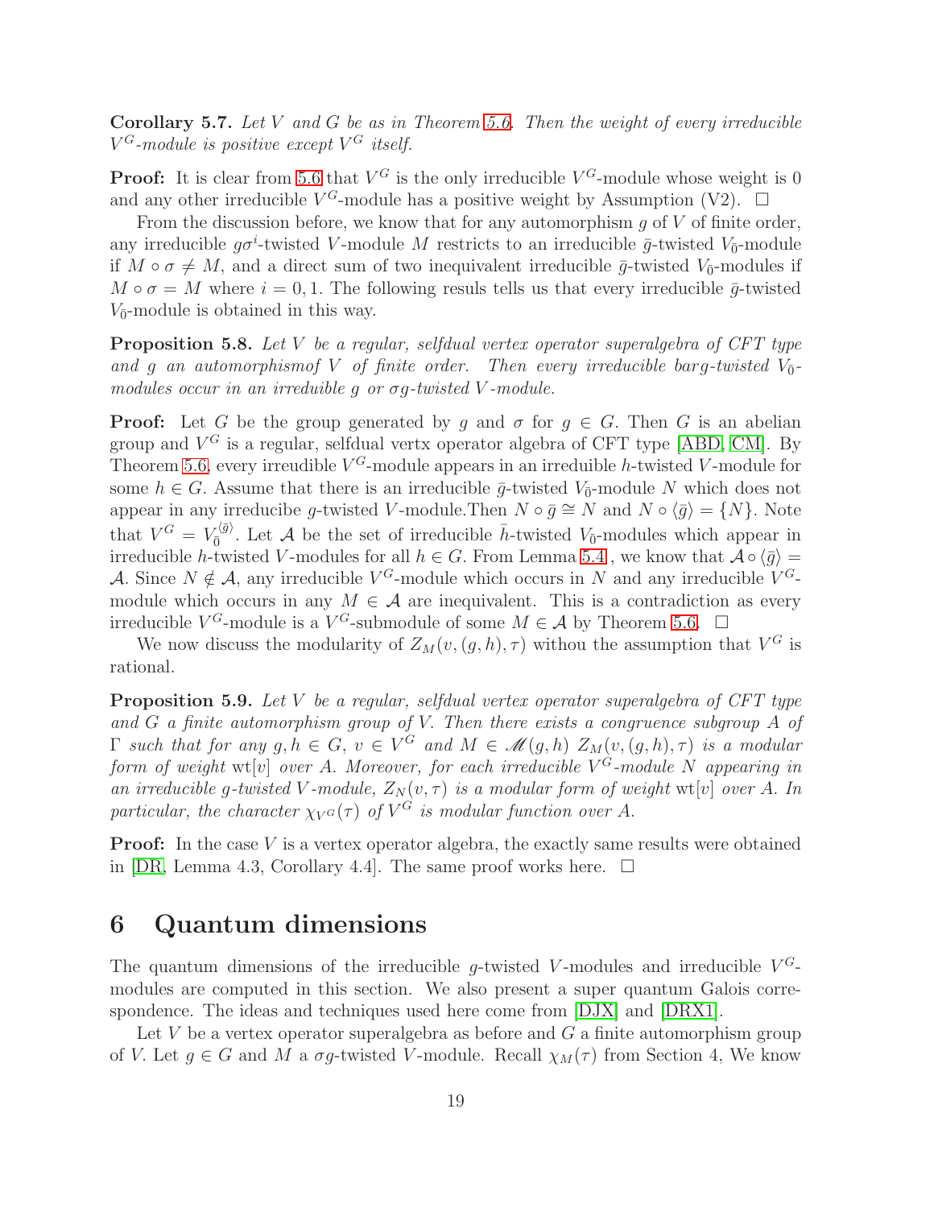**Corollary 5.7.** *Let $V$ and $G$ be as in Theorem 5.6. Then the weight of every irreducible $V^G$-module is positive except $V^G$ itself.*

**Proof:** It is clear from 5.6 that $V^G$ is the only irreducible $V^G$-module whose weight is 0 and any other irreducible $V^G$-module has a positive weight by Assumption (V2). $\square$

From the discussion before, we know that for any automorphism $g$ of $V$ of finite order, any irreducible $g\sigma^i$-twisted $V$-module $M$ restricts to an irreducible $\bar{g}$-twisted $V_{\bar{0}}$-module if $M \circ \sigma \neq M$, and a direct sum of two inequivalent irreducible $\bar{g}$-twisted $V_{\bar{0}}$-modules if $M \circ \sigma = M$ where $i = 0, 1$. The following resuls tells us that every irreducible $\bar{g}$-twisted $V_{\bar{0}}$-module is obtained in this way.

**Proposition 5.8.** *Let $V$ be a regular, selfdual vertex operator superalgebra of CFT type and $g$ an automorphismof $V$ of finite order. Then every irreducible barg-twisted $V_{\bar{0}}$-modules occur in an irreduible $g$ or $\sigma g$-twisted $V$-module.*

**Proof:** Let $G$ be the group generated by $g$ and $\sigma$ for $g \in G$. Then $G$ is an abelian group and $V^G$ is a regular, selfdual vertx operator algebra of CFT type [ABD, CM]. By Theorem 5.6, every irreudible $V^G$-module appears in an irreduible $h$-twisted $V$-module for some $h \in G$. Assume that there is an irreducible $\bar{g}$-twisted $V_{\bar{0}}$-module $N$ which does not appear in any irreducibe $g$-twisted $V$-module.Then $N \circ \bar{g} \cong N$ and $N \circ \langle \bar{g} \rangle = \{N\}$. Note that $V^G = V_{\bar{0}}^{\langle \bar{g} \rangle}$. Let $\mathcal{A}$ be the set of irreducible $\bar{h}$-twisted $V_{\bar{0}}$-modules which appear in irreducible $h$-twisted $V$-modules for all $h \in G$. From Lemma 5.4 , we know that $\mathcal{A} \circ \langle \bar{g} \rangle = \mathcal{A}$. Since $N \notin \mathcal{A}$, any irreducible $V^G$-module which occurs in $N$ and any irreducible $V^G$-module which occurs in any $M \in \mathcal{A}$ are inequivalent. This is a contradiction as every irreducible $V^G$-module is a $V^G$-submodule of some $M \in \mathcal{A}$ by Theorem 5.6. $\square$

We now discuss the modularity of $Z_M(v, (g, h), \tau)$ withou the assumption that $V^G$ is rational.

**Proposition 5.9.** *Let $V$ be a regular, selfdual vertex operator superalgebra of CFT type and $G$ a finite automorphism group of $V$. Then there exists a congruence subgroup $A$ of $\Gamma$ such that for any $g, h \in G$, $v \in V^G$ and $M \in \mathscr{M}(g, h)$ $Z_M(v, (g, h), \tau)$ is a modular form of weight $\mathrm{wt}[v]$ over $A$. Moreover, for each irreducible $V^G$-module $N$ appearing in an irreducible $g$-twisted $V$-module, $Z_N(v, \tau)$ is a modular form of weight $\mathrm{wt}[v]$ over $A$. In particular, the character $\chi_{V^G}(\tau)$ of $V^G$ is modular function over $A$.*

**Proof:** In the case $V$ is a vertex operator algebra, the exactly same results were obtained in [DR, Lemma 4.3, Corollary 4.4]. The same proof works here. $\square$

## 6 Quantum dimensions

The quantum dimensions of the irreducible $g$-twisted $V$-modules and irreducible $V^G$-modules are computed in this section. We also present a super quantum Galois correspondence. The ideas and techniques used here come from [DJX] and [DRX1].

Let $V$ be a vertex operator superalgebra as before and $G$ a finite automorphism group of $V$. Let $g \in G$ and $M$ a $\sigma g$-twisted $V$-module. Recall $\chi_M(\tau)$ from Section 4, We know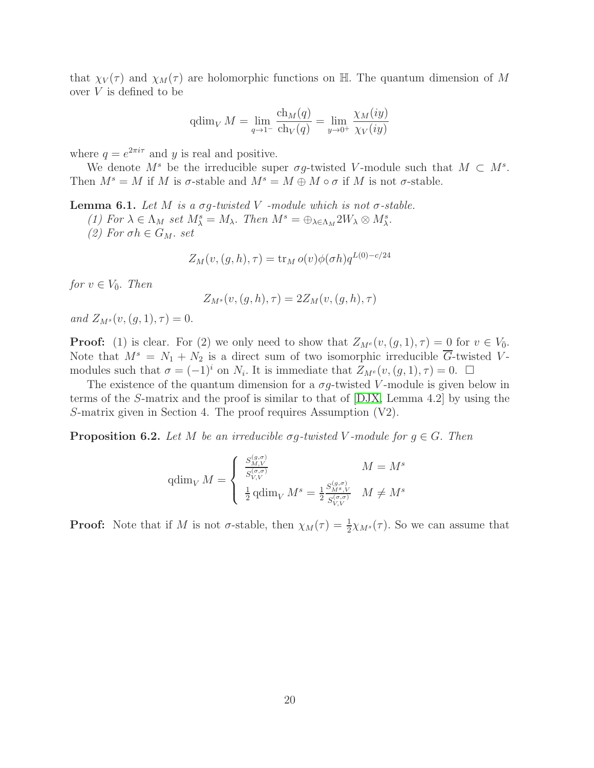that $\chi_V(\tau)$ and $\chi_M(\tau)$ are holomorphic functions on $\mathbb{H}$. The quantum dimension of $M$ over $V$ is defined to be

$$\operatorname{qdim}_V M = \lim_{q\to 1^-} \frac{\operatorname{ch}_M(q)}{\operatorname{ch}_V(q)} = \lim_{y\to 0^+} \frac{\chi_M(iy)}{\chi_V(iy)}$$

where $q = e^{2\pi i\tau}$ and $y$ is real and positive.

We denote $M^s$ be the irreducible super $\sigma g$-twisted $V$-module such that $M \subset M^s$. Then $M^s = M$ if $M$ is $\sigma$-stable and $M^s = M \oplus M \circ \sigma$ if $M$ is not $\sigma$-stable.

**Lemma 6.1.** *Let $M$ is a $\sigma g$-twisted $V$ -module which is not $\sigma$-stable.*

*(1) For $\lambda \in \Lambda_M$ set $M^s_\lambda = M_\lambda$. Then $M^s = \oplus_{\lambda\in\Lambda_M} 2W_\lambda \otimes M^s_\lambda$.*

*(2) For $\sigma h \in G_M$. set*

$$Z_M(v,(g,h),\tau) = \operatorname{tr}_M o(v)\phi(\sigma h) q^{L(0)-c/24}$$

*for $v \in V_{\bar{0}}$. Then*

$$Z_{M^s}(v,(g,h),\tau) = 2Z_M(v,(g,h),\tau)$$

*and $Z_{M^s}(v,(g,1),\tau) = 0$.*

**Proof:** (1) is clear. For (2) we only need to show that $Z_{M^e}(v,(g,1),\tau) = 0$ for $v \in V_{\bar{0}}$. Note that $M^s = N_1 + N_2$ is a direct sum of two isomorphic irreducible $\overline{G}$-twisted $V$-modules such that $\sigma = (-1)^i$ on $N_i$. It is immediate that $Z_{M^e}(v,(g,1),\tau) = 0$. $\square$

The existence of the quantum dimension for a $\sigma g$-twisted $V$-module is given below in terms of the $S$-matrix and the proof is similar to that of [DJX, Lemma 4.2] by using the $S$-matrix given in Section 4. The proof requires Assumption (V2).

**Proposition 6.2.** *Let $M$ be an irreducible $\sigma g$-twisted $V$-module for $g \in G$. Then*

$$\operatorname{qdim}_V M = \begin{cases} \dfrac{S^{(g,\sigma)}_{M,V}}{S^{(\sigma,\sigma)}_{V,V}} & M = M^s \\[2ex] \dfrac{1}{2}\operatorname{qdim}_V M^s = \dfrac{1}{2}\dfrac{S^{(g,\sigma)}_{M^s,V}}{S^{(\sigma,\sigma)}_{V,V}} & M \neq M^s \end{cases}$$

**Proof:** Note that if $M$ is not $\sigma$-stable, then $\chi_M(\tau) = \frac{1}{2}\chi_{M^s}(\tau)$. So we can assume that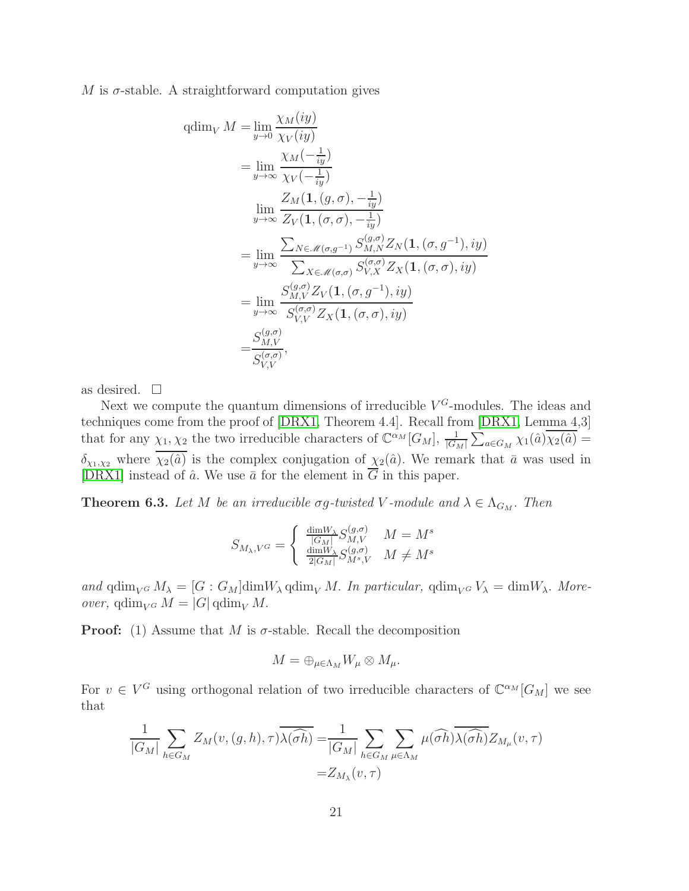$M$ is $\sigma$-stable. A straightforward computation gives

$$
\begin{aligned}
\mathrm{qdim}_V M =& \lim_{y\to 0} \frac{\chi_M(iy)}{\chi_V(iy)} \\
=& \lim_{y\to\infty} \frac{\chi_M(-\frac{1}{iy})}{\chi_V(-\frac{1}{iy})} \\
& \lim_{y\to\infty} \frac{Z_M(\mathbf{1},(g,\sigma),-\frac{1}{iy})}{Z_V(\mathbf{1},(\sigma,\sigma),-\frac{1}{iy})} \\
=& \lim_{y\to\infty} \frac{\sum_{N\in\mathscr{M}(\sigma,g^{-1})} S^{(g,\sigma)}_{M,N} Z_N(\mathbf{1},(\sigma,g^{-1}),iy)}{\sum_{X\in\mathscr{M}(\sigma,\sigma)} S^{(\sigma,\sigma)}_{V,X} Z_X(\mathbf{1},(\sigma,\sigma),iy)} \\
=& \lim_{y\to\infty} \frac{S^{(g,\sigma)}_{M,V} Z_V(\mathbf{1},(\sigma,g^{-1}),iy)}{S^{(\sigma,\sigma)}_{V,V} Z_X(\mathbf{1},(\sigma,\sigma),iy)} \\
=& \frac{S^{(g,\sigma)}_{M,V}}{S^{(\sigma,\sigma)}_{V,V}},
\end{aligned}
$$

as desired. $\square$

Next we compute the quantum dimensions of irreducible $V^G$-modules. The ideas and techniques come from the proof of [DRX1, Theorem 4.4]. Recall from [DRX1, Lemma 4,3] that for any $\chi_1, \chi_2$ the two irreducible characters of $\mathbb{C}^{\alpha_M}[G_M]$, $\frac{1}{|G_M|}\sum_{a\in G_M} \chi_1(\hat{a})\overline{\chi_2(\hat{a})} = \delta_{\chi_1,\chi_2}$ where $\overline{\chi_2(\hat{a})}$ is the complex conjugation of $\chi_2(\hat{a})$. We remark that $\bar{a}$ was used in [DRX1] instead of $\hat{a}$. We use $\bar{a}$ for the element in $\overline{G}$ in this paper.

**Theorem 6.3.** *Let $M$ be an irreducible $\sigma g$-twisted $V$-module and $\lambda \in \Lambda_{G_M}$. Then*

$$
S_{M_\lambda, V^G} = \begin{cases} \frac{\mathrm{dim} W_\lambda}{|G_M|} S^{(g,\sigma)}_{M,V} & M = M^s \\ \frac{\mathrm{dim} W_\lambda}{2|G_M|} S^{(g,\sigma)}_{M^s,V} & M \neq M^s \end{cases}
$$

*and* $\mathrm{qdim}_{V^G} M_\lambda = [G:G_M]\mathrm{dim}W_\lambda \,\mathrm{qdim}_V M$. *In particular,* $\mathrm{qdim}_{V^G} V_\lambda = \mathrm{dim}W_\lambda$. *Moreover,* $\mathrm{qdim}_{V^G} M = |G|\,\mathrm{qdim}_V M$.

**Proof:** (1) Assume that $M$ is $\sigma$-stable. Recall the decomposition

$$
M = \oplus_{\mu\in\Lambda_M} W_\mu \otimes M_\mu.
$$

For $v \in V^G$ using orthogonal relation of two irreducible characters of $\mathbb{C}^{\alpha_M}[G_M]$ we see that

$$
\begin{aligned}
\frac{1}{|G_M|}\sum_{h\in G_M} Z_M(v,(g,h),\tau)\overline{\lambda(\widehat{\sigma h})} =& \frac{1}{|G_M|}\sum_{h\in G_M}\sum_{\mu\in\Lambda_M} \mu(\widehat{\sigma h})\overline{\lambda(\widehat{\sigma h})} Z_{M_\mu}(v,\tau) \\
=& Z_{M_\lambda}(v,\tau)
\end{aligned}
$$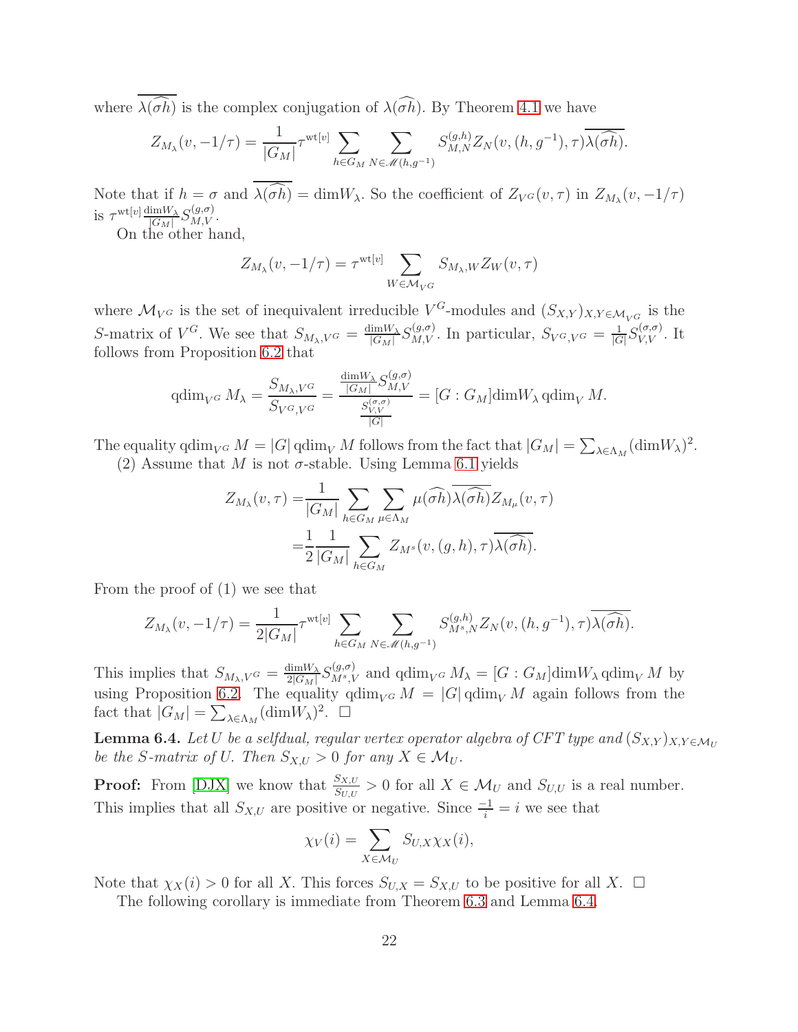where $\overline{\lambda(\widehat{\sigma h})}$ is the complex conjugation of $\lambda(\widehat{\sigma h})$. By Theorem 4.1 we have

$$Z_{M_\lambda}(v, -1/\tau) = \frac{1}{|G_M|}\tau^{\mathrm{wt}[v]}\sum_{h\in G_M}\sum_{N\in \mathscr{M}(h,g^{-1})} S^{(g,h)}_{M,N} Z_N(v,(h,g^{-1}),\tau)\overline{\lambda(\widehat{\sigma h})}.$$

Note that if $h=\sigma$ and $\overline{\lambda(\widehat{\sigma h})} = \dim W_\lambda$. So the coefficient of $Z_{V^G}(v,\tau)$ in $Z_{M_\lambda}(v,-1/\tau)$ is $\tau^{\mathrm{wt}[v]}\frac{\dim W_\lambda}{|G_M|}S^{(g,\sigma)}_{M,V}$.

On the other hand,

$$Z_{M_\lambda}(v,-1/\tau) = \tau^{\mathrm{wt}[v]}\sum_{W\in\mathcal{M}_{V^G}} S_{M_\lambda,W} Z_W(v,\tau)$$

where $\mathcal{M}_{V^G}$ is the set of inequivalent irreducible $V^G$-modules and $(S_{X,Y})_{X,Y\in\mathcal{M}_{V^G}}$ is the $S$-matrix of $V^G$. We see that $S_{M_\lambda,V^G} = \frac{\dim W_\lambda}{|G_M|}S^{(g,\sigma)}_{M,V}$. In particular, $S_{V^G,V^G} = \frac{1}{|G|}S^{(\sigma,\sigma)}_{V,V}$. It follows from Proposition 6.2 that

$$\mathrm{qdim}_{V^G} M_\lambda = \frac{S_{M_\lambda,V^G}}{S_{V^G,V^G}} = \frac{\frac{\dim W_\lambda}{|G_M|}S^{(g,\sigma)}_{M,V}}{\frac{S^{(\sigma,\sigma)}_{V,V}}{|G|}} = [G:G_M]\dim W_\lambda\,\mathrm{qdim}_V M.$$

The equality $\mathrm{qdim}_{V^G} M = |G|\,\mathrm{qdim}_V M$ follows from the fact that $|G_M| = \sum_{\lambda\in\Lambda_M}(\dim W_\lambda)^2$.

(2) Assume that $M$ is not $\sigma$-stable. Using Lemma 6.1 yields

$$\begin{aligned} Z_{M_\lambda}(v,\tau) =& \frac{1}{|G_M|}\sum_{h\in G_M}\sum_{\mu\in\Lambda_M}\mu(\widehat{\sigma h})\overline{\lambda(\widehat{\sigma h})}Z_{M_\mu}(v,\tau)\\ =& \frac{1}{2}\frac{1}{|G_M|}\sum_{h\in G_M} Z_{M^s}(v,(g,h),\tau)\overline{\lambda(\widehat{\sigma h})}. \end{aligned}$$

From the proof of (1) we see that

$$Z_{M_\lambda}(v,-1/\tau) = \frac{1}{2|G_M|}\tau^{\mathrm{wt}[v]}\sum_{h\in G_M}\sum_{N\in \mathscr{M}(h,g^{-1})} S^{(g,h)}_{M^s,N} Z_N(v,(h,g^{-1}),\tau)\overline{\lambda(\widehat{\sigma h})}.$$

This implies that $S_{M_\lambda,V^G} = \frac{\dim W_\lambda}{2|G_M|}S^{(g,\sigma)}_{M^s,V}$ and $\mathrm{qdim}_{V^G} M_\lambda = [G:G_M]\dim W_\lambda\,\mathrm{qdim}_V M$ by using Proposition 6.2. The equality $\mathrm{qdim}_{V^G} M = |G|\,\mathrm{qdim}_V M$ again follows from the fact that $|G_M| = \sum_{\lambda\in\Lambda_M}(\dim W_\lambda)^2$. $\square$

**Lemma 6.4.** *Let $U$ be a selfdual, regular vertex operator algebra of CFT type and $(S_{X,Y})_{X,Y\in\mathcal{M}_U}$ be the $S$-matrix of $U$. Then $S_{X,U}>0$ for any $X\in\mathcal{M}_U$.*

**Proof:** From [DJX] we know that $\frac{S_{X,U}}{S_{U,U}}>0$ for all $X\in\mathcal{M}_U$ and $S_{U,U}$ is a real number. This implies that all $S_{X,U}$ are positive or negative. Since $\frac{-1}{i}=i$ we see that

$$\chi_V(i) = \sum_{X\in\mathcal{M}_U} S_{U,X}\chi_X(i),$$

Note that $\chi_X(i)>0$ for all $X$. This forces $S_{U,X}=S_{X,U}$ to be positive for all $X$. $\square$

The following corollary is immediate from Theorem 6.3 and Lemma 6.4.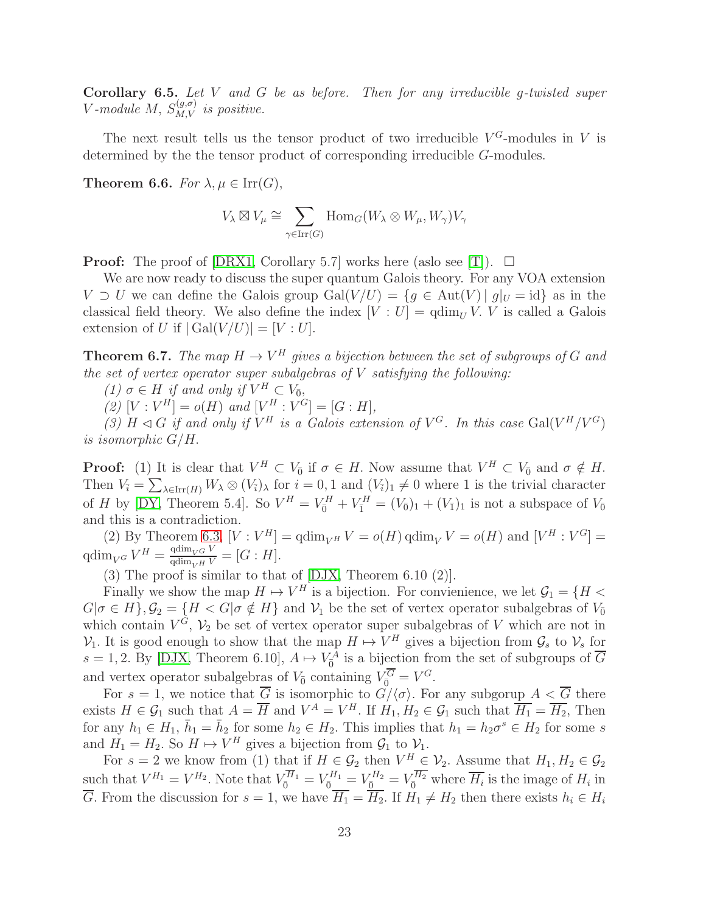**Corollary 6.5.** *Let $V$ and $G$ be as before. Then for any irreducible $g$-twisted super $V$-module $M$, $S_{M,V}^{(g,\sigma)}$ is positive.*

The next result tells us the tensor product of two irreducible $V^G$-modules in $V$ is determined by the the tensor product of corresponding irreducible $G$-modules.

**Theorem 6.6.** *For $\lambda, \mu \in \mathrm{Irr}(G)$,*

$$V_\lambda \boxtimes V_\mu \cong \sum_{\gamma \in \mathrm{Irr}(G)} \mathrm{Hom}_G(W_\lambda \otimes W_\mu, W_\gamma) V_\gamma$$

**Proof:** The proof of [DRX1, Corollary 5.7] works here (aslo see [T]). $\square$

We are now ready to discuss the super quantum Galois theory. For any VOA extension $V \supset U$ we can define the Galois group $\mathrm{Gal}(V/U) = \{g \in \mathrm{Aut}(V) \mid g|_U = \mathrm{id}\}$ as in the classical field theory. We also define the index $[V : U] = \mathrm{qdim}_U V$. $V$ is called a Galois extension of $U$ if $|\mathrm{Gal}(V/U)| = [V : U]$.

**Theorem 6.7.** *The map $H \to V^H$ gives a bijection between the set of subgroups of $G$ and the set of vertex operator super subalgebras of $V$ satisfying the following:*

*(1) $\sigma \in H$ if and only if $V^H \subset V_{\bar{0}}$,*

*(2) $[V : V^H] = o(H)$ and $[V^H : V^G] = [G : H]$,*

*(3) $H \lhd G$ if and only if $V^H$ is a Galois extension of $V^G$. In this case $\mathrm{Gal}(V^H/V^G)$ is isomorphic $G/H$.*

**Proof:** (1) It is clear that $V^H \subset V_{\bar{0}}$ if $\sigma \in H$. Now assume that $V^H \subset V_{\bar{0}}$ and $\sigma \notin H$. Then $V_{\bar{i}} = \sum_{\lambda \in \mathrm{Irr}(H)} W_\lambda \otimes (V_{\bar{i}})_\lambda$ for $i = 0, 1$ and $(V_{\bar{i}})_1 \neq 0$ where $1$ is the trivial character of $H$ by [DY, Theorem 5.4]. So $V^H = V_{\bar{0}}^H + V_{\bar{1}}^H = (V_{\bar{0}})_1 + (V_{\bar{1}})_1$ is not a subspace of $V_{\bar{0}}$ and this is a contradiction.

(2) By Theorem 6.3, $[V : V^H] = \mathrm{qdim}_{V^H} V = o(H)\,\mathrm{qdim}_V V = o(H)$ and $[V^H : V^G] = \mathrm{qdim}_{V^G} V^H = \frac{\mathrm{qdim}_{V^G} V}{\mathrm{qdim}_{V^H} V} = [G : H]$.

(3) The proof is similar to that of [DJX, Theorem 6.10 (2)].

Finally we show the map $H \mapsto V^H$ is a bijection. For convienience, we let $\mathcal{G}_1 = \{H < G | \sigma \in H\}, \mathcal{G}_2 = \{H < G | \sigma \notin H\}$ and $\mathcal{V}_1$ be the set of vertex operator subalgebras of $V_{\bar{0}}$ which contain $V^G$, $\mathcal{V}_2$ be set of vertex operator super subalgebras of $V$ which are not in $\mathcal{V}_1$. It is good enough to show that the map $H \mapsto V^H$ gives a bijection from $\mathcal{G}_s$ to $\mathcal{V}_s$ for $s = 1, 2$. By [DJX, Theorem 6.10], $A \mapsto V_{\bar{0}}^A$ is a bijection from the set of subgroups of $\overline{G}$ and vertex operator subalgebras of $V_{\bar{0}}$ containing $V_{\bar{0}}^{\overline{G}} = V^G$.

For $s = 1$, we notice that $\overline{G}$ is isomorphic to $G/\langle\sigma\rangle$. For any subgorup $A < \overline{G}$ there exists $H \in \mathcal{G}_1$ such that $A = \overline{H}$ and $V^A = V^H$. If $H_1, H_2 \in \mathcal{G}_1$ such that $\overline{H_1} = \overline{H_2}$, Then for any $h_1 \in H_1$, $\bar{h}_1 = \bar{h}_2$ for some $h_2 \in H_2$. This implies that $h_1 = h_2\sigma^s \in H_2$ for some $s$ and $H_1 = H_2$. So $H \mapsto V^H$ gives a bijection from $\mathcal{G}_1$ to $\mathcal{V}_1$.

For $s = 2$ we know from (1) that if $H \in \mathcal{G}_2$ then $V^H \in \mathcal{V}_2$. Assume that $H_1, H_2 \in \mathcal{G}_2$ such that $V^{H_1} = V^{H_2}$. Note that $V_{\bar{0}}^{\overline{H}_1} = V_{\bar{0}}^{H_1} = V_{\bar{0}}^{H_2} = V_{\bar{0}}^{\overline{H}_2}$ where $\overline{H_i}$ is the image of $H_i$ in $\overline{G}$. From the discussion for $s = 1$, we have $\overline{H_1} = \overline{H_2}$. If $H_1 \neq H_2$ then there exists $h_i \in H_i$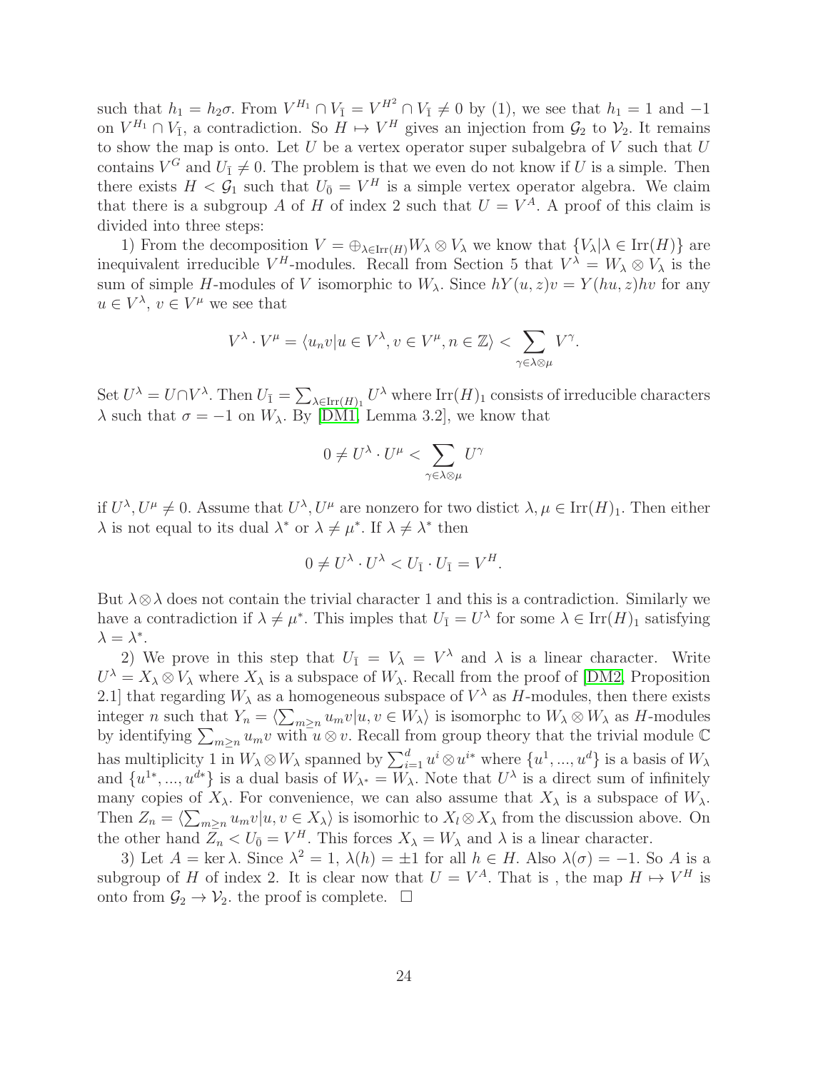such that $h_1 = h_2\sigma$. From $V^{H_1} \cap V_{\bar{1}} = V^{H^2} \cap V_{\bar{1}} \neq 0$ by (1), we see that $h_1 = 1$ and $-1$ on $V^{H_1} \cap V_{\bar{1}}$, a contradiction. So $H \mapsto V^H$ gives an injection from $\mathcal{G}_2$ to $\mathcal{V}_2$. It remains to show the map is onto. Let $U$ be a vertex operator super subalgebra of $V$ such that $U$ contains $V^G$ and $U_{\bar{1}} \neq 0$. The problem is that we even do not know if $U$ is a simple. Then there exists $H < \mathcal{G}_1$ such that $U_{\bar{0}} = V^H$ is a simple vertex operator algebra. We claim that there is a subgroup $A$ of $H$ of index 2 such that $U = V^A$. A proof of this claim is divided into three steps:

1) From the decomposition $V = \oplus_{\lambda \in \mathrm{Irr}(H)} W_\lambda \otimes V_\lambda$ we know that $\{V_\lambda | \lambda \in \mathrm{Irr}(H)\}$ are inequivalent irreducible $V^H$-modules. Recall from Section 5 that $V^\lambda = W_\lambda \otimes V_\lambda$ is the sum of simple $H$-modules of $V$ isomorphic to $W_\lambda$. Since $hY(u, z)v = Y(hu, z)hv$ for any $u \in V^\lambda$, $v \in V^\mu$ we see that

$$V^\lambda \cdot V^\mu = \langle u_n v | u \in V^\lambda, v \in V^\mu, n \in \mathbb{Z} \rangle < \sum_{\gamma \in \lambda \otimes \mu} V^\gamma.$$

Set $U^\lambda = U \cap V^\lambda$. Then $U_{\bar{1}} = \sum_{\lambda \in \mathrm{Irr}(H)_1} U^\lambda$ where $\mathrm{Irr}(H)_1$ consists of irreducible characters $\lambda$ such that $\sigma = -1$ on $W_\lambda$. By [DM1, Lemma 3.2], we know that

$$0 \neq U^\lambda \cdot U^\mu < \sum_{\gamma \in \lambda \otimes \mu} U^\gamma$$

if $U^\lambda, U^\mu \neq 0$. Assume that $U^\lambda, U^\mu$ are nonzero for two distict $\lambda, \mu \in \mathrm{Irr}(H)_1$. Then either $\lambda$ is not equal to its dual $\lambda^*$ or $\lambda \neq \mu^*$. If $\lambda \neq \lambda^*$ then

$$0 \neq U^\lambda \cdot U^\lambda < U_{\bar{1}} \cdot U_{\bar{1}} = V^H.$$

But $\lambda \otimes \lambda$ does not contain the trivial character 1 and this is a contradiction. Similarly we have a contradiction if $\lambda \neq \mu^*$. This imples that $U_{\bar{1}} = U^\lambda$ for some $\lambda \in \mathrm{Irr}(H)_1$ satisfying $\lambda = \lambda^*$.

2) We prove in this step that $U_{\bar{1}} = V_\lambda = V^\lambda$ and $\lambda$ is a linear character. Write $U^\lambda = X_\lambda \otimes V_\lambda$ where $X_\lambda$ is a subspace of $W_\lambda$. Recall from the proof of [DM2, Proposition 2.1] that regarding $W_\lambda$ as a homogeneous subspace of $V^\lambda$ as $H$-modules, then there exists integer $n$ such that $Y_n = \langle \sum_{m \geq n} u_m v | u, v \in W_\lambda \rangle$ is isomorphc to $W_\lambda \otimes W_\lambda$ as $H$-modules by identifying $\sum_{m \geq n} u_m v$ with $u \otimes v$. Recall from group theory that the trivial module $\mathbb{C}$ has multiplicity 1 in $W_\lambda \otimes W_\lambda$ spanned by $\sum_{i=1}^d u^i \otimes u^{i*}$ where $\{u^1, ..., u^d\}$ is a basis of $W_\lambda$ and $\{u^{1*}, ..., u^{d*}\}$ is a dual basis of $W_{\lambda^*} = W_\lambda$. Note that $U^\lambda$ is a direct sum of infinitely many copies of $X_\lambda$. For convenience, we can also assume that $X_\lambda$ is a subspace of $W_\lambda$. Then $Z_n = \langle \sum_{m \geq n} u_m v | u, v \in X_\lambda \rangle$ is isomorhic to $X_l \otimes X_\lambda$ from the discussion above. On the other hand $Z_n < U_{\bar{0}} = V^H$. This forces $X_\lambda = W_\lambda$ and $\lambda$ is a linear character.

3) Let $A = \ker \lambda$. Since $\lambda^2 = 1$, $\lambda(h) = \pm 1$ for all $h \in H$. Also $\lambda(\sigma) = -1$. So $A$ is a subgroup of $H$ of index 2. It is clear now that $U = V^A$. That is , the map $H \mapsto V^H$ is onto from $\mathcal{G}_2 \to \mathcal{V}_2$. the proof is complete. $\square$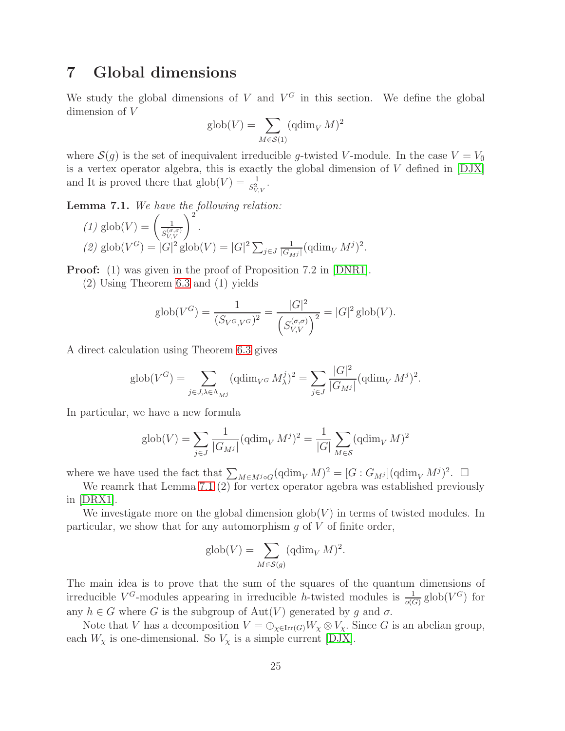# 7 Global dimensions

We study the global dimensions of $V$ and $V^G$ in this section. We define the global dimension of $V$

$$\mathrm{glob}(V) = \sum_{M\in\mathcal{S}(1)} (\mathrm{qdim}_V\, M)^2$$

where $\mathcal{S}(g)$ is the set of inequivalent irreducible $g$-twisted $V$-module. In the case $V = V_{\bar{0}}$ is a vertex operator algebra, this is exactly the global dimension of $V$ defined in [DJX] and It is proved there that $\mathrm{glob}(V) = \frac{1}{S_{V,V}^2}$.

**Lemma 7.1.** *We have the following relation:*

*(1)* $\mathrm{glob}(V) = \left(\frac{1}{S_{V,V}^{(\sigma,\sigma)}}\right)^2$.

*(2)* $\mathrm{glob}(V^G) = |G|^2\,\mathrm{glob}(V) = |G|^2 \sum_{j\in J} \frac{1}{|G_{M^j}|}(\mathrm{qdim}_V\, M^j)^2$.

**Proof:** (1) was given in the proof of Proposition 7.2 in [DNR1].

(2) Using Theorem 6.3 and (1) yields

$$\mathrm{glob}(V^G) = \frac{1}{(S_{V^G,V^G})^2} = \frac{|G|^2}{\left(S_{V,V}^{(\sigma,\sigma)}\right)^2} = |G|^2\,\mathrm{glob}(V).$$

A direct calculation using Theorem 6.3 gives

$$\mathrm{glob}(V^G) = \sum_{j\in J,\lambda\in\Lambda_{M^j}} (\mathrm{qdim}_{V^G}\, M_\lambda^j)^2 = \sum_{j\in J} \frac{|G|^2}{|G_{M^j}|}(\mathrm{qdim}_V\, M^j)^2.$$

In particular, we have a new formula

$$\mathrm{glob}(V) = \sum_{j\in J} \frac{1}{|G_{M^j}|}(\mathrm{qdim}_V\, M^j)^2 = \frac{1}{|G|}\sum_{M\in\mathcal{S}} (\mathrm{qdim}_V\, M)^2$$

where we have used the fact that $\sum_{M\in M^j\circ G} (\mathrm{qdim}_V\, M)^2 = [G : G_{M^j}](\mathrm{qdim}_V\, M^j)^2$. $\square$

We reamrk that Lemma 7.1 (2) for vertex operator agebra was established previously in [DRX1].

We investigate more on the global dimension $\mathrm{glob}(V)$ in terms of twisted modules. In particular, we show that for any automorphism $g$ of $V$ of finite order,

$$\mathrm{glob}(V) = \sum_{M\in\mathcal{S}(g)} (\mathrm{qdim}_V\, M)^2.$$

The main idea is to prove that the sum of the squares of the quantum dimensions of irreducible $V^G$-modules appearing in irreducible $h$-twisted modules is $\frac{1}{o(G)}\,\mathrm{glob}(V^G)$ for any $h \in G$ where $G$ is the subgroup of $\mathrm{Aut}(V)$ generated by $g$ and $\sigma$.

Note that $V$ has a decomposition $V = \oplus_{\chi\in\mathrm{Irr}(G)} W_\chi \otimes V_\chi$. Since $G$ is an abelian group, each $W_\chi$ is one-dimensional. So $V_\chi$ is a simple current [DJX].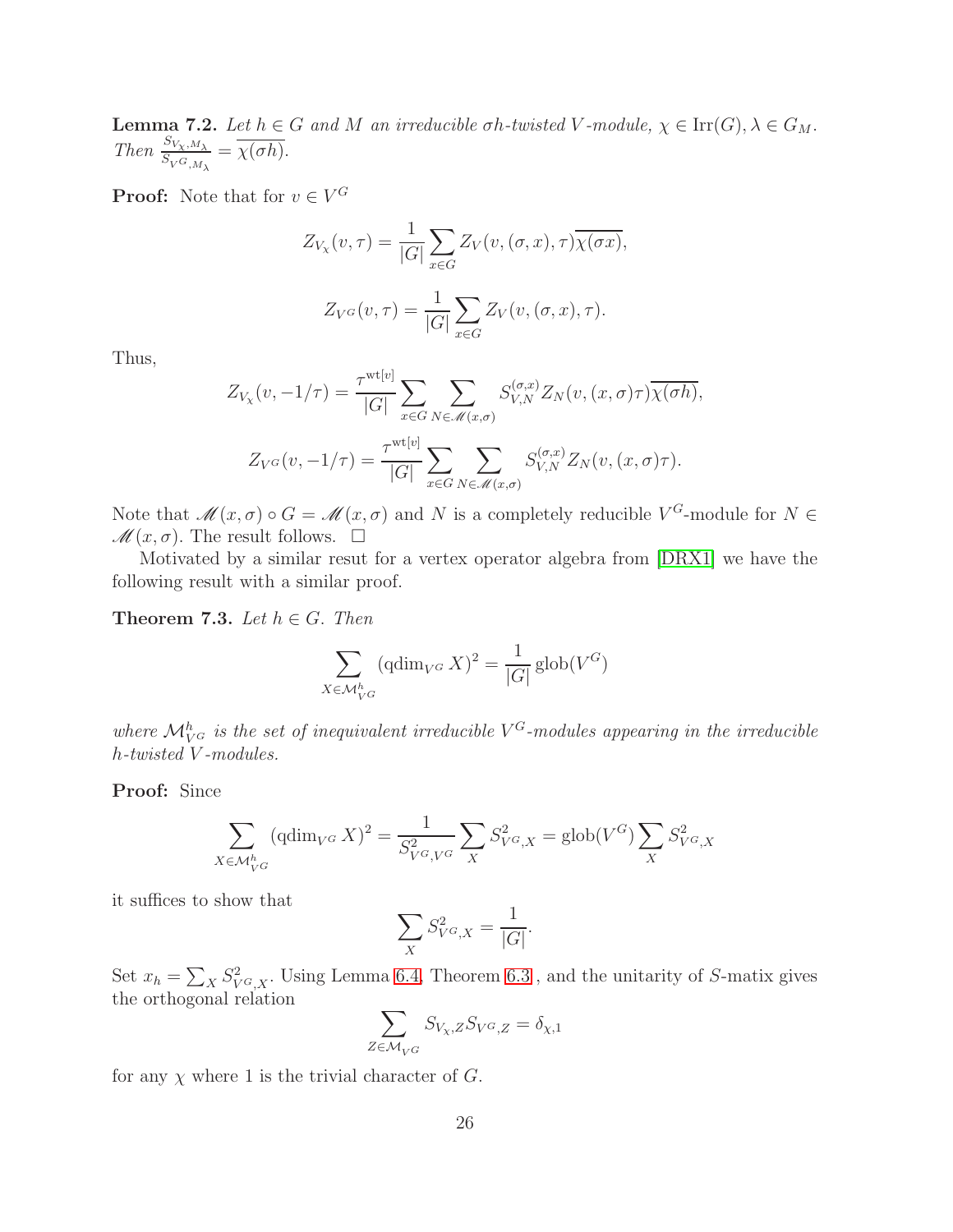**Lemma 7.2.** *Let $h \in G$ and $M$ an irreducible $\sigma h$-twisted $V$-module, $\chi \in \mathrm{Irr}(G), \lambda \in G_M$. Then $\frac{S_{V_\chi, M_\lambda}}{S_{V^G, M_\lambda}} = \overline{\chi(\sigma h)}$.*

**Proof:** Note that for $v \in V^G$

$$Z_{V_\chi}(v, \tau) = \frac{1}{|G|} \sum_{x \in G} Z_V(v, (\sigma, x), \tau) \overline{\chi(\sigma x)},$$

$$Z_{V^G}(v, \tau) = \frac{1}{|G|} \sum_{x \in G} Z_V(v, (\sigma, x), \tau).$$

Thus,

$$Z_{V_\chi}(v, -1/\tau) = \frac{\tau^{\mathrm{wt}[v]}}{|G|} \sum_{x \in G} \sum_{N \in \mathscr{M}(x,\sigma)} S_{V,N}^{(\sigma,x)} Z_N(v, (x, \sigma)\tau) \overline{\chi(\sigma h)},$$

$$Z_{V^G}(v, -1/\tau) = \frac{\tau^{\mathrm{wt}[v]}}{|G|} \sum_{x \in G} \sum_{N \in \mathscr{M}(x,\sigma)} S_{V,N}^{(\sigma,x)} Z_N(v, (x, \sigma)\tau).$$

Note that $\mathscr{M}(x, \sigma) \circ G = \mathscr{M}(x, \sigma)$ and $N$ is a completely reducible $V^G$-module for $N \in \mathscr{M}(x, \sigma)$. The result follows. $\square$

Motivated by a similar resut for a vertex operator algebra from [DRX1] we have the following result with a similar proof.

**Theorem 7.3.** *Let $h \in G$. Then*

$$\sum_{X \in \mathcal{M}_{V^G}^h} (\mathrm{qdim}_{V^G} X)^2 = \frac{1}{|G|} \mathrm{glob}(V^G)$$

*where $\mathcal{M}_{V^G}^h$ is the set of inequivalent irreducible $V^G$-modules appearing in the irreducible $h$-twisted $V$-modules.*

**Proof:** Since

$$\sum_{X \in \mathcal{M}_{V^G}^h} (\mathrm{qdim}_{V^G} X)^2 = \frac{1}{S_{V^G,V^G}^2} \sum_X S_{V^G,X}^2 = \mathrm{glob}(V^G) \sum_X S_{V^G,X}^2$$

it suffices to show that

$$\sum_X S_{V^G,X}^2 = \frac{1}{|G|}.$$

Set $x_h = \sum_X S_{V^G,X}^2$. Using Lemma 6.4, Theorem 6.3 , and the unitarity of $S$-matix gives the orthogonal relation

$$\sum_{Z \in \mathcal{M}_{V^G}} S_{V_\chi, Z} S_{V^G, Z} = \delta_{\chi, 1}$$

for any $\chi$ where 1 is the trivial character of $G$.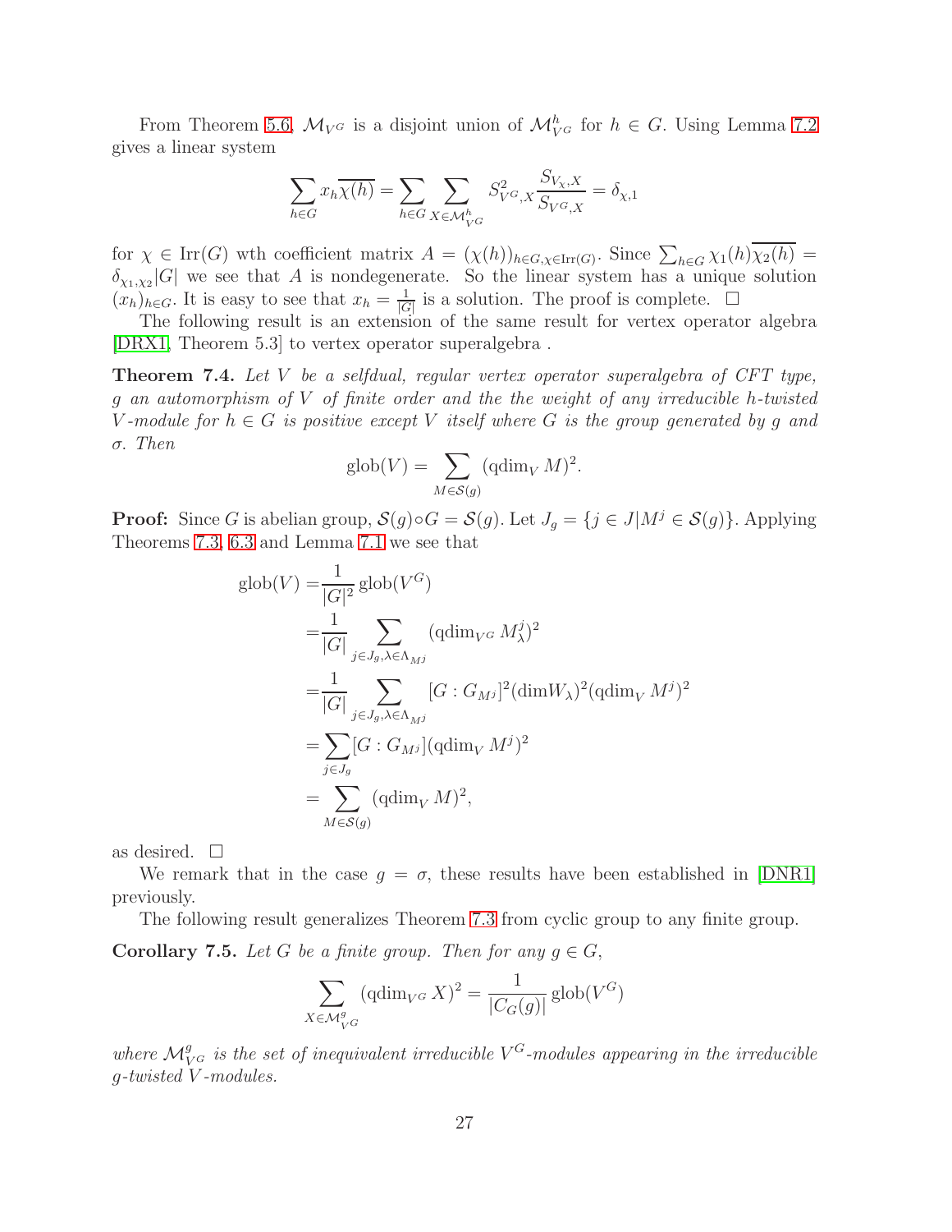From Theorem 5.6, $\mathcal{M}_{V^G}$ is a disjoint union of $\mathcal{M}_{V^G}^h$ for $h \in G$. Using Lemma 7.2 gives a linear system

$$\sum_{h\in G} x_h \overline{\chi(h)} = \sum_{h\in G} \sum_{X\in\mathcal{M}_{V^G}^h} S_{V^G,X}^2 \frac{S_{V_\chi,X}}{S_{V^G,X}} = \delta_{\chi,1}$$

for $\chi \in \mathrm{Irr}(G)$ wth coefficient matrix $A = (\chi(h))_{h\in G,\chi\in\mathrm{Irr}(G)}$. Since $\sum_{h\in G}\chi_1(h)\overline{\chi_2(h)} = \delta_{\chi_1,\chi_2}|G|$ we see that $A$ is nondegenerate. So the linear system has a unique solution $(x_h)_{h\in G}$. It is easy to see that $x_h = \frac{1}{|G|}$ is a solution. The proof is complete. □

The following result is an extension of the same result for vertex operator algebra [DRX1, Theorem 5.3] to vertex operator superalgebra .

**Theorem 7.4.** *Let $V$ be a selfdual, regular vertex operator superalgebra of CFT type, $g$ an automorphism of $V$ of finite order and the the weight of any irreducible $h$-twisted $V$-module for $h \in G$ is positive except $V$ itself where $G$ is the group generated by $g$ and $\sigma$. Then*

$$\mathrm{glob}(V) = \sum_{M\in\mathcal{S}(g)} (\mathrm{qdim}_V M)^2.$$

**Proof:** Since $G$ is abelian group, $\mathcal{S}(g)\circ G = \mathcal{S}(g)$. Let $J_g = \{j \in J | M^j \in \mathcal{S}(g)\}$. Applying Theorems 7.3, 6.3 and Lemma 7.1 we see that

$$\begin{aligned}
\mathrm{glob}(V) =& \frac{1}{|G|^2}\,\mathrm{glob}(V^G)\\
=& \frac{1}{|G|} \sum_{j\in J_g,\lambda\in\Lambda_{M^j}} (\mathrm{qdim}_{V^G} M_\lambda^j)^2\\
=& \frac{1}{|G|} \sum_{j\in J_g,\lambda\in\Lambda_{M^j}} [G : G_{M^j}]^2 (\mathrm{dim} W_\lambda)^2 (\mathrm{qdim}_V M^j)^2\\
=& \sum_{j\in J_g} [G : G_{M^j}] (\mathrm{qdim}_V M^j)^2\\
=& \sum_{M\in\mathcal{S}(g)} (\mathrm{qdim}_V M)^2,
\end{aligned}$$

as desired. □

We remark that in the case $g = \sigma$, these results have been established in [DNR1] previously.

The following result generalizes Theorem 7.3 from cyclic group to any finite group.

**Corollary 7.5.** *Let $G$ be a finite group. Then for any $g \in G$,*

$$\sum_{X\in\mathcal{M}_{V^G}^g} (\mathrm{qdim}_{V^G} X)^2 = \frac{1}{|C_G(g)|}\,\mathrm{glob}(V^G)$$

*where $\mathcal{M}_{V^G}^g$ is the set of inequivalent irreducible $V^G$-modules appearing in the irreducible $g$-twisted $V$-modules.*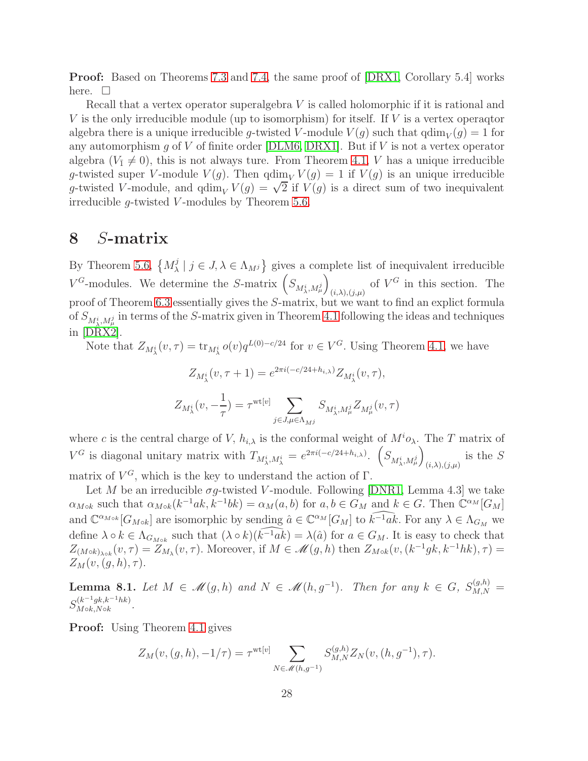**Proof:** Based on Theorems 7.3 and 7.4, the same proof of [DRX1, Corollary 5.4] works here. $\square$

Recall that a vertex operator superalgebra $V$ is called holomorphic if it is rational and $V$ is the only irreducible module (up to isomorphism) for itself. If $V$ is a vertex operaqtor algebra there is a unique irreducible $g$-twisted $V$-module $V(g)$ such that $\mathrm{qdim}_V(g) = 1$ for any automorphism $g$ of $V$ of finite order [DLM6, DRX1]. But if $V$ is not a vertex operator algebra ($V_{\bar{1}} \neq 0$), this is not always ture. From Theorem 4.1, $V$ has a unique irreducible $g$-twisted super $V$-module $V(g)$. Then $\mathrm{qdim}_V\, V(g) = 1$ if $V(g)$ is an unique irreducible $g$-twisted $V$-module, and $\mathrm{qdim}_V\, V(g) = \sqrt{2}$ if $V(g)$ is a direct sum of two inequivalent irreducible $g$-twisted $V$-modules by Theorem 5.6.

# 8 $S$-matrix

By Theorem 5.6, $\{M_\lambda^j \mid j \in J, \lambda \in \Lambda_{M^j}\}$ gives a complete list of inequivalent irreducible $V^G$-modules. We determine the $S$-matrix $\left(S_{M_\lambda^i, M_\mu^j}\right)_{(i,\lambda),(j,\mu)}$ of $V^G$ in this section. The proof of Theorem 6.3 essentially gives the $S$-matrix, but we want to find an explict formula of $S_{M_\lambda^i, M_\mu^j}$ in terms of the $S$-matrix given in Theorem 4.1 following the ideas and techniques in [DRX2].

Note that $Z_{M_\lambda^i}(v,\tau) = \mathrm{tr}_{M_\lambda^i}\, o(v) q^{L(0)-c/24}$ for $v \in V^G$. Using Theorem 4.1, we have

$$Z_{M_\lambda^i}(v, \tau+1) = e^{2\pi i(-c/24 + h_{i,\lambda})} Z_{M_\lambda^i}(v,\tau),$$

$$Z_{M_\lambda^i}(v, -\frac{1}{\tau}) = \tau^{\mathrm{wt}[v]} \sum_{j \in J, \mu \in \Lambda_{M^j}} S_{M_\lambda^i, M_\mu^j} Z_{M_\mu^j}(v,\tau)$$

where $c$ is the central charge of $V$, $h_{i,\lambda}$ is the conformal weight of $M^i o_\lambda$. The $T$ matrix of $V^G$ is diagonal unitary matrix with $T_{M_\lambda^i, M_\lambda^i} = e^{2\pi i(-c/24 + h_{i,\lambda})}$. $\left(S_{M_\lambda^i, M_\mu^j}\right)_{(i,\lambda),(j,\mu)}$ is the $S$ matrix of $V^G$, which is the key to understand the action of $\Gamma$.

Let $M$ be an irreducible $\sigma g$-twisted $V$-module. Following [DNR1, Lemma 4.3] we take $\alpha_{M \circ k}$ such that $\alpha_{M\circ k}(k^{-1}ak, k^{-1}bk) = \alpha_M(a,b)$ for $a, b \in G_M$ and $k \in G$. Then $\mathbb{C}^{\alpha_M}[G_M]$ and $\mathbb{C}^{\alpha_{M\circ k}}[G_{M\circ k}]$ are isomorphic by sending $\hat{a} \in \mathbb{C}^{\alpha_M}[G_M]$ to $\widehat{k^{-1}ak}$. For any $\lambda \in \Lambda_{G_M}$ we define $\lambda \circ k \in \Lambda_{G_{M\circ k}}$ such that $(\lambda \circ k)(\widehat{k^{-1}ak}) = \lambda(\hat{a})$ for $a \in G_M$. It is easy to check that $Z_{(M\circ k)_{\lambda\circ k}}(v,\tau) = Z_{M_\lambda}(v,\tau)$. Moreover, if $M \in \mathscr{M}(g,h)$ then $Z_{M\circ k}(v, (k^{-1}gk, k^{-1}hk), \tau) = Z_M(v,(g,h),\tau)$.

**Lemma 8.1.** *Let $M \in \mathscr{M}(g,h)$ and $N \in \mathscr{M}(h, g^{-1})$. Then for any $k \in G$, $S_{M,N}^{(g,h)} = S_{M\circ k, N\circ k}^{(k^{-1}gk, k^{-1}hk)}$.*

**Proof:** Using Theorem 4.1 gives

$$Z_M(v,(g,h), -1/\tau) = \tau^{\mathrm{wt}[v]} \sum_{N \in \mathscr{M}(h,g^{-1})} S_{M,N}^{(g,h)} Z_N(v,(h,g^{-1}),\tau).$$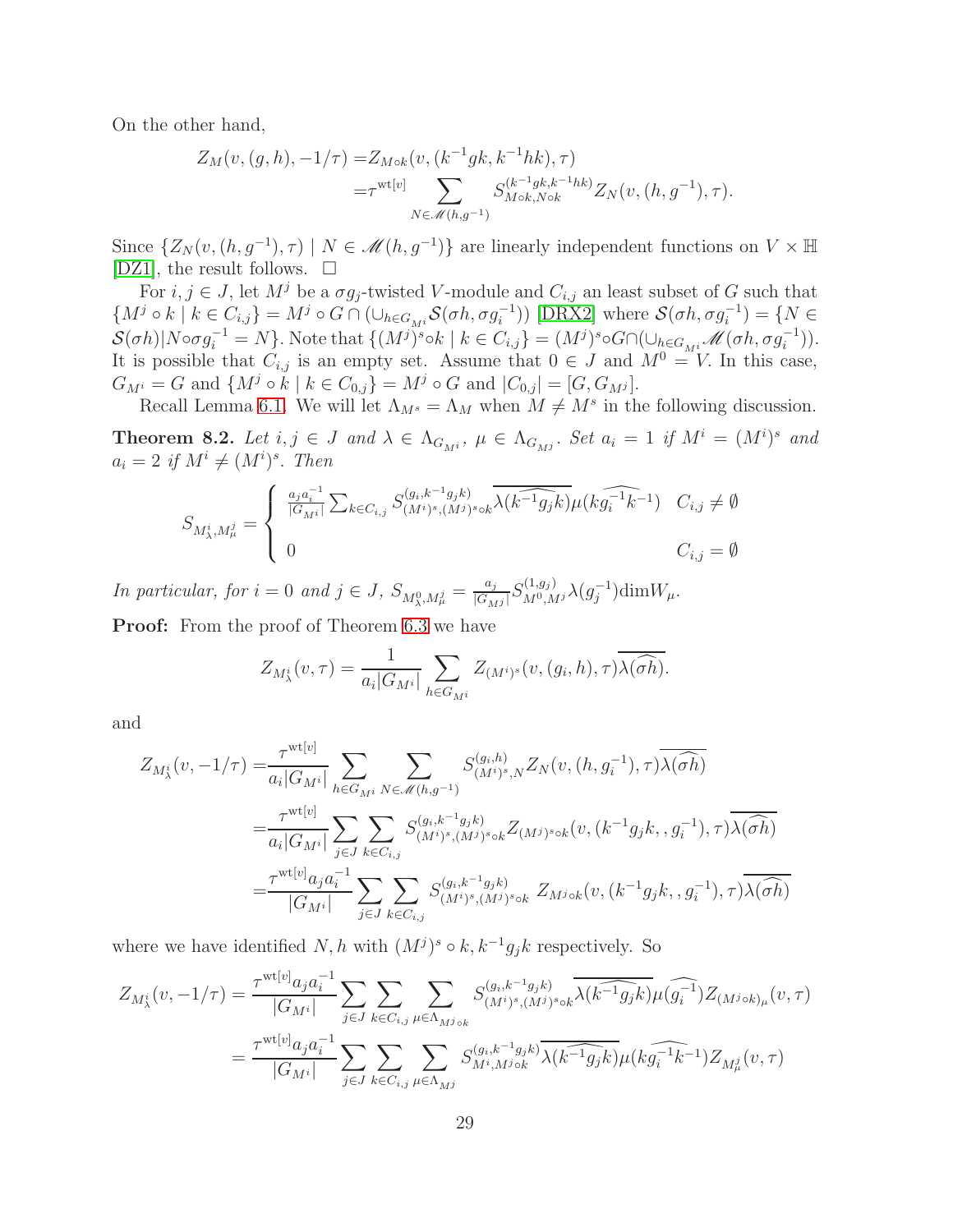On the other hand,

$$
\begin{aligned}
Z_M(v,(g,h),-1/\tau) =& Z_{M\circ k}(v,(k^{-1}gk,k^{-1}hk),\tau)\\
=& \tau^{\mathrm{wt}[v]} \sum_{N\in \mathscr{M}(h,g^{-1})} S^{(k^{-1}gk,k^{-1}hk)}_{M\circ k,N\circ k} Z_N(v,(h,g^{-1}),\tau).
\end{aligned}
$$

Since $\{Z_N(v,(h,g^{-1}),\tau) \mid N\in \mathscr{M}(h,g^{-1})\}$ are linearly independent functions on $V\times \mathbb{H}$ [DZ1], the result follows. $\square$

For $i,j\in J$, let $M^j$ be a $\sigma g_j$-twisted $V$-module and $C_{i,j}$ an least subset of $G$ such that $\{M^j\circ k \mid k\in C_{i,j}\} = M^j\circ G\cap (\cup_{h\in G_{M^i}}\mathcal{S}(\sigma h,\sigma g_i^{-1}))$ [DRX2] where $\mathcal{S}(\sigma h,\sigma g_i^{-1})=\{N\in \mathcal{S}(\sigma h) | N\circ \sigma g_i^{-1}=N\}$. Note that $\{(M^j)^s\circ k \mid k\in C_{i,j}\}=(M^j)^s\circ G\cap (\cup_{h\in G_{M^i}}\mathscr{M}(\sigma h,\sigma g_i^{-1}))$. It is possible that $C_{i,j}$ is an empty set. Assume that $0\in J$ and $M^0=V$. In this case, $G_{M^i}=G$ and $\{M^j\circ k\mid k\in C_{0,j}\}=M^j\circ G$ and $|C_{0,j}|=[G,G_{M^j}]$.

Recall Lemma 6.1. We will let $\Lambda_{M^s}=\Lambda_M$ when $M\neq M^s$ in the following discussion.

**Theorem 8.2.** *Let $i,j\in J$ and $\lambda\in \Lambda_{G_{M^i}}$, $\mu\in\Lambda_{G_{M^j}}$. Set $a_i=1$ if $M^i=(M^i)^s$ and $a_i=2$ if $M^i\neq (M^i)^s$. Then*

$$
S_{M^i_\lambda,M^j_\mu}=\begin{cases}
\frac{a_ja_i^{-1}}{|G_{M^i}|}\sum_{k\in C_{i,j}} S^{(g_i,k^{-1}g_jk)}_{(M^i)^s,(M^j)^s\circ k}\overline{\lambda(\widehat{k^{-1}g_jk})}\mu(\widehat{kg_i^{-1}k^{-1}}) & C_{i,j}\neq\emptyset\\
0 & C_{i,j}=\emptyset
\end{cases}
$$

*In particular, for $i=0$ and $j\in J$, $S_{M^0_\lambda,M^j_\mu}=\frac{a_j}{|G_{M^j}|}S^{(1,g_j)}_{M^0,M^j}\lambda(g_j^{-1})\dim W_\mu$.*

**Proof:** From the proof of Theorem 6.3 we have

$$
Z_{M^i_\lambda}(v,\tau)=\frac{1}{a_i|G_{M^i}|}\sum_{h\in G_{M^i}} Z_{(M^i)^s}(v,(g_i,h),\tau)\overline{\lambda(\widehat{\sigma h})}.
$$

and

$$
\begin{aligned}
Z_{M^i_\lambda}(v,-1/\tau) =& \frac{\tau^{\mathrm{wt}[v]}}{a_i|G_{M^i}|}\sum_{h\in G_{M^i}}\sum_{N\in\mathscr{M}(h,g^{-1})} S^{(g_i,h)}_{(M^i)^s,N}Z_N(v,(h,g_i^{-1}),\tau)\overline{\lambda(\widehat{\sigma h})}\\
=& \frac{\tau^{\mathrm{wt}[v]}}{a_i|G_{M^i}|}\sum_{j\in J}\sum_{k\in C_{i,j}} S^{(g_i,k^{-1}g_jk)}_{(M^i)^s,(M^j)^s\circ k}Z_{(M^j)^s\circ k}(v,(k^{-1}g_jk,,g_i^{-1}),\tau)\overline{\lambda(\widehat{\sigma h})}\\
=& \frac{\tau^{\mathrm{wt}[v]}a_ja_i^{-1}}{|G_{M^i}|}\sum_{j\in J}\sum_{k\in C_{i,j}} S^{(g_i,k^{-1}g_jk)}_{(M^i)^s,(M^j)^s\circ k}\ Z_{M^j\circ k}(v,(k^{-1}g_jk,,g_i^{-1}),\tau)\overline{\lambda(\widehat{\sigma h})}
\end{aligned}
$$

where we have identified $N,h$ with $(M^j)^s\circ k, k^{-1}g_jk$ respectively. So

$$
\begin{aligned}
Z_{M^i_\lambda}(v,-1/\tau) =& \frac{\tau^{\mathrm{wt}[v]}a_ja_i^{-1}}{|G_{M^i}|}\sum_{j\in J}\sum_{k\in C_{i,j}}\sum_{\mu\in\Lambda_{M^j\circ k}} S^{(g_i,k^{-1}g_jk)}_{(M^i)^s,(M^j)^s\circ k}\overline{\lambda(\widehat{k^{-1}g_jk})}\mu(\widehat{g_i^{-1}})Z_{(M^j\circ k)_\mu}(v,\tau)\\
=& \frac{\tau^{\mathrm{wt}[v]}a_ja_i^{-1}}{|G_{M^i}|}\sum_{j\in J}\sum_{k\in C_{i,j}}\sum_{\mu\in\Lambda_{M^j}} S^{(g_i,k^{-1}g_jk)}_{M^i,M^j\circ k}\overline{\lambda(\widehat{k^{-1}g_jk})}\mu(\widehat{kg_i^{-1}k^{-1}})Z_{M^j_\mu}(v,\tau)
\end{aligned}
$$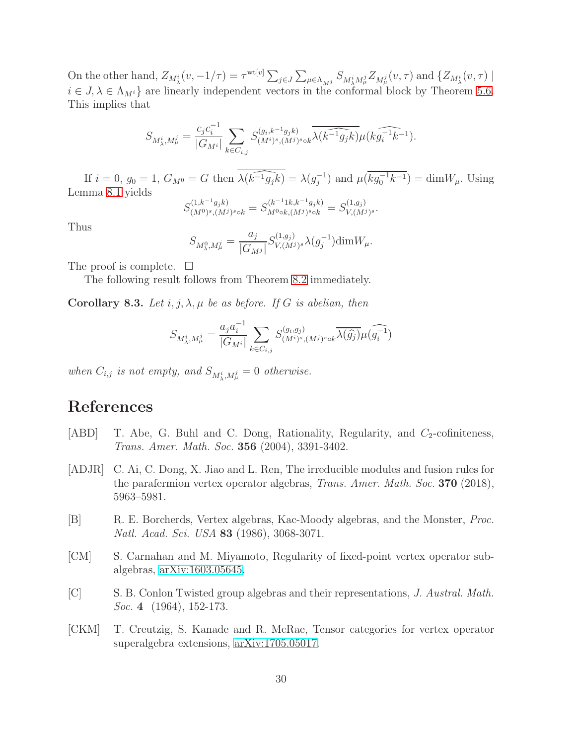On the other hand, $Z_{M^i_\lambda}(v,-1/\tau)=\tau^{\mathrm{wt}[v]}\sum_{j\in J}\sum_{\mu\in\Lambda_{M^j}}S_{M^i_\lambda M^j_\mu}Z_{M^j_\mu}(v,\tau)$ and $\{Z_{M^i_\lambda}(v,\tau)\mid i\in J,\lambda\in\Lambda_{M^i}\}$ are linearly independent vectors in the conformal block by Theorem 5.6. This implies that

$$S_{M^i_\lambda,M^j_\mu}=\frac{c_jc_i^{-1}}{|G_{M^i}|}\sum_{k\in C_{i,j}}S^{(g_i,k^{-1}g_jk)}_{(M^i)^s,(M^j)^s\circ k}\overline{\lambda(\widehat{k^{-1}g_jk})}\mu(\widehat{kg_i^{-1}k^{-1}}).$$

If $i=0$, $g_0=1$, $G_{M^0}=G$ then $\overline{\lambda(\widehat{k^{-1}g_jk})}=\lambda(g_j^{-1})$ and $\mu(\overline{kg_0^{-1}k^{-1}})=\dim W_\mu$. Using Lemma 8.1 yields

$$S^{(1,k^{-1}g_jk)}_{(M^0)^s,(M^j)^s\circ k}=S^{(k^{-1}1k,k^{-1}g_jk)}_{M^0\circ k,(M^j)^s\circ k}=S^{(1,g_j)}_{V,(M^j)^s}.$$

Thus

$$S_{M^0_\lambda,M^j_\mu}=\frac{a_j}{|G_{M^j}|}S^{(1,g_j)}_{V,(M^j)^s}\lambda(g_j^{-1})\dim W_\mu.$$

The proof is complete. □

The following result follows from Theorem 8.2 immediately.

**Corollary 8.3.** *Let $i,j,\lambda,\mu$ be as before. If $G$ is abelian, then*

$$S_{M^i_\lambda,M^j_\mu}=\frac{a_ja_i^{-1}}{|G_{M^i}|}\sum_{k\in C_{i,j}}S^{(g_i,g_j)}_{(M^i)^s,(M^j)^s\circ k}\overline{\lambda(\widehat{g}_j)}\mu(\widehat{g_i^{-1}})$$

*when $C_{i,j}$ is not empty, and $S_{M^i_\lambda,M^j_\mu}=0$ otherwise.*

# References

[ABD] T. Abe, G. Buhl and C. Dong, Rationality, Regularity, and $C_2$-cofiniteness, *Trans. Amer. Math. Soc.* **356** (2004), 3391-3402.

[ADJR] C. Ai, C. Dong, X. Jiao and L. Ren, The irreducible modules and fusion rules for the parafermion vertex operator algebras, *Trans. Amer. Math. Soc.* **370** (2018), 5963–5981.

[B] R. E. Borcherds, Vertex algebras, Kac-Moody algebras, and the Monster, *Proc. Natl. Acad. Sci. USA* **83** (1986), 3068-3071.

[CM] S. Carnahan and M. Miyamoto, Regularity of fixed-point vertex operator subalgebras, arXiv:1603.05645.

[C] S. B. Conlon Twisted group algebras and their representations, *J. Austral. Math. Soc.* **4** (1964), 152-173.

[CKM] T. Creutzig, S. Kanade and R. McRae, Tensor categories for vertex operator superalgebra extensions, arXiv:1705.05017.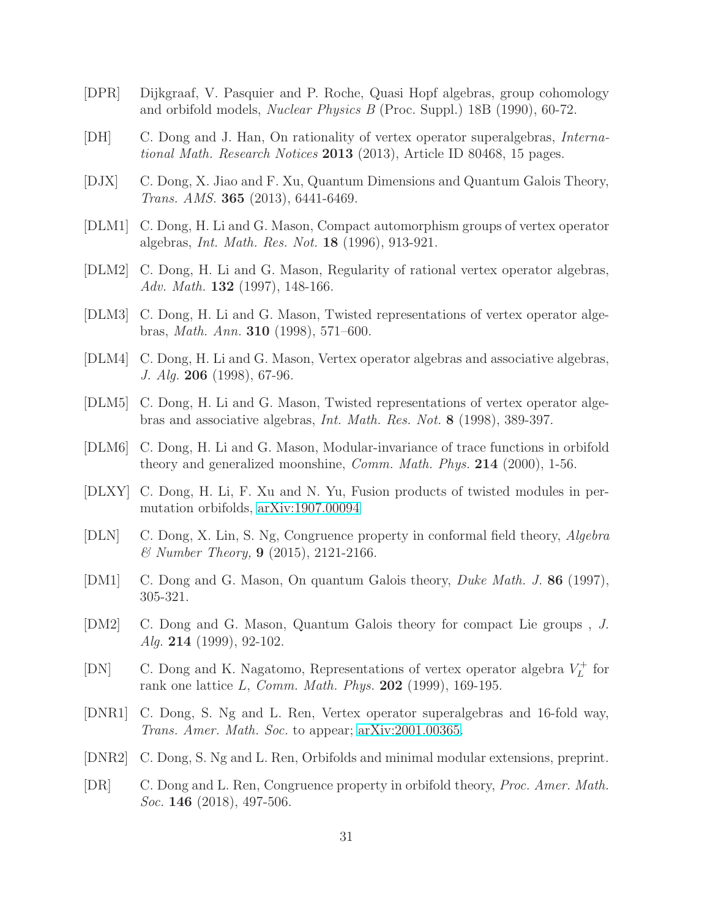[DPR] Dijkgraaf, V. Pasquier and P. Roche, Quasi Hopf algebras, group cohomology and orbifold models, *Nuclear Physics B* (Proc. Suppl.) 18B (1990), 60-72.

[DH] C. Dong and J. Han, On rationality of vertex operator superalgebras, *International Math. Research Notices* **2013** (2013), Article ID 80468, 15 pages.

[DJX] C. Dong, X. Jiao and F. Xu, Quantum Dimensions and Quantum Galois Theory, *Trans. AMS.* **365** (2013), 6441-6469.

[DLM1] C. Dong, H. Li and G. Mason, Compact automorphism groups of vertex operator algebras, *Int. Math. Res. Not.* **18** (1996), 913-921.

[DLM2] C. Dong, H. Li and G. Mason, Regularity of rational vertex operator algebras, *Adv. Math.* **132** (1997), 148-166.

[DLM3] C. Dong, H. Li and G. Mason, Twisted representations of vertex operator algebras, *Math. Ann.* **310** (1998), 571–600.

[DLM4] C. Dong, H. Li and G. Mason, Vertex operator algebras and associative algebras, *J. Alg.* **206** (1998), 67-96.

[DLM5] C. Dong, H. Li and G. Mason, Twisted representations of vertex operator algebras and associative algebras, *Int. Math. Res. Not.* **8** (1998), 389-397.

[DLM6] C. Dong, H. Li and G. Mason, Modular-invariance of trace functions in orbifold theory and generalized moonshine, *Comm. Math. Phys.* **214** (2000), 1-56.

[DLXY] C. Dong, H. Li, F. Xu and N. Yu, Fusion products of twisted modules in permutation orbifolds, arXiv:1907.00094

[DLN] C. Dong, X. Lin, S. Ng, Congruence property in conformal field theory, *Algebra & Number Theory,* **9** (2015), 2121-2166.

[DM1] C. Dong and G. Mason, On quantum Galois theory, *Duke Math. J.* **86** (1997), 305-321.

[DM2] C. Dong and G. Mason, Quantum Galois theory for compact Lie groups , *J. Alg.* **214** (1999), 92-102.

[DN] C. Dong and K. Nagatomo, Representations of vertex operator algebra $V_L^+$ for rank one lattice $L$, *Comm. Math. Phys.* **202** (1999), 169-195.

[DNR1] C. Dong, S. Ng and L. Ren, Vertex operator superalgebras and 16-fold way, *Trans. Amer. Math. Soc.* to appear; arXiv:2001.00365.

[DNR2] C. Dong, S. Ng and L. Ren, Orbifolds and minimal modular extensions, preprint.

[DR] C. Dong and L. Ren, Congruence property in orbifold theory, *Proc. Amer. Math. Soc.* **146** (2018), 497-506.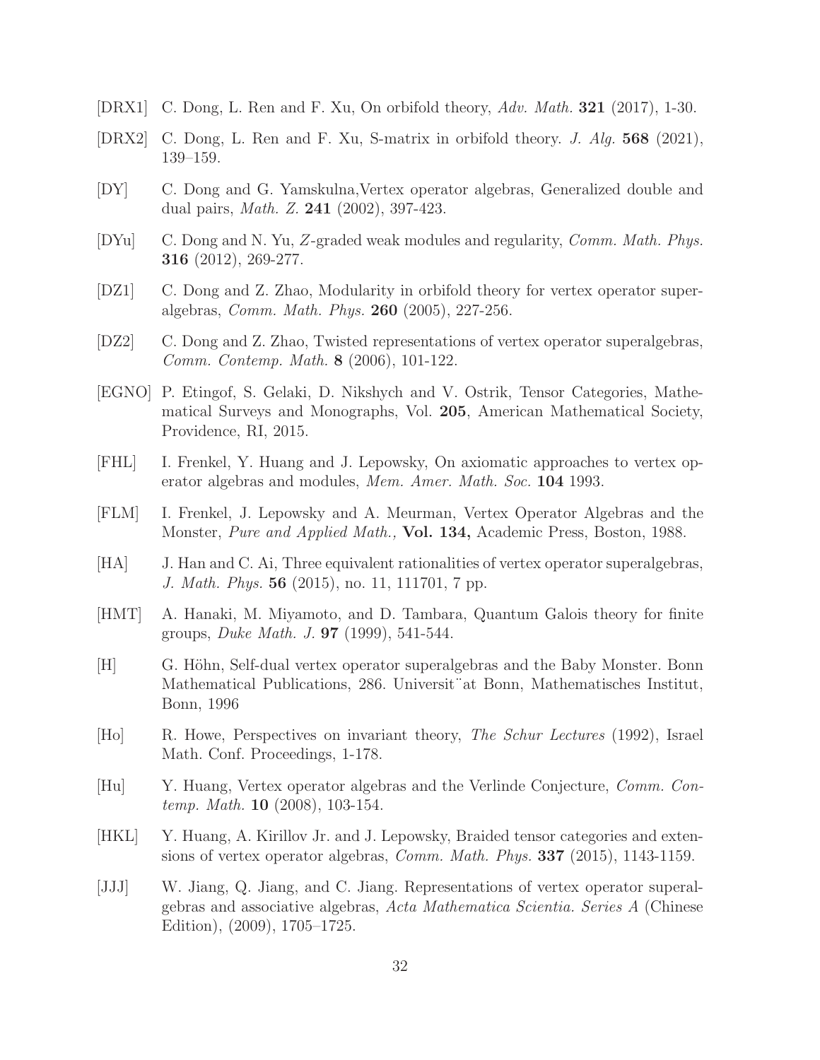[DRX1] C. Dong, L. Ren and F. Xu, On orbifold theory, *Adv. Math.* **321** (2017), 1-30.

[DRX2] C. Dong, L. Ren and F. Xu, S-matrix in orbifold theory. *J. Alg.* **568** (2021), 139–159.

[DY] C. Dong and G. Yamskulna,Vertex operator algebras, Generalized double and dual pairs, *Math. Z.* **241** (2002), 397-423.

[DYu] C. Dong and N. Yu, $Z$-graded weak modules and regularity, *Comm. Math. Phys.* **316** (2012), 269-277.

[DZ1] C. Dong and Z. Zhao, Modularity in orbifold theory for vertex operator superalgebras, *Comm. Math. Phys.* **260** (2005), 227-256.

[DZ2] C. Dong and Z. Zhao, Twisted representations of vertex operator superalgebras, *Comm. Contemp. Math.* **8** (2006), 101-122.

[EGNO] P. Etingof, S. Gelaki, D. Nikshych and V. Ostrik, Tensor Categories, Mathematical Surveys and Monographs, Vol. **205**, American Mathematical Society, Providence, RI, 2015.

[FHL] I. Frenkel, Y. Huang and J. Lepowsky, On axiomatic approaches to vertex operator algebras and modules, *Mem. Amer. Math. Soc.* **104** 1993.

[FLM] I. Frenkel, J. Lepowsky and A. Meurman, Vertex Operator Algebras and the Monster, *Pure and Applied Math.,* **Vol. 134,** Academic Press, Boston, 1988.

[HA] J. Han and C. Ai, Three equivalent rationalities of vertex operator superalgebras, *J. Math. Phys.* **56** (2015), no. 11, 111701, 7 pp.

[HMT] A. Hanaki, M. Miyamoto, and D. Tambara, Quantum Galois theory for finite groups, *Duke Math. J.* **97** (1999), 541-544.

[H] G. Höhn, Self-dual vertex operator superalgebras and the Baby Monster. Bonn Mathematical Publications, 286. Universit¨at Bonn, Mathematisches Institut, Bonn, 1996

[Ho] R. Howe, Perspectives on invariant theory, *The Schur Lectures* (1992), Israel Math. Conf. Proceedings, 1-178.

[Hu] Y. Huang, Vertex operator algebras and the Verlinde Conjecture, *Comm. Contemp. Math.* **10** (2008), 103-154.

[HKL] Y. Huang, A. Kirillov Jr. and J. Lepowsky, Braided tensor categories and extensions of vertex operator algebras, *Comm. Math. Phys.* **337** (2015), 1143-1159.

[JJJ] W. Jiang, Q. Jiang, and C. Jiang. Representations of vertex operator superalgebras and associative algebras, *Acta Mathematica Scientia. Series A* (Chinese Edition), (2009), 1705–1725.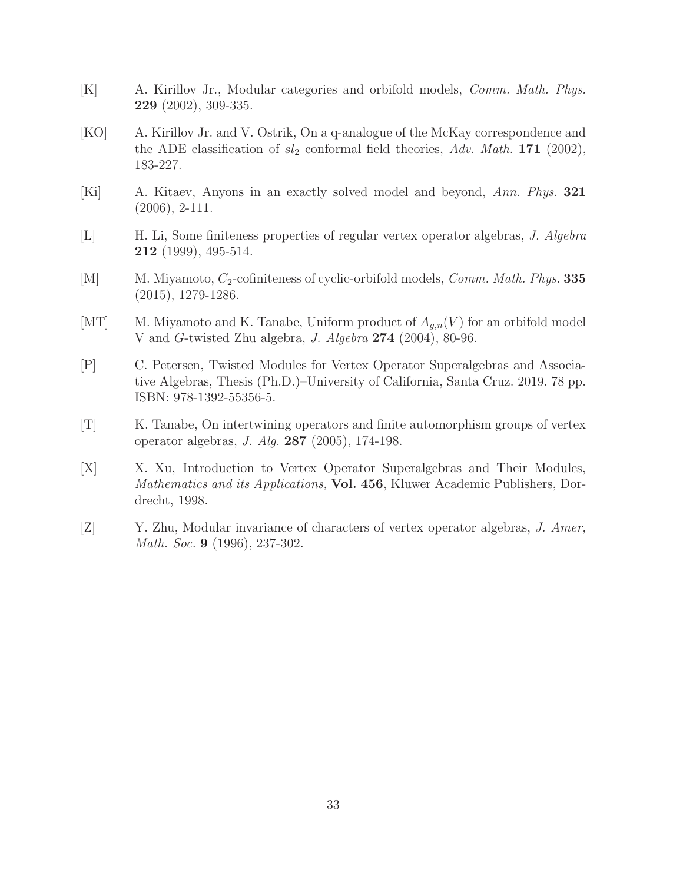[K] A. Kirillov Jr., Modular categories and orbifold models, *Comm. Math. Phys.* **229** (2002), 309-335.

[KO] A. Kirillov Jr. and V. Ostrik, On a q-analogue of the McKay correspondence and the ADE classification of $sl_2$ conformal field theories, *Adv. Math.* **171** (2002), 183-227.

[Ki] A. Kitaev, Anyons in an exactly solved model and beyond, *Ann. Phys.* **321** (2006), 2-111.

[L] H. Li, Some finiteness properties of regular vertex operator algebras, *J. Algebra* **212** (1999), 495-514.

[M] M. Miyamoto, $C_2$-cofiniteness of cyclic-orbifold models, *Comm. Math. Phys.* **335** (2015), 1279-1286.

[MT] M. Miyamoto and K. Tanabe, Uniform product of $A_{g,n}(V)$ for an orbifold model V and $G$-twisted Zhu algebra, *J. Algebra* **274** (2004), 80-96.

[P] C. Petersen, Twisted Modules for Vertex Operator Superalgebras and Associative Algebras, Thesis (Ph.D.)–University of California, Santa Cruz. 2019. 78 pp. ISBN: 978-1392-55356-5.

[T] K. Tanabe, On intertwining operators and finite automorphism groups of vertex operator algebras, *J. Alg.* **287** (2005), 174-198.

[X] X. Xu, Introduction to Vertex Operator Superalgebras and Their Modules, *Mathematics and its Applications,* **Vol. 456**, Kluwer Academic Publishers, Dordrecht, 1998.

[Z] Y. Zhu, Modular invariance of characters of vertex operator algebras, *J. Amer, Math. Soc.* **9** (1996), 237-302.